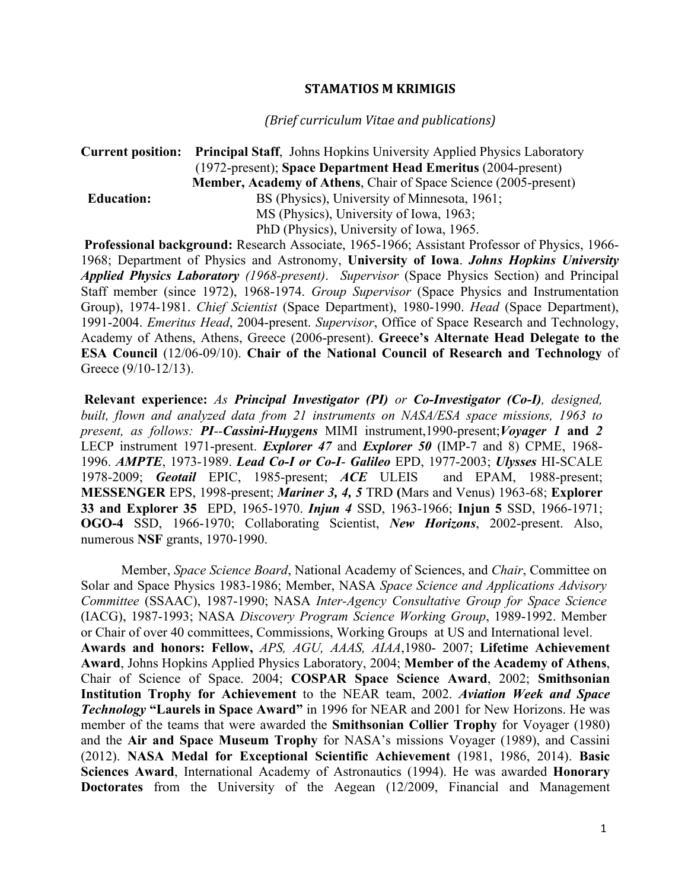# STAMATIOS M KRIMIGIS

*(Brief curriculum Vitae and publications)*

**Current position:** **Principal Staff**, Johns Hopkins University Applied Physics Laboratory (1972-present); **Space Department Head Emeritus** (2004-present)
**Member, Academy of Athens**, Chair of Space Science (2005-present)

**Education:** BS (Physics), University of Minnesota, 1961;
MS (Physics), University of Iowa, 1963;
PhD (Physics), University of Iowa, 1965.

**Professional background:** Research Associate, 1965-1966; Assistant Professor of Physics, 1966-1968; Department of Physics and Astronomy, **University of Iowa**. ***Johns Hopkins University Applied Physics Laboratory*** *(1968-present)*. *Supervisor* (Space Physics Section) and Principal Staff member (since 1972), 1968-1974. *Group Supervisor* (Space Physics and Instrumentation Group), 1974-1981. *Chief Scientist* (Space Department), 1980-1990. *Head* (Space Department), 1991-2004. *Emeritus Head*, 2004-present. *Supervisor*, Office of Space Research and Technology, Academy of Athens, Athens, Greece (2006-present). **Greece's Alternate Head Delegate to the ESA Council** (12/06-09/10). **Chair of the National Council of Research and Technology** of Greece (9/10-12/13).

**Relevant experience:** *As* ***Principal Investigator (PI)*** *or* ***Co-Investigator (Co-I)****, designed, built, flown and analyzed data from 21 instruments on NASA/ESA space missions, 1963 to present, as follows:* ***PI--Cassini-Huygens*** MIMI instrument,1990-present;***Voyager 1*** **and** ***2*** LECP instrument 1971-present. ***Explorer 47*** and ***Explorer 50*** (IMP-7 and 8) CPME, 1968-1996. ***AMPTE***, 1973-1989. ***Lead Co-I or Co-I- Galileo*** EPD, 1977-2003; ***Ulysses*** HI-SCALE 1978-2009; ***Geotail*** EPIC, 1985-present; ***ACE*** ULEIS and EPAM, 1988-present; **MESSENGER** EPS, 1998-present; ***Mariner 3, 4, 5*** TRD **(**Mars and Venus) 1963-68; **Explorer 33 and Explorer 35** EPD, 1965-1970. ***Injun 4*** SSD, 1963-1966; **Injun 5** SSD, 1966-1971; **OGO-4** SSD, 1966-1970; Collaborating Scientist, ***New Horizons***, 2002-present. Also, numerous **NSF** grants, 1970-1990.

Member, *Space Science Board*, National Academy of Sciences, and *Chair*, Committee on Solar and Space Physics 1983-1986; Member, NASA *Space Science and Applications Advisory Committee* (SSAAC), 1987-1990; NASA *Inter-Agency Consultative Group for Space Science* (IACG), 1987-1993; NASA *Discovery Program Science Working Group*, 1989-1992. Member or Chair of over 40 committees, Commissions, Working Groups at US and International level.

**Awards and honors: Fellow,** *APS, AGU, AAAS, AIAA*,1980- 2007; **Lifetime Achievement Award**, Johns Hopkins Applied Physics Laboratory, 2004; **Member of the Academy of Athens**, Chair of Science of Space. 2004; **COSPAR Space Science Award**, 2002; **Smithsonian Institution Trophy for Achievement** to the NEAR team, 2002. ***Aviation Week and Space Technology*** **"Laurels in Space Award"** in 1996 for NEAR and 2001 for New Horizons. He was member of the teams that were awarded the **Smithsonian Collier Trophy** for Voyager (1980) and the **Air and Space Museum Trophy** for NASA's missions Voyager (1989), and Cassini (2012). **NASA Medal for Exceptional Scientific Achievement** (1981, 1986, 2014). **Basic Sciences Award**, International Academy of Astronautics (1994). He was awarded **Honorary Doctorates** from the University of the Aegean (12/2009, Financial and Management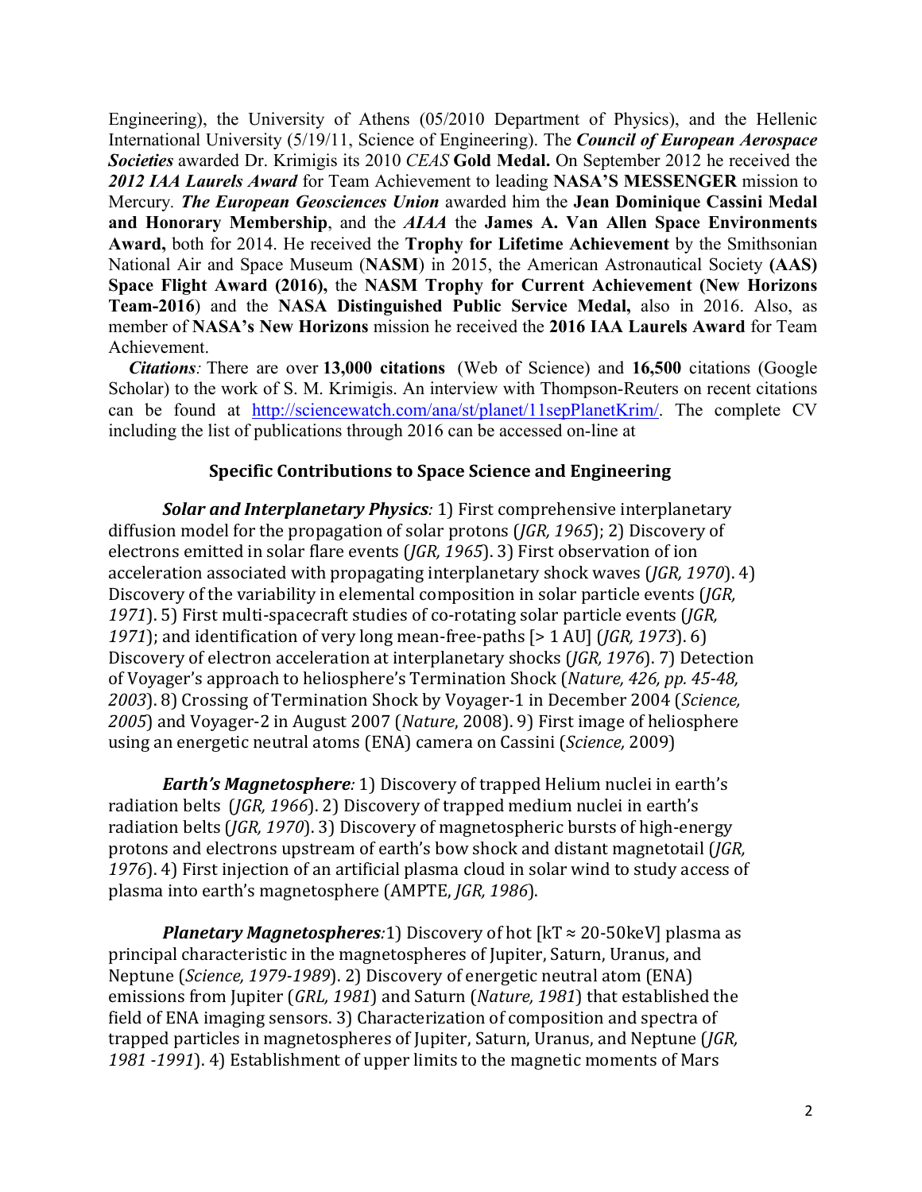Engineering), the University of Athens (05/2010 Department of Physics), and the Hellenic International University (5/19/11, Science of Engineering). The ***Council of European Aerospace Societies*** awarded Dr. Krimigis its 2010 *CEAS* **Gold Medal.** On September 2012 he received the ***2012 IAA Laurels Award*** for Team Achievement to leading **NASA'S MESSENGER** mission to Mercury. ***The European Geosciences Union*** awarded him the **Jean Dominique Cassini Medal and Honorary Membership**, and the ***AIAA*** the **James A. Van Allen Space Environments Award,** both for 2014. He received the **Trophy for Lifetime Achievement** by the Smithsonian National Air and Space Museum (**NASM**) in 2015, the American Astronautical Society **(AAS) Space Flight Award (2016),** the **NASM Trophy for Current Achievement (New Horizons Team-2016**) and the **NASA Distinguished Public Service Medal,** also in 2016. Also, as member of **NASA's New Horizons** mission he received the **2016 IAA Laurels Award** for Team Achievement.

***Citations**:* There are over **13,000 citations** (Web of Science) and **16,500** citations (Google Scholar) to the work of S. M. Krimigis. An interview with Thompson-Reuters on recent citations can be found at http://sciencewatch.com/ana/st/planet/11sepPlanetKrim/. The complete CV including the list of publications through 2016 can be accessed on-line at

## Specific Contributions to Space Science and Engineering

***Solar and Interplanetary Physics**:* 1) First comprehensive interplanetary diffusion model for the propagation of solar protons (*JGR, 1965*); 2) Discovery of electrons emitted in solar flare events (*JGR, 1965*). 3) First observation of ion acceleration associated with propagating interplanetary shock waves (*JGR, 1970*). 4) Discovery of the variability in elemental composition in solar particle events (*JGR, 1971*). 5) First multi-spacecraft studies of co-rotating solar particle events (*JGR, 1971*); and identification of very long mean-free-paths [> 1 AU] (*JGR, 1973*). 6) Discovery of electron acceleration at interplanetary shocks (*JGR, 1976*). 7) Detection of Voyager's approach to heliosphere's Termination Shock (*Nature, 426, pp. 45-48, 2003*). 8) Crossing of Termination Shock by Voyager-1 in December 2004 (*Science, 2005*) and Voyager-2 in August 2007 (*Nature*, 2008). 9) First image of heliosphere using an energetic neutral atoms (ENA) camera on Cassini (*Science,* 2009)

***Earth's Magnetosphere**:* 1) Discovery of trapped Helium nuclei in earth's radiation belts (*JGR, 1966*). 2) Discovery of trapped medium nuclei in earth's radiation belts (*JGR, 1970*). 3) Discovery of magnetospheric bursts of high-energy protons and electrons upstream of earth's bow shock and distant magnetotail (*JGR, 1976*). 4) First injection of an artificial plasma cloud in solar wind to study access of plasma into earth's magnetosphere (AMPTE, *JGR, 1986*).

***Planetary Magnetospheres**:*1) Discovery of hot [kT ≈ 20-50keV] plasma as principal characteristic in the magnetospheres of Jupiter, Saturn, Uranus, and Neptune (*Science, 1979-1989*). 2) Discovery of energetic neutral atom (ENA) emissions from Jupiter (*GRL, 1981*) and Saturn (*Nature, 1981*) that established the field of ENA imaging sensors. 3) Characterization of composition and spectra of trapped particles in magnetospheres of Jupiter, Saturn, Uranus, and Neptune (*JGR, 1981 -1991*). 4) Establishment of upper limits to the magnetic moments of Mars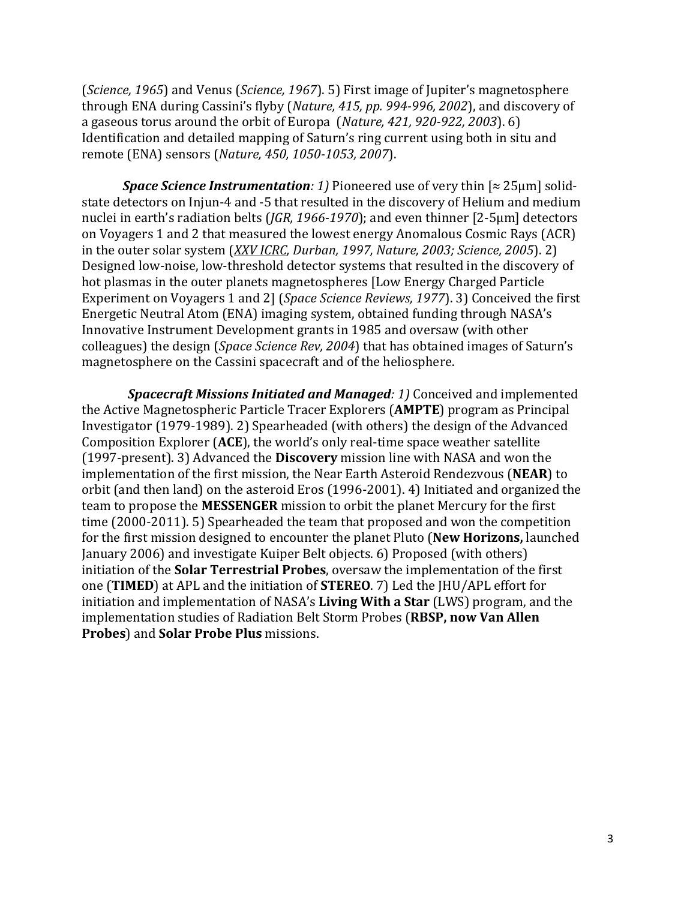(*Science, 1965*) and Venus (*Science, 1967*). 5) First image of Jupiter's magnetosphere through ENA during Cassini's flyby (*Nature, 415, pp. 994-996, 2002*), and discovery of a gaseous torus around the orbit of Europa (*Nature, 421, 920-922, 2003*). 6) Identification and detailed mapping of Saturn's ring current using both in situ and remote (ENA) sensors (*Nature, 450, 1050-1053, 2007*).

***Space Science Instrumentation**: 1)* Pioneered use of very thin [≈ 25μm] solid-state detectors on Injun-4 and -5 that resulted in the discovery of Helium and medium nuclei in earth's radiation belts (*JGR, 1966-1970*); and even thinner [2-5μm] detectors on Voyagers 1 and 2 that measured the lowest energy Anomalous Cosmic Rays (ACR) in the outer solar system (*XXV ICRC, Durban, 1997, Nature, 2003; Science, 2005*). 2) Designed low-noise, low-threshold detector systems that resulted in the discovery of hot plasmas in the outer planets magnetospheres [Low Energy Charged Particle Experiment on Voyagers 1 and 2] (*Space Science Reviews, 1977*). 3) Conceived the first Energetic Neutral Atom (ENA) imaging system, obtained funding through NASA's Innovative Instrument Development grants in 1985 and oversaw (with other colleagues) the design (*Space Science Rev, 2004*) that has obtained images of Saturn's magnetosphere on the Cassini spacecraft and of the heliosphere.

***Spacecraft Missions Initiated and Managed**: 1)* Conceived and implemented the Active Magnetospheric Particle Tracer Explorers (**AMPTE**) program as Principal Investigator (1979-1989). 2) Spearheaded (with others) the design of the Advanced Composition Explorer (**ACE**), the world's only real-time space weather satellite (1997-present). 3) Advanced the **Discovery** mission line with NASA and won the implementation of the first mission, the Near Earth Asteroid Rendezvous (**NEAR**) to orbit (and then land) on the asteroid Eros (1996-2001). 4) Initiated and organized the team to propose the **MESSENGER** mission to orbit the planet Mercury for the first time (2000-2011). 5) Spearheaded the team that proposed and won the competition for the first mission designed to encounter the planet Pluto (**New Horizons,** launched January 2006) and investigate Kuiper Belt objects. 6) Proposed (with others) initiation of the **Solar Terrestrial Probes**, oversaw the implementation of the first one (**TIMED**) at APL and the initiation of **STEREO**. 7) Led the JHU/APL effort for initiation and implementation of NASA's **Living With a Star** (LWS) program, and the implementation studies of Radiation Belt Storm Probes (**RBSP, now Van Allen Probes**) and **Solar Probe Plus** missions.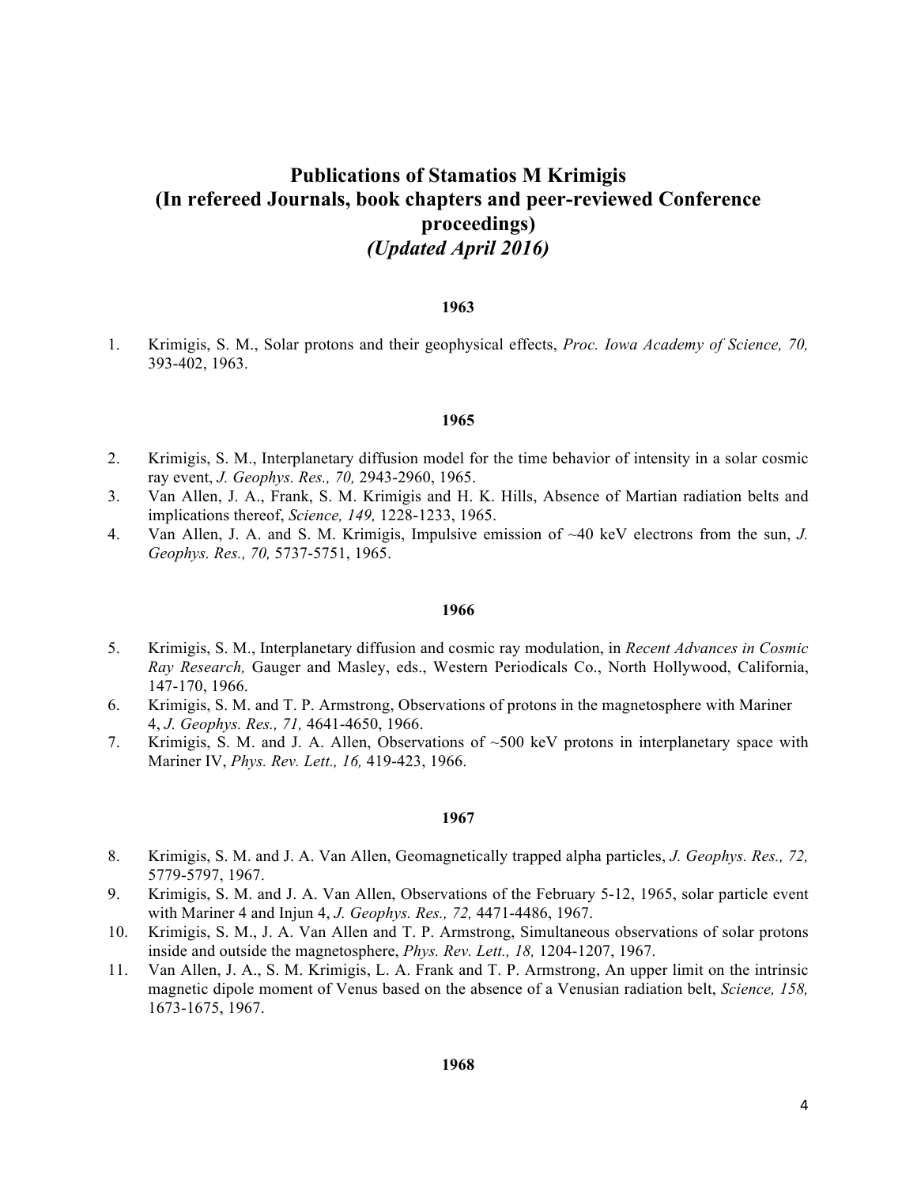# Publications of Stamatios M Krimigis
## (In refereed Journals, book chapters and peer-reviewed Conference proceedings)
### *(Updated April 2016)*

**1963**

1. Krimigis, S. M., Solar protons and their geophysical effects, *Proc. Iowa Academy of Science, 70,* 393-402, 1963.

**1965**

2. Krimigis, S. M., Interplanetary diffusion model for the time behavior of intensity in a solar cosmic ray event, *J. Geophys. Res., 70,* 2943-2960, 1965.
3. Van Allen, J. A., Frank, S. M. Krimigis and H. K. Hills, Absence of Martian radiation belts and implications thereof, *Science, 149,* 1228-1233, 1965.
4. Van Allen, J. A. and S. M. Krimigis, Impulsive emission of ~40 keV electrons from the sun, *J. Geophys. Res., 70,* 5737-5751, 1965.

**1966**

5. Krimigis, S. M., Interplanetary diffusion and cosmic ray modulation, in *Recent Advances in Cosmic Ray Research,* Gauger and Masley, eds., Western Periodicals Co., North Hollywood, California, 147-170, 1966.
6. Krimigis, S. M. and T. P. Armstrong, Observations of protons in the magnetosphere with Mariner 4, *J. Geophys. Res., 71,* 4641-4650, 1966.
7. Krimigis, S. M. and J. A. Allen, Observations of ~500 keV protons in interplanetary space with Mariner IV, *Phys. Rev. Lett., 16,* 419-423, 1966.

**1967**

8. Krimigis, S. M. and J. A. Van Allen, Geomagnetically trapped alpha particles, *J. Geophys. Res., 72,* 5779-5797, 1967.
9. Krimigis, S. M. and J. A. Van Allen, Observations of the February 5-12, 1965, solar particle event with Mariner 4 and Injun 4, *J. Geophys. Res., 72,* 4471-4486, 1967.
10. Krimigis, S. M., J. A. Van Allen and T. P. Armstrong, Simultaneous observations of solar protons inside and outside the magnetosphere, *Phys. Rev. Lett., 18,* 1204-1207, 1967.
11. Van Allen, J. A., S. M. Krimigis, L. A. Frank and T. P. Armstrong, An upper limit on the intrinsic magnetic dipole moment of Venus based on the absence of a Venusian radiation belt, *Science, 158,* 1673-1675, 1967.

**1968**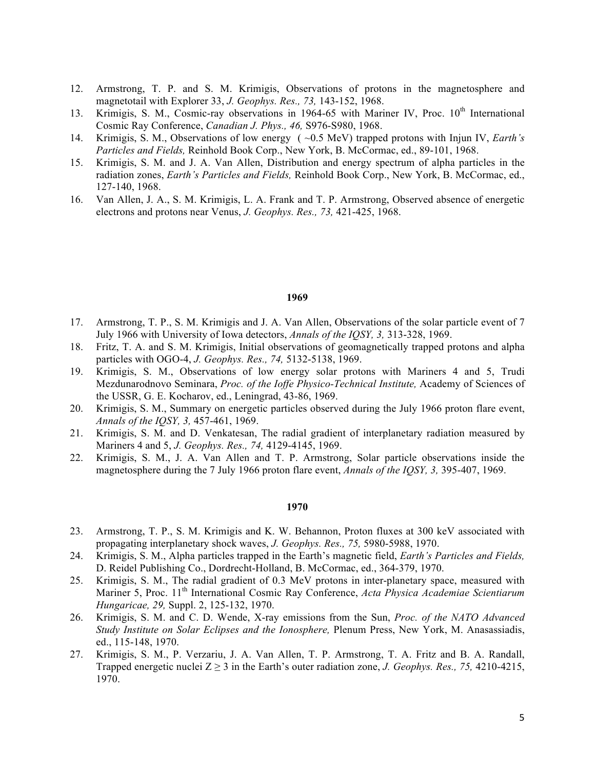12. Armstrong, T. P. and S. M. Krimigis, Observations of protons in the magnetosphere and magnetotail with Explorer 33, *J. Geophys. Res., 73,* 143-152, 1968.
13. Krimigis, S. M., Cosmic-ray observations in 1964-65 with Mariner IV, Proc. 10th International Cosmic Ray Conference, *Canadian J. Phys., 46,* S976-S980, 1968.
14. Krimigis, S. M., Observations of low energy ( ~0.5 MeV) trapped protons with Injun IV, *Earth's Particles and Fields,* Reinhold Book Corp., New York, B. McCormac, ed., 89-101, 1968.
15. Krimigis, S. M. and J. A. Van Allen, Distribution and energy spectrum of alpha particles in the radiation zones, *Earth's Particles and Fields,* Reinhold Book Corp., New York, B. McCormac, ed., 127-140, 1968.
16. Van Allen, J. A., S. M. Krimigis, L. A. Frank and T. P. Armstrong, Observed absence of energetic electrons and protons near Venus, *J. Geophys. Res., 73,* 421-425, 1968.

**1969**

17. Armstrong, T. P., S. M. Krimigis and J. A. Van Allen, Observations of the solar particle event of 7 July 1966 with University of Iowa detectors, *Annals of the IQSY, 3,* 313-328, 1969.
18. Fritz, T. A. and S. M. Krimigis, Initial observations of geomagnetically trapped protons and alpha particles with OGO-4, *J. Geophys. Res., 74,* 5132-5138, 1969.
19. Krimigis, S. M., Observations of low energy solar protons with Mariners 4 and 5, Trudi Mezdunarodnovo Seminara, *Proc. of the Ioffe Physico-Technical Institute,* Academy of Sciences of the USSR, G. E. Kocharov, ed., Leningrad, 43-86, 1969.
20. Krimigis, S. M., Summary on energetic particles observed during the July 1966 proton flare event, *Annals of the IQSY, 3,* 457-461, 1969.
21. Krimigis, S. M. and D. Venkatesan, The radial gradient of interplanetary radiation measured by Mariners 4 and 5, *J. Geophys. Res., 74,* 4129-4145, 1969.
22. Krimigis, S. M., J. A. Van Allen and T. P. Armstrong, Solar particle observations inside the magnetosphere during the 7 July 1966 proton flare event, *Annals of the IQSY, 3,* 395-407, 1969.

**1970**

23. Armstrong, T. P., S. M. Krimigis and K. W. Behannon, Proton fluxes at 300 keV associated with propagating interplanetary shock waves, *J. Geophys. Res., 75,* 5980-5988, 1970.
24. Krimigis, S. M., Alpha particles trapped in the Earth's magnetic field, *Earth's Particles and Fields,* D. Reidel Publishing Co., Dordrecht-Holland, B. McCormac, ed., 364-379, 1970.
25. Krimigis, S. M., The radial gradient of 0.3 MeV protons in inter-planetary space, measured with Mariner 5, Proc. 11th International Cosmic Ray Conference, *Acta Physica Academiae Scientiarum Hungaricae, 29,* Suppl. 2, 125-132, 1970.
26. Krimigis, S. M. and C. D. Wende, X-ray emissions from the Sun, *Proc. of the NATO Advanced Study Institute on Solar Eclipses and the Ionosphere,* Plenum Press, New York, M. Anasassiadis, ed., 115-148, 1970.
27. Krimigis, S. M., P. Verzariu, J. A. Van Allen, T. P. Armstrong, T. A. Fritz and B. A. Randall, Trapped energetic nuclei $Z \geq 3$ in the Earth's outer radiation zone, *J. Geophys. Res., 75,* 4210-4215, 1970.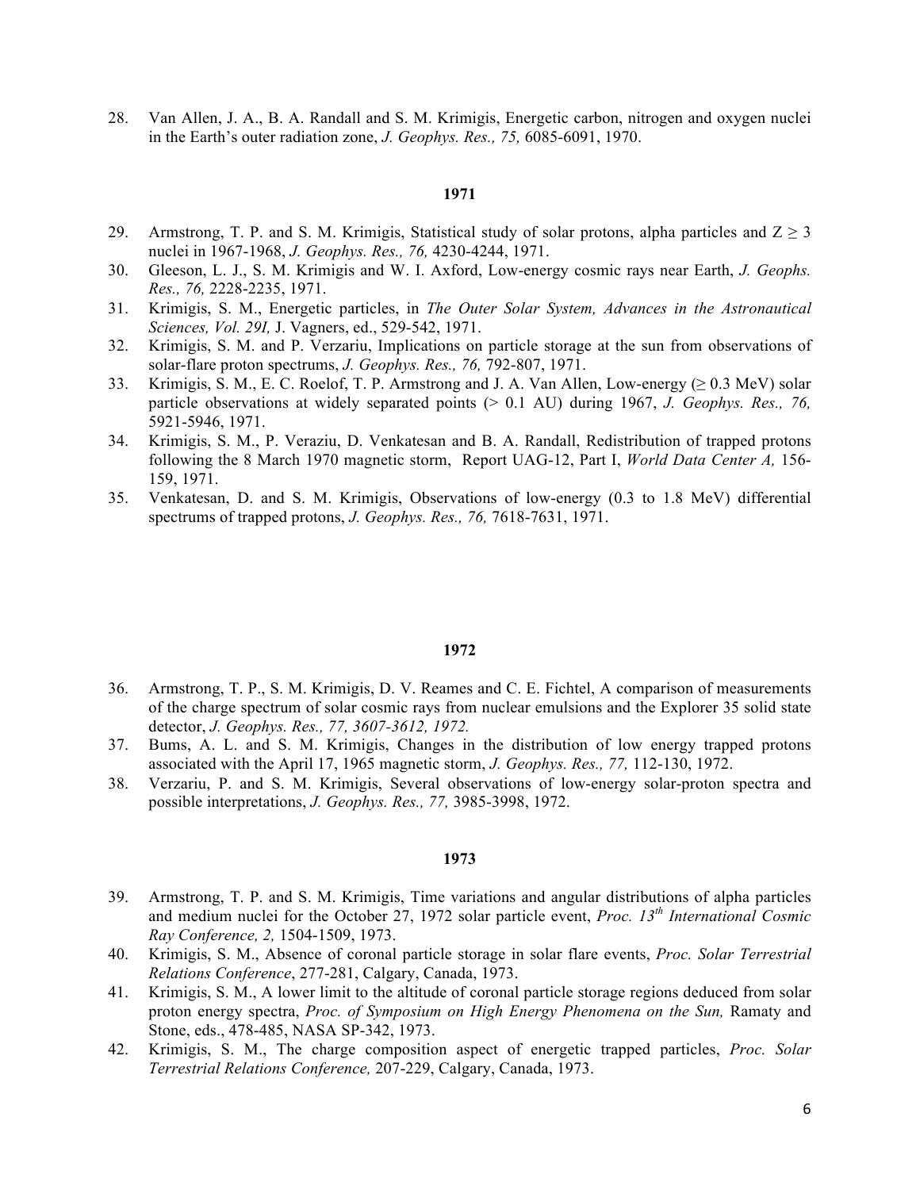28. Van Allen, J. A., B. A. Randall and S. M. Krimigis, Energetic carbon, nitrogen and oxygen nuclei in the Earth's outer radiation zone, *J. Geophys. Res., 75,* 6085-6091, 1970.

**1971**

29. Armstrong, T. P. and S. M. Krimigis, Statistical study of solar protons, alpha particles and $Z \geq 3$ nuclei in 1967-1968, *J. Geophys. Res., 76,* 4230-4244, 1971.
30. Gleeson, L. J., S. M. Krimigis and W. I. Axford, Low-energy cosmic rays near Earth, *J. Geophs. Res., 76,* 2228-2235, 1971.
31. Krimigis, S. M., Energetic particles, in *The Outer Solar System, Advances in the Astronautical Sciences, Vol. 29I,* J. Vagners, ed., 529-542, 1971.
32. Krimigis, S. M. and P. Verzariu, Implications on particle storage at the sun from observations of solar-flare proton spectrums, *J. Geophys. Res., 76,* 792-807, 1971.
33. Krimigis, S. M., E. C. Roelof, T. P. Armstrong and J. A. Van Allen, Low-energy ($\geq$ 0.3 MeV) solar particle observations at widely separated points (> 0.1 AU) during 1967, *J. Geophys. Res., 76,* 5921-5946, 1971.
34. Krimigis, S. M., P. Veraziu, D. Venkatesan and B. A. Randall, Redistribution of trapped protons following the 8 March 1970 magnetic storm, Report UAG-12, Part I, *World Data Center A,* 156-159, 1971.
35. Venkatesan, D. and S. M. Krimigis, Observations of low-energy (0.3 to 1.8 MeV) differential spectrums of trapped protons, *J. Geophys. Res., 76,* 7618-7631, 1971.

**1972**

36. Armstrong, T. P., S. M. Krimigis, D. V. Reames and C. E. Fichtel, A comparison of measurements of the charge spectrum of solar cosmic rays from nuclear emulsions and the Explorer 35 solid state detector, *J. Geophys. Res., 77, 3607-3612, 1972.*
37. Bums, A. L. and S. M. Krimigis, Changes in the distribution of low energy trapped protons associated with the April 17, 1965 magnetic storm, *J. Geophys. Res., 77,* 112-130, 1972.
38. Verzariu, P. and S. M. Krimigis, Several observations of low-energy solar-proton spectra and possible interpretations, *J. Geophys. Res., 77,* 3985-3998, 1972.

**1973**

39. Armstrong, T. P. and S. M. Krimigis, Time variations and angular distributions of alpha particles and medium nuclei for the October 27, 1972 solar particle event, *Proc. 13th International Cosmic Ray Conference, 2,* 1504-1509, 1973.
40. Krimigis, S. M., Absence of coronal particle storage in solar flare events, *Proc. Solar Terrestrial Relations Conference*, 277-281, Calgary, Canada, 1973.
41. Krimigis, S. M., A lower limit to the altitude of coronal particle storage regions deduced from solar proton energy spectra, *Proc. of Symposium on High Energy Phenomena on the Sun,* Ramaty and Stone, eds., 478-485, NASA SP-342, 1973.
42. Krimigis, S. M., The charge composition aspect of energetic trapped particles, *Proc. Solar Terrestrial Relations Conference,* 207-229, Calgary, Canada, 1973.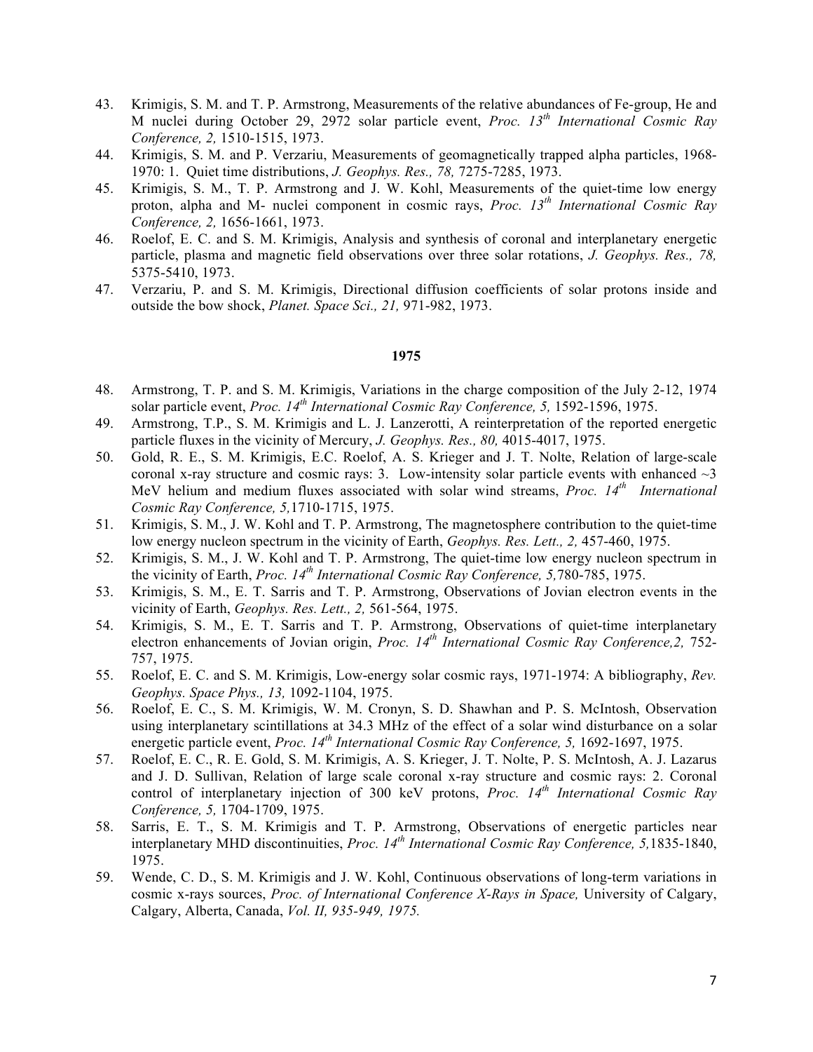43. Krimigis, S. M. and T. P. Armstrong, Measurements of the relative abundances of Fe-group, He and M nuclei during October 29, 2972 solar particle event, *Proc. 13th International Cosmic Ray Conference, 2,* 1510-1515, 1973.
44. Krimigis, S. M. and P. Verzariu, Measurements of geomagnetically trapped alpha particles, 1968-1970: 1. Quiet time distributions, *J. Geophys. Res., 78,* 7275-7285, 1973.
45. Krimigis, S. M., T. P. Armstrong and J. W. Kohl, Measurements of the quiet-time low energy proton, alpha and M- nuclei component in cosmic rays, *Proc. 13th International Cosmic Ray Conference, 2,* 1656-1661, 1973.
46. Roelof, E. C. and S. M. Krimigis, Analysis and synthesis of coronal and interplanetary energetic particle, plasma and magnetic field observations over three solar rotations, *J. Geophys. Res., 78,* 5375-5410, 1973.
47. Verzariu, P. and S. M. Krimigis, Directional diffusion coefficients of solar protons inside and outside the bow shock, *Planet. Space Sci., 21,* 971-982, 1973.

**1975**

48. Armstrong, T. P. and S. M. Krimigis, Variations in the charge composition of the July 2-12, 1974 solar particle event, *Proc. 14th International Cosmic Ray Conference, 5,* 1592-1596, 1975.
49. Armstrong, T.P., S. M. Krimigis and L. J. Lanzerotti, A reinterpretation of the reported energetic particle fluxes in the vicinity of Mercury, *J. Geophys. Res., 80,* 4015-4017, 1975.
50. Gold, R. E., S. M. Krimigis, E.C. Roelof, A. S. Krieger and J. T. Nolte, Relation of large-scale coronal x-ray structure and cosmic rays: 3. Low-intensity solar particle events with enhanced ~3 MeV helium and medium fluxes associated with solar wind streams, *Proc. 14th International Cosmic Ray Conference, 5,*1710-1715, 1975.
51. Krimigis, S. M., J. W. Kohl and T. P. Armstrong, The magnetosphere contribution to the quiet-time low energy nucleon spectrum in the vicinity of Earth, *Geophys. Res. Lett., 2,* 457-460, 1975.
52. Krimigis, S. M., J. W. Kohl and T. P. Armstrong, The quiet-time low energy nucleon spectrum in the vicinity of Earth, *Proc. 14th International Cosmic Ray Conference, 5,*780-785, 1975.
53. Krimigis, S. M., E. T. Sarris and T. P. Armstrong, Observations of Jovian electron events in the vicinity of Earth, *Geophys. Res. Lett., 2,* 561-564, 1975.
54. Krimigis, S. M., E. T. Sarris and T. P. Armstrong, Observations of quiet-time interplanetary electron enhancements of Jovian origin, *Proc. 14th International Cosmic Ray Conference,2,* 752-757, 1975.
55. Roelof, E. C. and S. M. Krimigis, Low-energy solar cosmic rays, 1971-1974: A bibliography, *Rev. Geophys. Space Phys., 13,* 1092-1104, 1975.
56. Roelof, E. C., S. M. Krimigis, W. M. Cronyn, S. D. Shawhan and P. S. McIntosh, Observation using interplanetary scintillations at 34.3 MHz of the effect of a solar wind disturbance on a solar energetic particle event, *Proc. 14th International Cosmic Ray Conference, 5,* 1692-1697, 1975.
57. Roelof, E. C., R. E. Gold, S. M. Krimigis, A. S. Krieger, J. T. Nolte, P. S. McIntosh, A. J. Lazarus and J. D. Sullivan, Relation of large scale coronal x-ray structure and cosmic rays: 2. Coronal control of interplanetary injection of 300 keV protons, *Proc. 14th International Cosmic Ray Conference, 5,* 1704-1709, 1975.
58. Sarris, E. T., S. M. Krimigis and T. P. Armstrong, Observations of energetic particles near interplanetary MHD discontinuities, *Proc. 14th International Cosmic Ray Conference, 5,*1835-1840, 1975.
59. Wende, C. D., S. M. Krimigis and J. W. Kohl, Continuous observations of long-term variations in cosmic x-rays sources, *Proc. of International Conference X-Rays in Space,* University of Calgary, Calgary, Alberta, Canada, *Vol. II, 935-949, 1975.*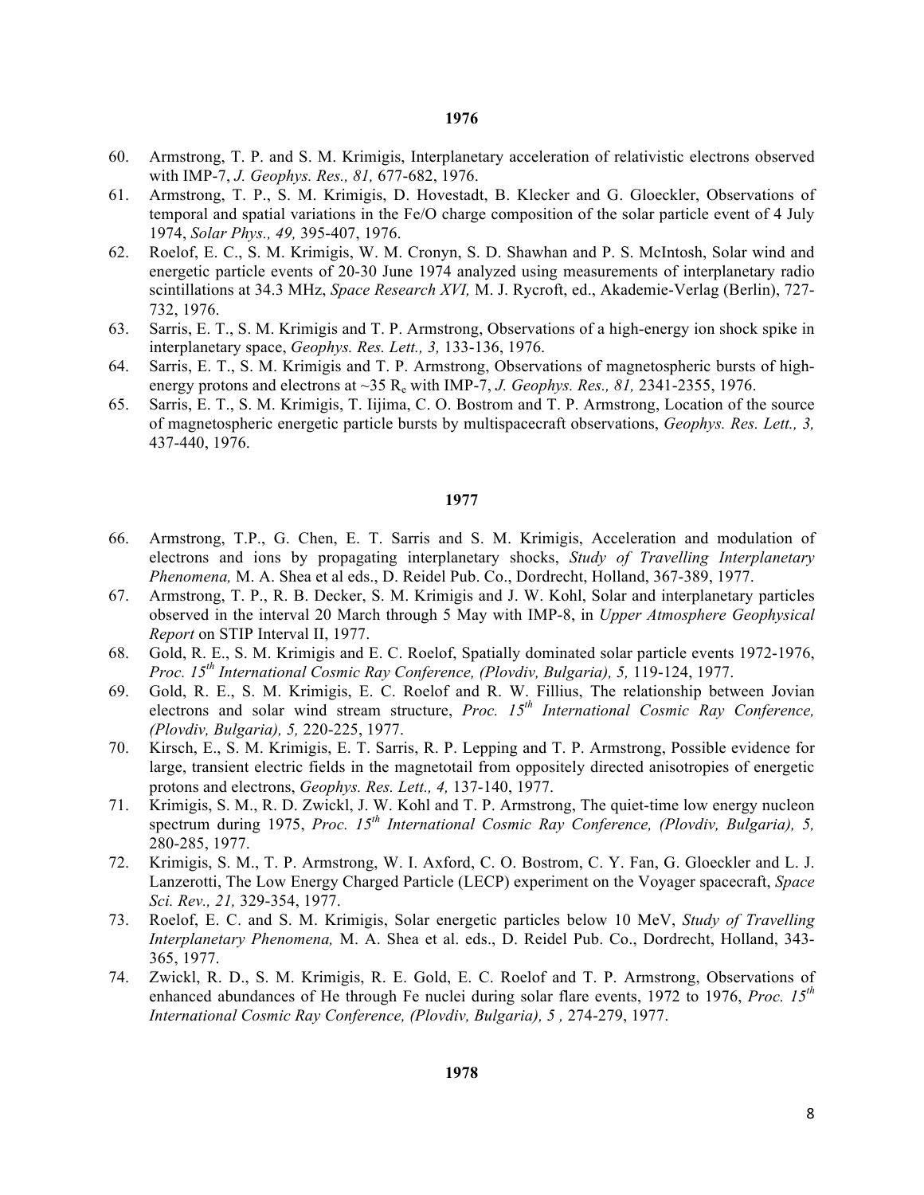**1976**

60. Armstrong, T. P. and S. M. Krimigis, Interplanetary acceleration of relativistic electrons observed with IMP-7, *J. Geophys. Res., 81,* 677-682, 1976.
61. Armstrong, T. P., S. M. Krimigis, D. Hovestadt, B. Klecker and G. Gloeckler, Observations of temporal and spatial variations in the Fe/O charge composition of the solar particle event of 4 July 1974, *Solar Phys., 49,* 395-407, 1976.
62. Roelof, E. C., S. M. Krimigis, W. M. Cronyn, S. D. Shawhan and P. S. McIntosh, Solar wind and energetic particle events of 20-30 June 1974 analyzed using measurements of interplanetary radio scintillations at 34.3 MHz, *Space Research XVI,* M. J. Rycroft, ed., Akademie-Verlag (Berlin), 727-732, 1976.
63. Sarris, E. T., S. M. Krimigis and T. P. Armstrong, Observations of a high-energy ion shock spike in interplanetary space, *Geophys. Res. Lett., 3,* 133-136, 1976.
64. Sarris, E. T., S. M. Krimigis and T. P. Armstrong, Observations of magnetospheric bursts of high-energy protons and electrons at ~35 $R_e$ with IMP-7, *J. Geophys. Res., 81,* 2341-2355, 1976.
65. Sarris, E. T., S. M. Krimigis, T. Iijima, C. O. Bostrom and T. P. Armstrong, Location of the source of magnetospheric energetic particle bursts by multispacecraft observations, *Geophys. Res. Lett., 3,* 437-440, 1976.

**1977**

66. Armstrong, T.P., G. Chen, E. T. Sarris and S. M. Krimigis, Acceleration and modulation of electrons and ions by propagating interplanetary shocks, *Study of Travelling Interplanetary Phenomena,* M. A. Shea et al eds., D. Reidel Pub. Co., Dordrecht, Holland, 367-389, 1977.
67. Armstrong, T. P., R. B. Decker, S. M. Krimigis and J. W. Kohl, Solar and interplanetary particles observed in the interval 20 March through 5 May with IMP-8, in *Upper Atmosphere Geophysical Report* on STIP Interval II, 1977.
68. Gold, R. E., S. M. Krimigis and E. C. Roelof, Spatially dominated solar particle events 1972-1976, *Proc. 15th International Cosmic Ray Conference, (Plovdiv, Bulgaria), 5,* 119-124, 1977.
69. Gold, R. E., S. M. Krimigis, E. C. Roelof and R. W. Fillius, The relationship between Jovian electrons and solar wind stream structure, *Proc. 15th International Cosmic Ray Conference, (Plovdiv, Bulgaria), 5,* 220-225, 1977.
70. Kirsch, E., S. M. Krimigis, E. T. Sarris, R. P. Lepping and T. P. Armstrong, Possible evidence for large, transient electric fields in the magnetotail from oppositely directed anisotropies of energetic protons and electrons, *Geophys. Res. Lett., 4,* 137-140, 1977.
71. Krimigis, S. M., R. D. Zwickl, J. W. Kohl and T. P. Armstrong, The quiet-time low energy nucleon spectrum during 1975, *Proc. 15th International Cosmic Ray Conference, (Plovdiv, Bulgaria), 5,* 280-285, 1977.
72. Krimigis, S. M., T. P. Armstrong, W. I. Axford, C. O. Bostrom, C. Y. Fan, G. Gloeckler and L. J. Lanzerotti, The Low Energy Charged Particle (LECP) experiment on the Voyager spacecraft, *Space Sci. Rev., 21,* 329-354, 1977.
73. Roelof, E. C. and S. M. Krimigis, Solar energetic particles below 10 MeV, *Study of Travelling Interplanetary Phenomena,* M. A. Shea et al. eds., D. Reidel Pub. Co., Dordrecht, Holland, 343-365, 1977.
74. Zwickl, R. D., S. M. Krimigis, R. E. Gold, E. C. Roelof and T. P. Armstrong, Observations of enhanced abundances of He through Fe nuclei during solar flare events, 1972 to 1976, *Proc. 15th International Cosmic Ray Conference, (Plovdiv, Bulgaria), 5 ,* 274-279, 1977.

**1978**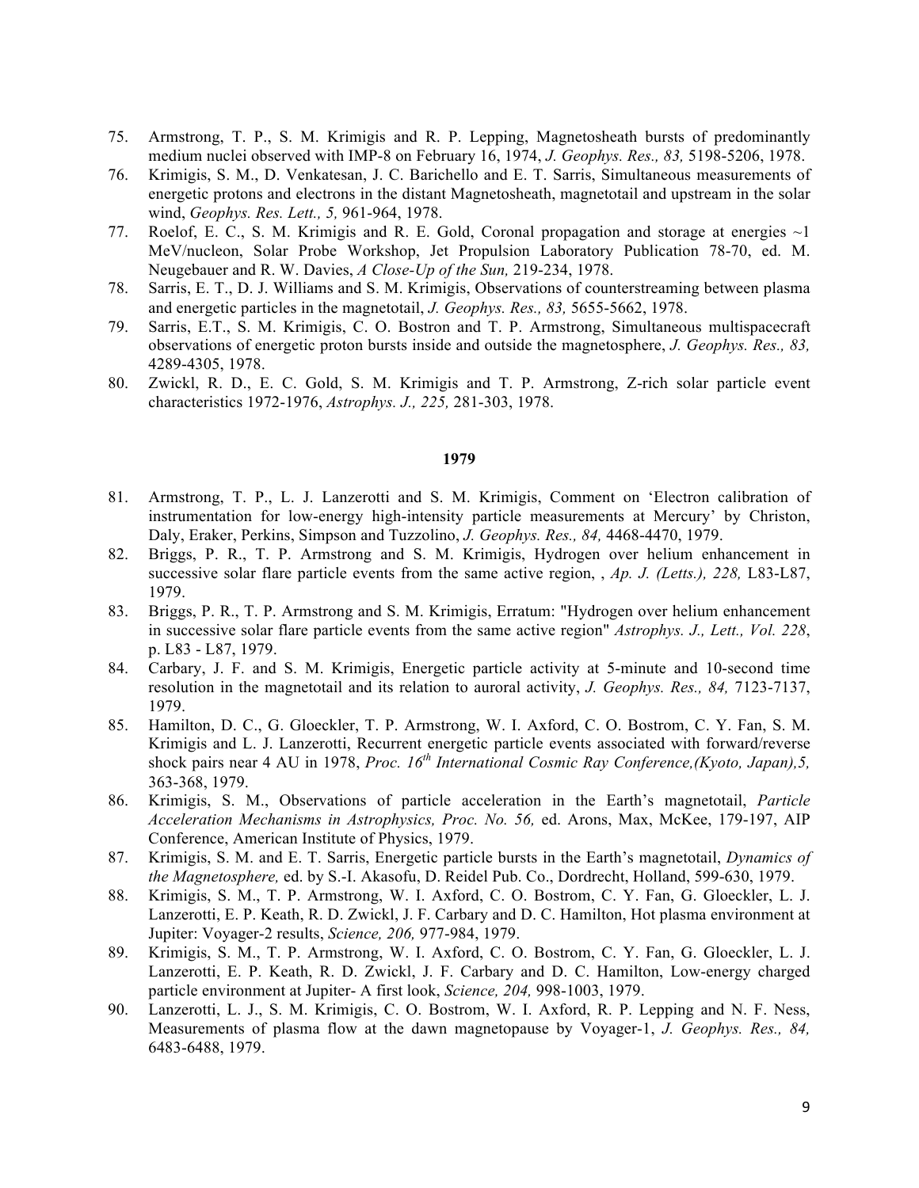75. Armstrong, T. P., S. M. Krimigis and R. P. Lepping, Magnetosheath bursts of predominantly medium nuclei observed with IMP-8 on February 16, 1974, *J. Geophys. Res., 83,* 5198-5206, 1978.
76. Krimigis, S. M., D. Venkatesan, J. C. Barichello and E. T. Sarris, Simultaneous measurements of energetic protons and electrons in the distant Magnetosheath, magnetotail and upstream in the solar wind, *Geophys. Res. Lett., 5,* 961-964, 1978.
77. Roelof, E. C., S. M. Krimigis and R. E. Gold, Coronal propagation and storage at energies ~1 MeV/nucleon, Solar Probe Workshop, Jet Propulsion Laboratory Publication 78-70, ed. M. Neugebauer and R. W. Davies, *A Close-Up of the Sun,* 219-234, 1978.
78. Sarris, E. T., D. J. Williams and S. M. Krimigis, Observations of counterstreaming between plasma and energetic particles in the magnetotail, *J. Geophys. Res., 83,* 5655-5662, 1978.
79. Sarris, E.T., S. M. Krimigis, C. O. Bostron and T. P. Armstrong, Simultaneous multispacecraft observations of energetic proton bursts inside and outside the magnetosphere, *J. Geophys. Res., 83,* 4289-4305, 1978.
80. Zwickl, R. D., E. C. Gold, S. M. Krimigis and T. P. Armstrong, Z-rich solar particle event characteristics 1972-1976, *Astrophys. J., 225,* 281-303, 1978.

**1979**

81. Armstrong, T. P., L. J. Lanzerotti and S. M. Krimigis, Comment on 'Electron calibration of instrumentation for low-energy high-intensity particle measurements at Mercury' by Christon, Daly, Eraker, Perkins, Simpson and Tuzzolino, *J. Geophys. Res., 84,* 4468-4470, 1979.
82. Briggs, P. R., T. P. Armstrong and S. M. Krimigis, Hydrogen over helium enhancement in successive solar flare particle events from the same active region, , *Ap. J. (Letts.), 228,* L83-L87, 1979.
83. Briggs, P. R., T. P. Armstrong and S. M. Krimigis, Erratum: "Hydrogen over helium enhancement in successive solar flare particle events from the same active region" *Astrophys. J., Lett., Vol. 228*, p. L83 - L87, 1979.
84. Carbary, J. F. and S. M. Krimigis, Energetic particle activity at 5-minute and 10-second time resolution in the magnetotail and its relation to auroral activity, *J. Geophys. Res., 84,* 7123-7137, 1979.
85. Hamilton, D. C., G. Gloeckler, T. P. Armstrong, W. I. Axford, C. O. Bostrom, C. Y. Fan, S. M. Krimigis and L. J. Lanzerotti, Recurrent energetic particle events associated with forward/reverse shock pairs near 4 AU in 1978, *Proc. 16th International Cosmic Ray Conference,(Kyoto, Japan),5,* 363-368, 1979.
86. Krimigis, S. M., Observations of particle acceleration in the Earth's magnetotail, *Particle Acceleration Mechanisms in Astrophysics, Proc. No. 56,* ed. Arons, Max, McKee, 179-197, AIP Conference, American Institute of Physics, 1979.
87. Krimigis, S. M. and E. T. Sarris, Energetic particle bursts in the Earth's magnetotail, *Dynamics of the Magnetosphere,* ed. by S.-I. Akasofu, D. Reidel Pub. Co., Dordrecht, Holland, 599-630, 1979.
88. Krimigis, S. M., T. P. Armstrong, W. I. Axford, C. O. Bostrom, C. Y. Fan, G. Gloeckler, L. J. Lanzerotti, E. P. Keath, R. D. Zwickl, J. F. Carbary and D. C. Hamilton, Hot plasma environment at Jupiter: Voyager-2 results, *Science, 206,* 977-984, 1979.
89. Krimigis, S. M., T. P. Armstrong, W. I. Axford, C. O. Bostrom, C. Y. Fan, G. Gloeckler, L. J. Lanzerotti, E. P. Keath, R. D. Zwickl, J. F. Carbary and D. C. Hamilton, Low-energy charged particle environment at Jupiter- A first look, *Science, 204,* 998-1003, 1979.
90. Lanzerotti, L. J., S. M. Krimigis, C. O. Bostrom, W. I. Axford, R. P. Lepping and N. F. Ness, Measurements of plasma flow at the dawn magnetopause by Voyager-1, *J. Geophys. Res., 84,* 6483-6488, 1979.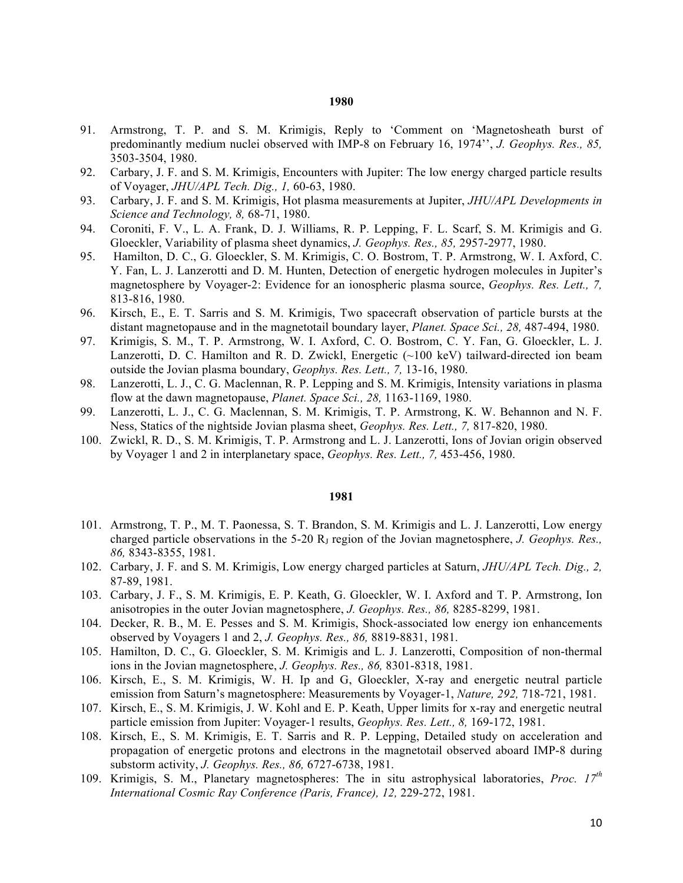**1980**

91. Armstrong, T. P. and S. M. Krimigis, Reply to 'Comment on 'Magnetosheath burst of predominantly medium nuclei observed with IMP-8 on February 16, 1974'', *J. Geophys. Res., 85,* 3503-3504, 1980.
92. Carbary, J. F. and S. M. Krimigis, Encounters with Jupiter: The low energy charged particle results of Voyager, *JHU/APL Tech. Dig., 1,* 60-63, 1980.
93. Carbary, J. F. and S. M. Krimigis, Hot plasma measurements at Jupiter, *JHU/APL Developments in Science and Technology, 8,* 68-71, 1980.
94. Coroniti, F. V., L. A. Frank, D. J. Williams, R. P. Lepping, F. L. Scarf, S. M. Krimigis and G. Gloeckler, Variability of plasma sheet dynamics, *J. Geophys. Res., 85,* 2957-2977, 1980.
95. Hamilton, D. C., G. Gloeckler, S. M. Krimigis, C. O. Bostrom, T. P. Armstrong, W. I. Axford, C. Y. Fan, L. J. Lanzerotti and D. M. Hunten, Detection of energetic hydrogen molecules in Jupiter's magnetosphere by Voyager-2: Evidence for an ionospheric plasma source, *Geophys. Res. Lett., 7,* 813-816, 1980.
96. Kirsch, E., E. T. Sarris and S. M. Krimigis, Two spacecraft observation of particle bursts at the distant magnetopause and in the magnetotail boundary layer, *Planet. Space Sci., 28,* 487-494, 1980.
97. Krimigis, S. M., T. P. Armstrong, W. I. Axford, C. O. Bostrom, C. Y. Fan, G. Gloeckler, L. J. Lanzerotti, D. C. Hamilton and R. D. Zwickl, Energetic (~100 keV) tailward-directed ion beam outside the Jovian plasma boundary, *Geophys. Res. Lett., 7,* 13-16, 1980.
98. Lanzerotti, L. J., C. G. Maclennan, R. P. Lepping and S. M. Krimigis, Intensity variations in plasma flow at the dawn magnetopause, *Planet. Space Sci., 28,* 1163-1169, 1980.
99. Lanzerotti, L. J., C. G. Maclennan, S. M. Krimigis, T. P. Armstrong, K. W. Behannon and N. F. Ness, Statics of the nightside Jovian plasma sheet, *Geophys. Res. Lett., 7,* 817-820, 1980.
100. Zwickl, R. D., S. M. Krimigis, T. P. Armstrong and L. J. Lanzerotti, Ions of Jovian origin observed by Voyager 1 and 2 in interplanetary space, *Geophys. Res. Lett., 7,* 453-456, 1980.

**1981**

101. Armstrong, T. P., M. T. Paonessa, S. T. Brandon, S. M. Krimigis and L. J. Lanzerotti, Low energy charged particle observations in the 5-20 $R_J$ region of the Jovian magnetosphere, *J. Geophys. Res., 86,* 8343-8355, 1981.
102. Carbary, J. F. and S. M. Krimigis, Low energy charged particles at Saturn, *JHU/APL Tech. Dig., 2,* 87-89, 1981.
103. Carbary, J. F., S. M. Krimigis, E. P. Keath, G. Gloeckler, W. I. Axford and T. P. Armstrong, Ion anisotropies in the outer Jovian magnetosphere, *J. Geophys. Res., 86,* 8285-8299, 1981.
104. Decker, R. B., M. E. Pesses and S. M. Krimigis, Shock-associated low energy ion enhancements observed by Voyagers 1 and 2, *J. Geophys. Res., 86,* 8819-8831, 1981.
105. Hamilton, D. C., G. Gloeckler, S. M. Krimigis and L. J. Lanzerotti, Composition of non-thermal ions in the Jovian magnetosphere, *J. Geophys. Res., 86,* 8301-8318, 1981.
106. Kirsch, E., S. M. Krimigis, W. H. Ip and G, Gloeckler, X-ray and energetic neutral particle emission from Saturn's magnetosphere: Measurements by Voyager-1, *Nature, 292,* 718-721, 1981.
107. Kirsch, E., S. M. Krimigis, J. W. Kohl and E. P. Keath, Upper limits for x-ray and energetic neutral particle emission from Jupiter: Voyager-1 results, *Geophys. Res. Lett., 8,* 169-172, 1981.
108. Kirsch, E., S. M. Krimigis, E. T. Sarris and R. P. Lepping, Detailed study on acceleration and propagation of energetic protons and electrons in the magnetotail observed aboard IMP-8 during substorm activity, *J. Geophys. Res., 86,* 6727-6738, 1981.
109. Krimigis, S. M., Planetary magnetospheres: The in situ astrophysical laboratories, *Proc. 17th International Cosmic Ray Conference (Paris, France), 12,* 229-272, 1981.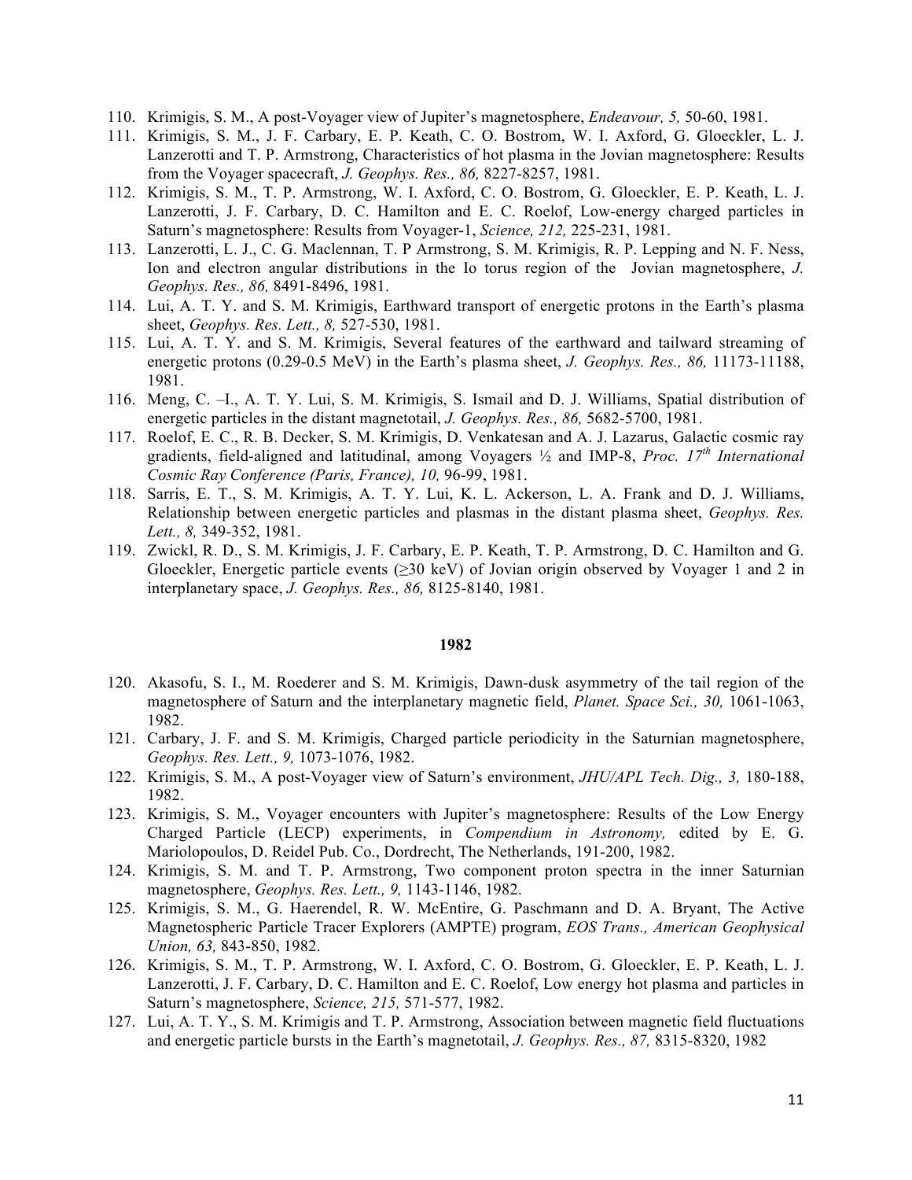110. Krimigis, S. M., A post-Voyager view of Jupiter's magnetosphere, *Endeavour, 5,* 50-60, 1981.
111. Krimigis, S. M., J. F. Carbary, E. P. Keath, C. O. Bostrom, W. I. Axford, G. Gloeckler, L. J. Lanzerotti and T. P. Armstrong, Characteristics of hot plasma in the Jovian magnetosphere: Results from the Voyager spacecraft, *J. Geophys. Res., 86,* 8227-8257, 1981.
112. Krimigis, S. M., T. P. Armstrong, W. I. Axford, C. O. Bostrom, G. Gloeckler, E. P. Keath, L. J. Lanzerotti, J. F. Carbary, D. C. Hamilton and E. C. Roelof, Low-energy charged particles in Saturn's magnetosphere: Results from Voyager-1, *Science, 212,* 225-231, 1981.
113. Lanzerotti, L. J., C. G. Maclennan, T P Armstrong, S. M. Krimigis, R. P. Lepping and N. F. Ness, Ion and electron angular distributions in the Io torus region of the Jovian magnetosphere, *J. Geophys. Res., 86,* 8491-8496, 1981.
114. Lui, A. T. Y. and S. M. Krimigis, Earthward transport of energetic protons in the Earth's plasma sheet, *Geophys. Res. Lett., 8,* 527-530, 1981.
115. Lui, A. T. Y. and S. M. Krimigis, Several features of the earthward and tailward streaming of energetic protons (0.29-0.5 MeV) in the Earth's plasma sheet, *J. Geophys. Res., 86,* 11173-11188, 1981.
116. Meng, C. –I., A. T. Y. Lui, S. M. Krimigis, S. Ismail and D. J. Williams, Spatial distribution of energetic particles in the distant magnetotail, *J. Geophys. Res., 86,* 5682-5700, 1981.
117. Roelof, E. C., R. B. Decker, S. M. Krimigis, D. Venkatesan and A. J. Lazarus, Galactic cosmic ray gradients, field-aligned and latitudinal, among Voyagers ½ and IMP-8, *Proc. 17th International Cosmic Ray Conference (Paris, France), 10,* 96-99, 1981.
118. Sarris, E. T., S. M. Krimigis, A. T. Y. Lui, K. L. Ackerson, L. A. Frank and D. J. Williams, Relationship between energetic particles and plasmas in the distant plasma sheet, *Geophys. Res. Lett., 8,* 349-352, 1981.
119. Zwickl, R. D., S. M. Krimigis, J. F. Carbary, E. P. Keath, T. P. Armstrong, D. C. Hamilton and G. Gloeckler, Energetic particle events (≥30 keV) of Jovian origin observed by Voyager 1 and 2 in interplanetary space, *J. Geophys. Res., 86,* 8125-8140, 1981.

**1982**

120. Akasofu, S. I., M. Roederer and S. M. Krimigis, Dawn-dusk asymmetry of the tail region of the magnetosphere of Saturn and the interplanetary magnetic field, *Planet. Space Sci., 30,* 1061-1063, 1982.
121. Carbary, J. F. and S. M. Krimigis, Charged particle periodicity in the Saturnian magnetosphere, *Geophys. Res. Lett., 9,* 1073-1076, 1982.
122. Krimigis, S. M., A post-Voyager view of Saturn's environment, *JHU/APL Tech. Dig., 3,* 180-188, 1982.
123. Krimigis, S. M., Voyager encounters with Jupiter's magnetosphere: Results of the Low Energy Charged Particle (LECP) experiments, in *Compendium in Astronomy,* edited by E. G. Mariolopoulos, D. Reidel Pub. Co., Dordrecht, The Netherlands, 191-200, 1982.
124. Krimigis, S. M. and T. P. Armstrong, Two component proton spectra in the inner Saturnian magnetosphere, *Geophys. Res. Lett., 9,* 1143-1146, 1982.
125. Krimigis, S. M., G. Haerendel, R. W. McEntire, G. Paschmann and D. A. Bryant, The Active Magnetospheric Particle Tracer Explorers (AMPTE) program, *EOS Trans., American Geophysical Union, 63,* 843-850, 1982.
126. Krimigis, S. M., T. P. Armstrong, W. I. Axford, C. O. Bostrom, G. Gloeckler, E. P. Keath, L. J. Lanzerotti, J. F. Carbary, D. C. Hamilton and E. C. Roelof, Low energy hot plasma and particles in Saturn's magnetosphere, *Science, 215,* 571-577, 1982.
127. Lui, A. T. Y., S. M. Krimigis and T. P. Armstrong, Association between magnetic field fluctuations and energetic particle bursts in the Earth's magnetotail, *J. Geophys. Res., 87,* 8315-8320, 1982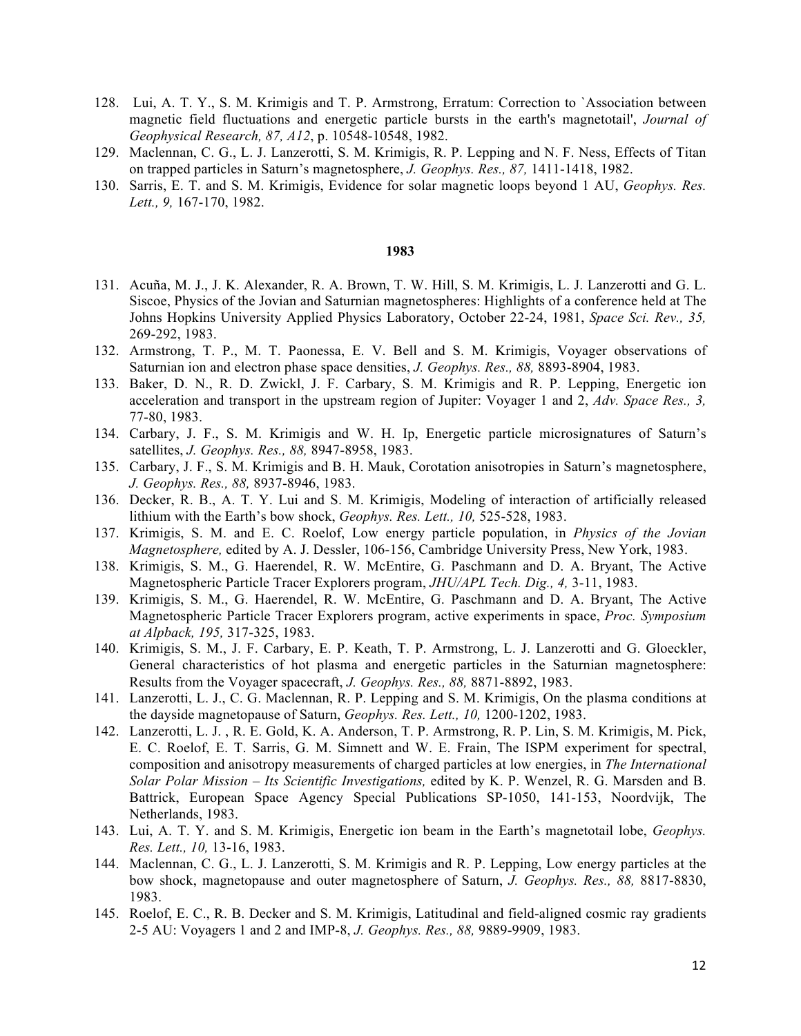128. Lui, A. T. Y., S. M. Krimigis and T. P. Armstrong, Erratum: Correction to `Association between magnetic field fluctuations and energetic particle bursts in the earth's magnetotail', *Journal of Geophysical Research, 87, A12*, p. 10548-10548, 1982.
129. Maclennan, C. G., L. J. Lanzerotti, S. M. Krimigis, R. P. Lepping and N. F. Ness, Effects of Titan on trapped particles in Saturn's magnetosphere, *J. Geophys. Res., 87,* 1411-1418, 1982.
130. Sarris, E. T. and S. M. Krimigis, Evidence for solar magnetic loops beyond 1 AU, *Geophys. Res. Lett., 9,* 167-170, 1982.

**1983**

131. Acuña, M. J., J. K. Alexander, R. A. Brown, T. W. Hill, S. M. Krimigis, L. J. Lanzerotti and G. L. Siscoe, Physics of the Jovian and Saturnian magnetospheres: Highlights of a conference held at The Johns Hopkins University Applied Physics Laboratory, October 22-24, 1981, *Space Sci. Rev., 35,* 269-292, 1983.
132. Armstrong, T. P., M. T. Paonessa, E. V. Bell and S. M. Krimigis, Voyager observations of Saturnian ion and electron phase space densities, *J. Geophys. Res., 88,* 8893-8904, 1983.
133. Baker, D. N., R. D. Zwickl, J. F. Carbary, S. M. Krimigis and R. P. Lepping, Energetic ion acceleration and transport in the upstream region of Jupiter: Voyager 1 and 2, *Adv. Space Res., 3,* 77-80, 1983.
134. Carbary, J. F., S. M. Krimigis and W. H. Ip, Energetic particle microsignatures of Saturn's satellites, *J. Geophys. Res., 88,* 8947-8958, 1983.
135. Carbary, J. F., S. M. Krimigis and B. H. Mauk, Corotation anisotropies in Saturn's magnetosphere, *J. Geophys. Res., 88,* 8937-8946, 1983.
136. Decker, R. B., A. T. Y. Lui and S. M. Krimigis, Modeling of interaction of artificially released lithium with the Earth's bow shock, *Geophys. Res. Lett., 10,* 525-528, 1983.
137. Krimigis, S. M. and E. C. Roelof, Low energy particle population, in *Physics of the Jovian Magnetosphere,* edited by A. J. Dessler, 106-156, Cambridge University Press, New York, 1983.
138. Krimigis, S. M., G. Haerendel, R. W. McEntire, G. Paschmann and D. A. Bryant, The Active Magnetospheric Particle Tracer Explorers program, *JHU/APL Tech. Dig., 4,* 3-11, 1983.
139. Krimigis, S. M., G. Haerendel, R. W. McEntire, G. Paschmann and D. A. Bryant, The Active Magnetospheric Particle Tracer Explorers program, active experiments in space, *Proc. Symposium at Alpback, 195,* 317-325, 1983.
140. Krimigis, S. M., J. F. Carbary, E. P. Keath, T. P. Armstrong, L. J. Lanzerotti and G. Gloeckler, General characteristics of hot plasma and energetic particles in the Saturnian magnetosphere: Results from the Voyager spacecraft, *J. Geophys. Res., 88,* 8871-8892, 1983.
141. Lanzerotti, L. J., C. G. Maclennan, R. P. Lepping and S. M. Krimigis, On the plasma conditions at the dayside magnetopause of Saturn, *Geophys. Res. Lett., 10,* 1200-1202, 1983.
142. Lanzerotti, L. J. , R. E. Gold, K. A. Anderson, T. P. Armstrong, R. P. Lin, S. M. Krimigis, M. Pick, E. C. Roelof, E. T. Sarris, G. M. Simnett and W. E. Frain, The ISPM experiment for spectral, composition and anisotropy measurements of charged particles at low energies, in *The International Solar Polar Mission – Its Scientific Investigations,* edited by K. P. Wenzel, R. G. Marsden and B. Battrick, European Space Agency Special Publications SP-1050, 141-153, Noordvijk, The Netherlands, 1983.
143. Lui, A. T. Y. and S. M. Krimigis, Energetic ion beam in the Earth's magnetotail lobe, *Geophys. Res. Lett., 10,* 13-16, 1983.
144. Maclennan, C. G., L. J. Lanzerotti, S. M. Krimigis and R. P. Lepping, Low energy particles at the bow shock, magnetopause and outer magnetosphere of Saturn, *J. Geophys. Res., 88,* 8817-8830, 1983.
145. Roelof, E. C., R. B. Decker and S. M. Krimigis, Latitudinal and field-aligned cosmic ray gradients 2-5 AU: Voyagers 1 and 2 and IMP-8, *J. Geophys. Res., 88,* 9889-9909, 1983.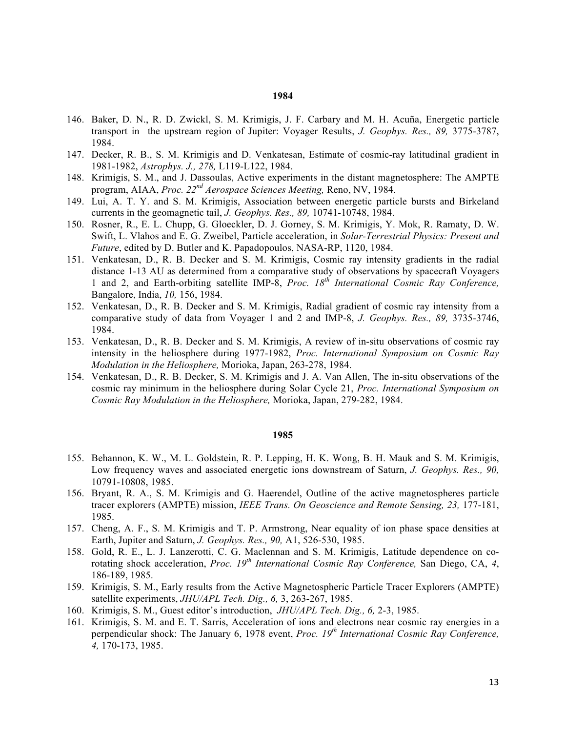**1984**

146. Baker, D. N., R. D. Zwickl, S. M. Krimigis, J. F. Carbary and M. H. Acuña, Energetic particle transport in the upstream region of Jupiter: Voyager Results, *J. Geophys. Res., 89,* 3775-3787, 1984.
147. Decker, R. B., S. M. Krimigis and D. Venkatesan, Estimate of cosmic-ray latitudinal gradient in 1981-1982, *Astrophys. J., 278,* L119-L122, 1984.
148. Krimigis, S. M., and J. Dassoulas, Active experiments in the distant magnetosphere: The AMPTE program, AIAA, *Proc. 22nd Aerospace Sciences Meeting,* Reno, NV, 1984.
149. Lui, A. T. Y. and S. M. Krimigis, Association between energetic particle bursts and Birkeland currents in the geomagnetic tail, *J. Geophys. Res., 89,* 10741-10748, 1984.
150. Rosner, R., E. L. Chupp, G. Gloeckler, D. J. Gorney, S. M. Krimigis, Y. Mok, R. Ramaty, D. W. Swift, L. Vlahos and E. G. Zweibel, Particle acceleration, in *Solar-Terrestrial Physics: Present and Future*, edited by D. Butler and K. Papadopoulos, NASA-RP, 1120, 1984.
151. Venkatesan, D., R. B. Decker and S. M. Krimigis, Cosmic ray intensity gradients in the radial distance 1-13 AU as determined from a comparative study of observations by spacecraft Voyagers 1 and 2, and Earth-orbiting satellite IMP-8, *Proc. 18th International Cosmic Ray Conference,* Bangalore, India, *10,* 156, 1984.
152. Venkatesan, D., R. B. Decker and S. M. Krimigis, Radial gradient of cosmic ray intensity from a comparative study of data from Voyager 1 and 2 and IMP-8, *J. Geophys. Res., 89,* 3735-3746, 1984.
153. Venkatesan, D., R. B. Decker and S. M. Krimigis, A review of in-situ observations of cosmic ray intensity in the heliosphere during 1977-1982, *Proc. International Symposium on Cosmic Ray Modulation in the Heliosphere,* Morioka, Japan, 263-278, 1984.
154. Venkatesan, D., R. B. Decker, S. M. Krimigis and J. A. Van Allen, The in-situ observations of the cosmic ray minimum in the heliosphere during Solar Cycle 21, *Proc. International Symposium on Cosmic Ray Modulation in the Heliosphere,* Morioka, Japan, 279-282, 1984.

**1985**

155. Behannon, K. W., M. L. Goldstein, R. P. Lepping, H. K. Wong, B. H. Mauk and S. M. Krimigis, Low frequency waves and associated energetic ions downstream of Saturn, *J. Geophys. Res., 90,* 10791-10808, 1985.
156. Bryant, R. A., S. M. Krimigis and G. Haerendel, Outline of the active magnetospheres particle tracer explorers (AMPTE) mission, *IEEE Trans. On Geoscience and Remote Sensing, 23,* 177-181, 1985.
157. Cheng, A. F., S. M. Krimigis and T. P. Armstrong, Near equality of ion phase space densities at Earth, Jupiter and Saturn, *J. Geophys. Res., 90,* A1, 526-530, 1985.
158. Gold, R. E., L. J. Lanzerotti, C. G. Maclennan and S. M. Krimigis, Latitude dependence on co-rotating shock acceleration, *Proc. 19th International Cosmic Ray Conference,* San Diego, CA, *4*, 186-189, 1985.
159. Krimigis, S. M., Early results from the Active Magnetospheric Particle Tracer Explorers (AMPTE) satellite experiments, *JHU/APL Tech. Dig., 6,* 3, 263-267, 1985.
160. Krimigis, S. M., Guest editor's introduction, *JHU/APL Tech. Dig., 6,* 2-3, 1985.
161. Krimigis, S. M. and E. T. Sarris, Acceleration of ions and electrons near cosmic ray energies in a perpendicular shock: The January 6, 1978 event, *Proc. 19th International Cosmic Ray Conference, 4,* 170-173, 1985.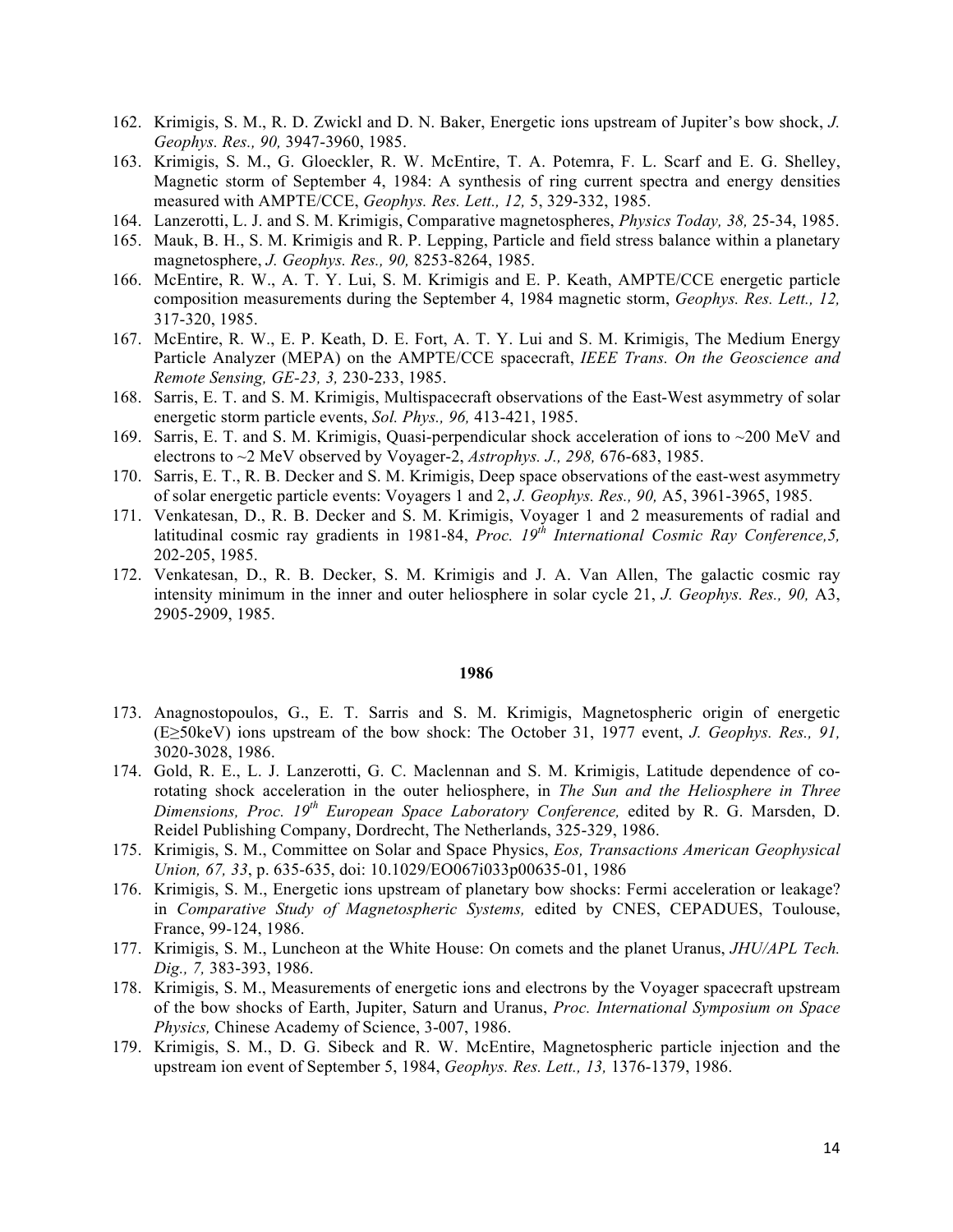162. Krimigis, S. M., R. D. Zwickl and D. N. Baker, Energetic ions upstream of Jupiter's bow shock, *J. Geophys. Res., 90,* 3947-3960, 1985.
163. Krimigis, S. M., G. Gloeckler, R. W. McEntire, T. A. Potemra, F. L. Scarf and E. G. Shelley, Magnetic storm of September 4, 1984: A synthesis of ring current spectra and energy densities measured with AMPTE/CCE, *Geophys. Res. Lett., 12,* 5, 329-332, 1985.
164. Lanzerotti, L. J. and S. M. Krimigis, Comparative magnetospheres, *Physics Today, 38,* 25-34, 1985.
165. Mauk, B. H., S. M. Krimigis and R. P. Lepping, Particle and field stress balance within a planetary magnetosphere, *J. Geophys. Res., 90,* 8253-8264, 1985.
166. McEntire, R. W., A. T. Y. Lui, S. M. Krimigis and E. P. Keath, AMPTE/CCE energetic particle composition measurements during the September 4, 1984 magnetic storm, *Geophys. Res. Lett., 12,* 317-320, 1985.
167. McEntire, R. W., E. P. Keath, D. E. Fort, A. T. Y. Lui and S. M. Krimigis, The Medium Energy Particle Analyzer (MEPA) on the AMPTE/CCE spacecraft, *IEEE Trans. On the Geoscience and Remote Sensing, GE-23, 3,* 230-233, 1985.
168. Sarris, E. T. and S. M. Krimigis, Multispacecraft observations of the East-West asymmetry of solar energetic storm particle events, *Sol. Phys., 96,* 413-421, 1985.
169. Sarris, E. T. and S. M. Krimigis, Quasi-perpendicular shock acceleration of ions to ~200 MeV and electrons to ~2 MeV observed by Voyager-2, *Astrophys. J., 298,* 676-683, 1985.
170. Sarris, E. T., R. B. Decker and S. M. Krimigis, Deep space observations of the east-west asymmetry of solar energetic particle events: Voyagers 1 and 2, *J. Geophys. Res., 90,* A5, 3961-3965, 1985.
171. Venkatesan, D., R. B. Decker and S. M. Krimigis, Voyager 1 and 2 measurements of radial and latitudinal cosmic ray gradients in 1981-84, *Proc. 19th International Cosmic Ray Conference,5,* 202-205, 1985.
172. Venkatesan, D., R. B. Decker, S. M. Krimigis and J. A. Van Allen, The galactic cosmic ray intensity minimum in the inner and outer heliosphere in solar cycle 21, *J. Geophys. Res., 90,* A3, 2905-2909, 1985.

**1986**

173. Anagnostopoulos, G., E. T. Sarris and S. M. Krimigis, Magnetospheric origin of energetic (E≥50keV) ions upstream of the bow shock: The October 31, 1977 event, *J. Geophys. Res., 91,* 3020-3028, 1986.
174. Gold, R. E., L. J. Lanzerotti, G. C. Maclennan and S. M. Krimigis, Latitude dependence of co-rotating shock acceleration in the outer heliosphere, in *The Sun and the Heliosphere in Three Dimensions, Proc. 19th European Space Laboratory Conference,* edited by R. G. Marsden, D. Reidel Publishing Company, Dordrecht, The Netherlands, 325-329, 1986.
175. Krimigis, S. M., Committee on Solar and Space Physics, *Eos, Transactions American Geophysical Union, 67, 33*, p. 635-635, doi: 10.1029/EO067i033p00635-01, 1986
176. Krimigis, S. M., Energetic ions upstream of planetary bow shocks: Fermi acceleration or leakage? in *Comparative Study of Magnetospheric Systems,* edited by CNES, CEPADUES, Toulouse, France, 99-124, 1986.
177. Krimigis, S. M., Luncheon at the White House: On comets and the planet Uranus, *JHU/APL Tech. Dig., 7,* 383-393, 1986.
178. Krimigis, S. M., Measurements of energetic ions and electrons by the Voyager spacecraft upstream of the bow shocks of Earth, Jupiter, Saturn and Uranus, *Proc. International Symposium on Space Physics,* Chinese Academy of Science, 3-007, 1986.
179. Krimigis, S. M., D. G. Sibeck and R. W. McEntire, Magnetospheric particle injection and the upstream ion event of September 5, 1984, *Geophys. Res. Lett., 13,* 1376-1379, 1986.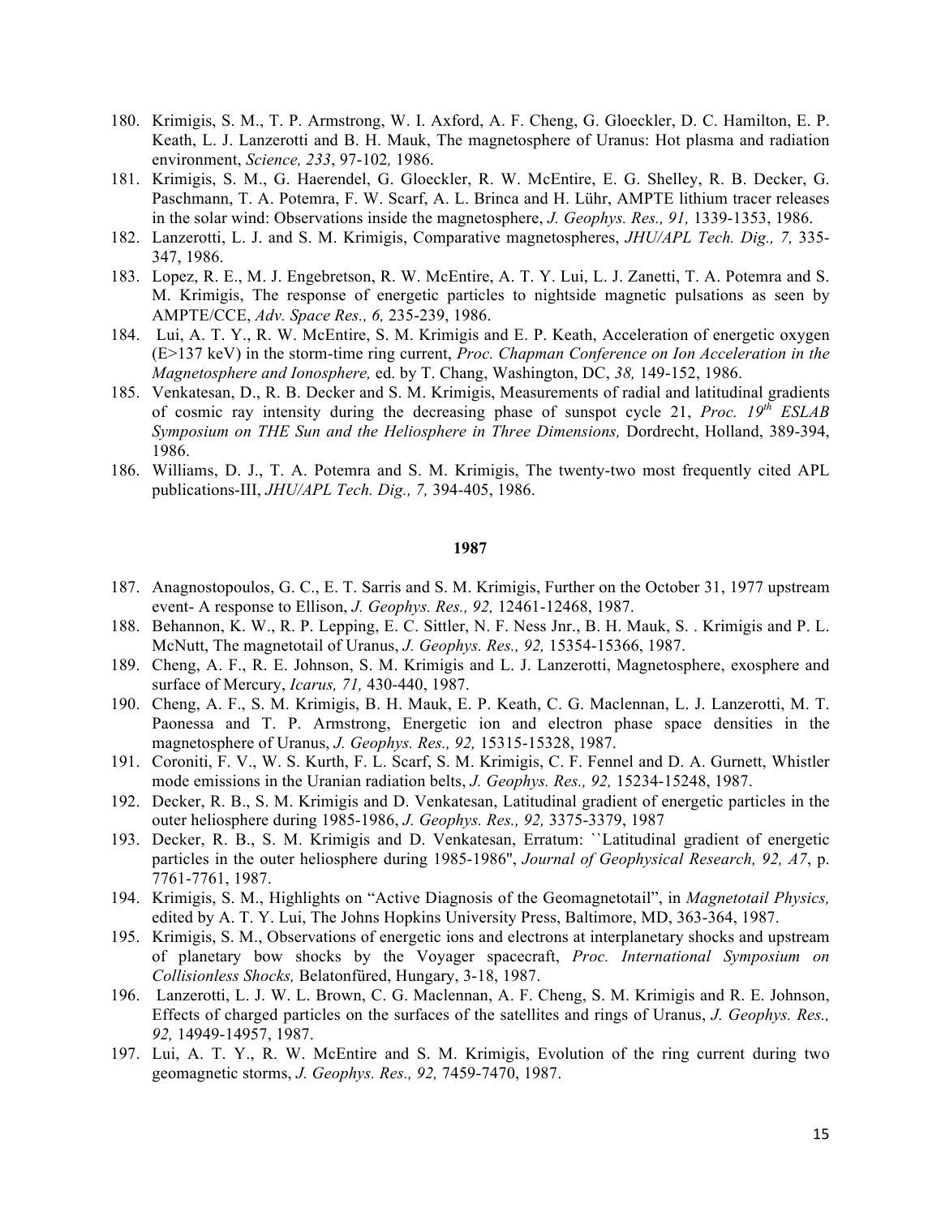180. Krimigis, S. M., T. P. Armstrong, W. I. Axford, A. F. Cheng, G. Gloeckler, D. C. Hamilton, E. P. Keath, L. J. Lanzerotti and B. H. Mauk, The magnetosphere of Uranus: Hot plasma and radiation environment, *Science, 233*, 97-102*,* 1986.
181. Krimigis, S. M., G. Haerendel, G. Gloeckler, R. W. McEntire, E. G. Shelley, R. B. Decker, G. Paschmann, T. A. Potemra, F. W. Scarf, A. L. Brinca and H. Lühr, AMPTE lithium tracer releases in the solar wind: Observations inside the magnetosphere, *J. Geophys. Res., 91,* 1339-1353, 1986.
182. Lanzerotti, L. J. and S. M. Krimigis, Comparative magnetospheres, *JHU/APL Tech. Dig., 7,* 335-347, 1986.
183. Lopez, R. E., M. J. Engebretson, R. W. McEntire, A. T. Y. Lui, L. J. Zanetti, T. A. Potemra and S. M. Krimigis, The response of energetic particles to nightside magnetic pulsations as seen by AMPTE/CCE, *Adv. Space Res., 6,* 235-239, 1986.
184. Lui, A. T. Y., R. W. McEntire, S. M. Krimigis and E. P. Keath, Acceleration of energetic oxygen (E>137 keV) in the storm-time ring current, *Proc. Chapman Conference on Ion Acceleration in the Magnetosphere and Ionosphere,* ed. by T. Chang, Washington, DC, *38,* 149-152, 1986.
185. Venkatesan, D., R. B. Decker and S. M. Krimigis, Measurements of radial and latitudinal gradients of cosmic ray intensity during the decreasing phase of sunspot cycle 21, *Proc. 19th ESLAB Symposium on THE Sun and the Heliosphere in Three Dimensions,* Dordrecht, Holland, 389-394, 1986.
186. Williams, D. J., T. A. Potemra and S. M. Krimigis, The twenty-two most frequently cited APL publications-III, *JHU/APL Tech. Dig., 7,* 394-405, 1986.

**1987**

187. Anagnostopoulos, G. C., E. T. Sarris and S. M. Krimigis, Further on the October 31, 1977 upstream event- A response to Ellison, *J. Geophys. Res., 92,* 12461-12468, 1987.
188. Behannon, K. W., R. P. Lepping, E. C. Sittler, N. F. Ness Jnr., B. H. Mauk, S. . Krimigis and P. L. McNutt, The magnetotail of Uranus, *J. Geophys. Res., 92,* 15354-15366, 1987.
189. Cheng, A. F., R. E. Johnson, S. M. Krimigis and L. J. Lanzerotti, Magnetosphere, exosphere and surface of Mercury, *Icarus, 71,* 430-440, 1987.
190. Cheng, A. F., S. M. Krimigis, B. H. Mauk, E. P. Keath, C. G. Maclennan, L. J. Lanzerotti, M. T. Paonessa and T. P. Armstrong, Energetic ion and electron phase space densities in the magnetosphere of Uranus, *J. Geophys. Res., 92,* 15315-15328, 1987.
191. Coroniti, F. V., W. S. Kurth, F. L. Scarf, S. M. Krimigis, C. F. Fennel and D. A. Gurnett, Whistler mode emissions in the Uranian radiation belts, *J. Geophys. Res., 92,* 15234-15248, 1987.
192. Decker, R. B., S. M. Krimigis and D. Venkatesan, Latitudinal gradient of energetic particles in the outer heliosphere during 1985-1986, *J. Geophys. Res., 92,* 3375-3379, 1987
193. Decker, R. B., S. M. Krimigis and D. Venkatesan, Erratum: ``Latitudinal gradient of energetic particles in the outer heliosphere during 1985-1986'', *Journal of Geophysical Research, 92, A7*, p. 7761-7761, 1987.
194. Krimigis, S. M., Highlights on "Active Diagnosis of the Geomagnetotail", in *Magnetotail Physics,* edited by A. T. Y. Lui, The Johns Hopkins University Press, Baltimore, MD, 363-364, 1987.
195. Krimigis, S. M., Observations of energetic ions and electrons at interplanetary shocks and upstream of planetary bow shocks by the Voyager spacecraft, *Proc. International Symposium on Collisionless Shocks,* Belatonfüred, Hungary, 3-18, 1987.
196. Lanzerotti, L. J. W. L. Brown, C. G. Maclennan, A. F. Cheng, S. M. Krimigis and R. E. Johnson, Effects of charged particles on the surfaces of the satellites and rings of Uranus, *J. Geophys. Res., 92,* 14949-14957, 1987.
197. Lui, A. T. Y., R. W. McEntire and S. M. Krimigis, Evolution of the ring current during two geomagnetic storms, *J. Geophys. Res., 92,* 7459-7470, 1987.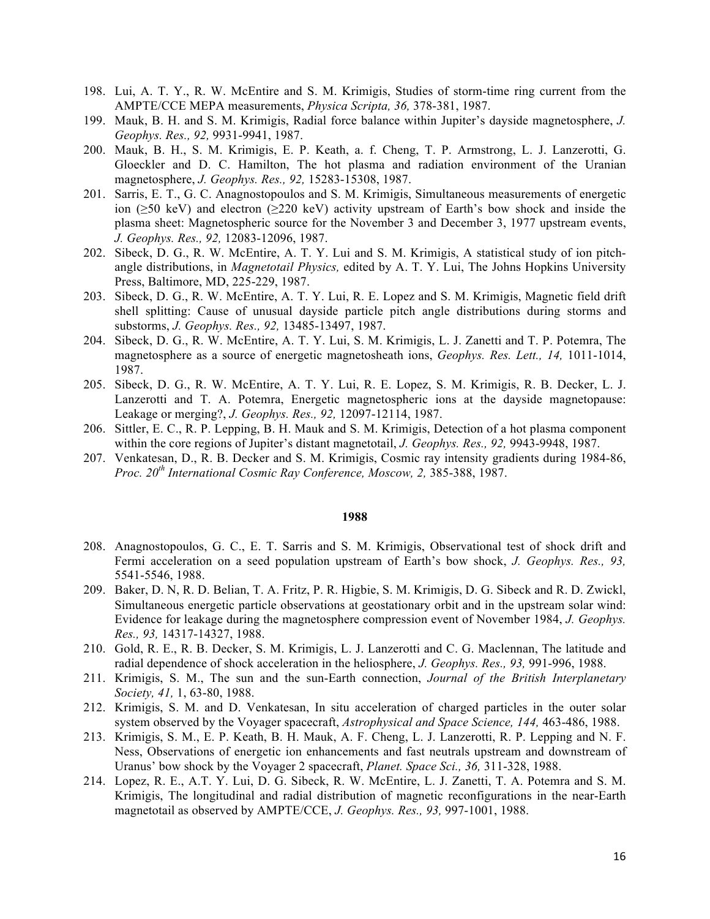198. Lui, A. T. Y., R. W. McEntire and S. M. Krimigis, Studies of storm-time ring current from the AMPTE/CCE MEPA measurements, *Physica Scripta, 36,* 378-381, 1987.
199. Mauk, B. H. and S. M. Krimigis, Radial force balance within Jupiter's dayside magnetosphere, *J. Geophys. Res., 92,* 9931-9941, 1987.
200. Mauk, B. H., S. M. Krimigis, E. P. Keath, a. f. Cheng, T. P. Armstrong, L. J. Lanzerotti, G. Gloeckler and D. C. Hamilton, The hot plasma and radiation environment of the Uranian magnetosphere, *J. Geophys. Res., 92,* 15283-15308, 1987.
201. Sarris, E. T., G. C. Anagnostopoulos and S. M. Krimigis, Simultaneous measurements of energetic ion (≥50 keV) and electron (≥220 keV) activity upstream of Earth's bow shock and inside the plasma sheet: Magnetospheric source for the November 3 and December 3, 1977 upstream events, *J. Geophys. Res., 92,* 12083-12096, 1987.
202. Sibeck, D. G., R. W. McEntire, A. T. Y. Lui and S. M. Krimigis, A statistical study of ion pitch-angle distributions, in *Magnetotail Physics,* edited by A. T. Y. Lui, The Johns Hopkins University Press, Baltimore, MD, 225-229, 1987.
203. Sibeck, D. G., R. W. McEntire, A. T. Y. Lui, R. E. Lopez and S. M. Krimigis, Magnetic field drift shell splitting: Cause of unusual dayside particle pitch angle distributions during storms and substorms, *J. Geophys. Res., 92,* 13485-13497, 1987.
204. Sibeck, D. G., R. W. McEntire, A. T. Y. Lui, S. M. Krimigis, L. J. Zanetti and T. P. Potemra, The magnetosphere as a source of energetic magnetosheath ions, *Geophys. Res. Lett., 14,* 1011-1014, 1987.
205. Sibeck, D. G., R. W. McEntire, A. T. Y. Lui, R. E. Lopez, S. M. Krimigis, R. B. Decker, L. J. Lanzerotti and T. A. Potemra, Energetic magnetospheric ions at the dayside magnetopause: Leakage or merging?, *J. Geophys. Res., 92,* 12097-12114, 1987.
206. Sittler, E. C., R. P. Lepping, B. H. Mauk and S. M. Krimigis, Detection of a hot plasma component within the core regions of Jupiter's distant magnetotail, *J. Geophys. Res., 92,* 9943-9948, 1987.
207. Venkatesan, D., R. B. Decker and S. M. Krimigis, Cosmic ray intensity gradients during 1984-86, *Proc. 20th International Cosmic Ray Conference, Moscow, 2,* 385-388, 1987.

**1988**

208. Anagnostopoulos, G. C., E. T. Sarris and S. M. Krimigis, Observational test of shock drift and Fermi acceleration on a seed population upstream of Earth's bow shock, *J. Geophys. Res., 93,* 5541-5546, 1988.
209. Baker, D. N, R. D. Belian, T. A. Fritz, P. R. Higbie, S. M. Krimigis, D. G. Sibeck and R. D. Zwickl, Simultaneous energetic particle observations at geostationary orbit and in the upstream solar wind: Evidence for leakage during the magnetosphere compression event of November 1984, *J. Geophys. Res., 93,* 14317-14327, 1988.
210. Gold, R. E., R. B. Decker, S. M. Krimigis, L. J. Lanzerotti and C. G. Maclennan, The latitude and radial dependence of shock acceleration in the heliosphere, *J. Geophys. Res., 93,* 991-996, 1988.
211. Krimigis, S. M., The sun and the sun-Earth connection, *Journal of the British Interplanetary Society, 41,* 1, 63-80, 1988.
212. Krimigis, S. M. and D. Venkatesan, In situ acceleration of charged particles in the outer solar system observed by the Voyager spacecraft, *Astrophysical and Space Science, 144,* 463-486, 1988.
213. Krimigis, S. M., E. P. Keath, B. H. Mauk, A. F. Cheng, L. J. Lanzerotti, R. P. Lepping and N. F. Ness, Observations of energetic ion enhancements and fast neutrals upstream and downstream of Uranus' bow shock by the Voyager 2 spacecraft, *Planet. Space Sci., 36,* 311-328, 1988.
214. Lopez, R. E., A.T. Y. Lui, D. G. Sibeck, R. W. McEntire, L. J. Zanetti, T. A. Potemra and S. M. Krimigis, The longitudinal and radial distribution of magnetic reconfigurations in the near-Earth magnetotail as observed by AMPTE/CCE, *J. Geophys. Res., 93,* 997-1001, 1988.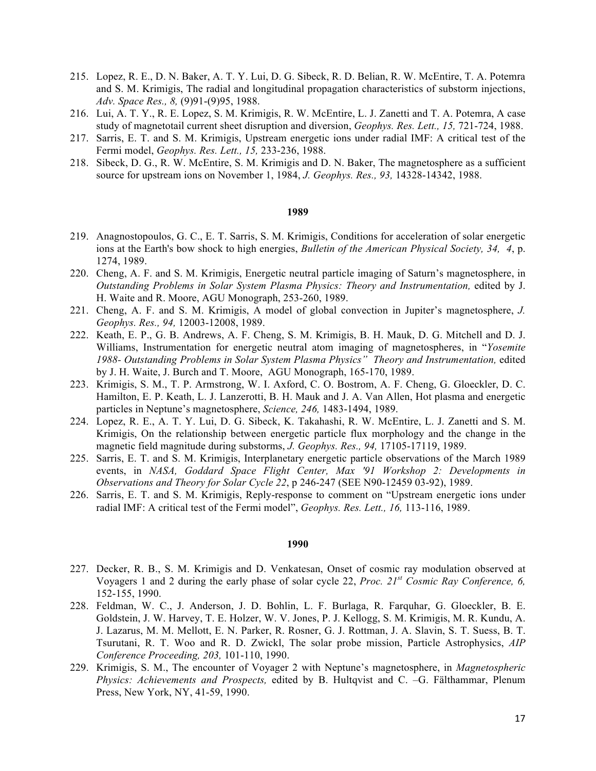215. Lopez, R. E., D. N. Baker, A. T. Y. Lui, D. G. Sibeck, R. D. Belian, R. W. McEntire, T. A. Potemra and S. M. Krimigis, The radial and longitudinal propagation characteristics of substorm injections, *Adv. Space Res., 8,* (9)91-(9)95, 1988.
216. Lui, A. T. Y., R. E. Lopez, S. M. Krimigis, R. W. McEntire, L. J. Zanetti and T. A. Potemra, A case study of magnetotail current sheet disruption and diversion, *Geophys. Res. Lett., 15,* 721-724, 1988.
217. Sarris, E. T. and S. M. Krimigis, Upstream energetic ions under radial IMF: A critical test of the Fermi model, *Geophys. Res. Lett., 15,* 233-236, 1988.
218. Sibeck, D. G., R. W. McEntire, S. M. Krimigis and D. N. Baker, The magnetosphere as a sufficient source for upstream ions on November 1, 1984, *J. Geophys. Res., 93,* 14328-14342, 1988.

**1989**

219. Anagnostopoulos, G. C., E. T. Sarris, S. M. Krimigis, Conditions for acceleration of solar energetic ions at the Earth's bow shock to high energies, *Bulletin of the American Physical Society, 34, 4*, p. 1274, 1989.
220. Cheng, A. F. and S. M. Krimigis, Energetic neutral particle imaging of Saturn's magnetosphere, in *Outstanding Problems in Solar System Plasma Physics: Theory and Instrumentation,* edited by J. H. Waite and R. Moore, AGU Monograph, 253-260, 1989.
221. Cheng, A. F. and S. M. Krimigis, A model of global convection in Jupiter's magnetosphere, *J. Geophys. Res., 94,* 12003-12008, 1989.
222. Keath, E. P., G. B. Andrews, A. F. Cheng, S. M. Krimigis, B. H. Mauk, D. G. Mitchell and D. J. Williams, Instrumentation for energetic neutral atom imaging of magnetospheres, in "*Yosemite 1988- Outstanding Problems in Solar System Plasma Physics" Theory and Instrumentation,* edited by J. H. Waite, J. Burch and T. Moore, AGU Monograph, 165-170, 1989.
223. Krimigis, S. M., T. P. Armstrong, W. I. Axford, C. O. Bostrom, A. F. Cheng, G. Gloeckler, D. C. Hamilton, E. P. Keath, L. J. Lanzerotti, B. H. Mauk and J. A. Van Allen, Hot plasma and energetic particles in Neptune's magnetosphere, *Science, 246,* 1483-1494, 1989.
224. Lopez, R. E., A. T. Y. Lui, D. G. Sibeck, K. Takahashi, R. W. McEntire, L. J. Zanetti and S. M. Krimigis, On the relationship between energetic particle flux morphology and the change in the magnetic field magnitude during substorms, *J. Geophys. Res., 94,* 17105-17119, 1989.
225. Sarris, E. T. and S. M. Krimigis, Interplanetary energetic particle observations of the March 1989 events, in *NASA, Goddard Space Flight Center, Max '91 Workshop 2: Developments in Observations and Theory for Solar Cycle 22*, p 246-247 (SEE N90-12459 03-92), 1989.
226. Sarris, E. T. and S. M. Krimigis, Reply-response to comment on "Upstream energetic ions under radial IMF: A critical test of the Fermi model", *Geophys. Res. Lett., 16,* 113-116, 1989.

**1990**

227. Decker, R. B., S. M. Krimigis and D. Venkatesan, Onset of cosmic ray modulation observed at Voyagers 1 and 2 during the early phase of solar cycle 22, *Proc. 21st Cosmic Ray Conference, 6,* 152-155, 1990.
228. Feldman, W. C., J. Anderson, J. D. Bohlin, L. F. Burlaga, R. Farquhar, G. Gloeckler, B. E. Goldstein, J. W. Harvey, T. E. Holzer, W. V. Jones, P. J. Kellogg, S. M. Krimigis, M. R. Kundu, A. J. Lazarus, M. M. Mellott, E. N. Parker, R. Rosner, G. J. Rottman, J. A. Slavin, S. T. Suess, B. T. Tsurutani, R. T. Woo and R. D. Zwickl, The solar probe mission, Particle Astrophysics, *AIP Conference Proceeding, 203,* 101-110, 1990.
229. Krimigis, S. M., The encounter of Voyager 2 with Neptune's magnetosphere, in *Magnetospheric Physics: Achievements and Prospects,* edited by B. Hultqvist and C. –G. Fälthammar, Plenum Press, New York, NY, 41-59, 1990.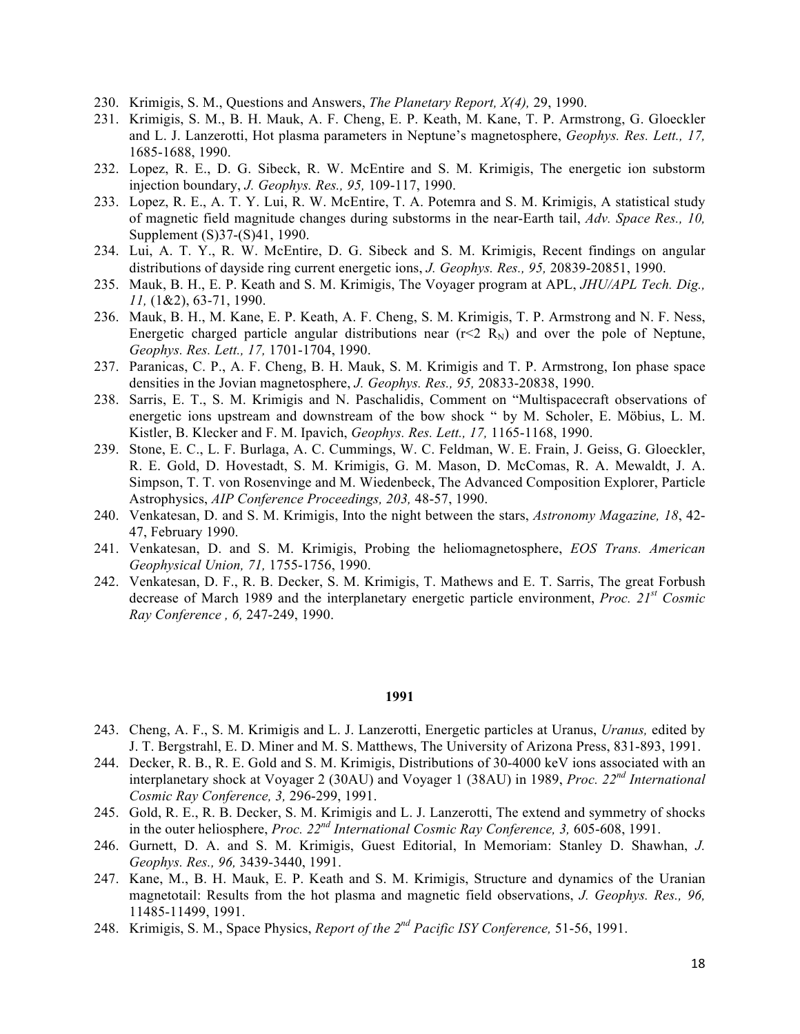230. Krimigis, S. M., Questions and Answers, *The Planetary Report, X(4),* 29, 1990.
231. Krimigis, S. M., B. H. Mauk, A. F. Cheng, E. P. Keath, M. Kane, T. P. Armstrong, G. Gloeckler and L. J. Lanzerotti, Hot plasma parameters in Neptune's magnetosphere, *Geophys. Res. Lett., 17,* 1685-1688, 1990.
232. Lopez, R. E., D. G. Sibeck, R. W. McEntire and S. M. Krimigis, The energetic ion substorm injection boundary, *J. Geophys. Res., 95,* 109-117, 1990.
233. Lopez, R. E., A. T. Y. Lui, R. W. McEntire, T. A. Potemra and S. M. Krimigis, A statistical study of magnetic field magnitude changes during substorms in the near-Earth tail, *Adv. Space Res., 10,* Supplement (S)37-(S)41, 1990.
234. Lui, A. T. Y., R. W. McEntire, D. G. Sibeck and S. M. Krimigis, Recent findings on angular distributions of dayside ring current energetic ions, *J. Geophys. Res., 95,* 20839-20851, 1990.
235. Mauk, B. H., E. P. Keath and S. M. Krimigis, The Voyager program at APL, *JHU/APL Tech. Dig., 11,* (1&2), 63-71, 1990.
236. Mauk, B. H., M. Kane, E. P. Keath, A. F. Cheng, S. M. Krimigis, T. P. Armstrong and N. F. Ness, Energetic charged particle angular distributions near ($r<2$ $R_N$) and over the pole of Neptune, *Geophys. Res. Lett., 17,* 1701-1704, 1990.
237. Paranicas, C. P., A. F. Cheng, B. H. Mauk, S. M. Krimigis and T. P. Armstrong, Ion phase space densities in the Jovian magnetosphere, *J. Geophys. Res., 95,* 20833-20838, 1990.
238. Sarris, E. T., S. M. Krimigis and N. Paschalidis, Comment on "Multispacecraft observations of energetic ions upstream and downstream of the bow shock " by M. Scholer, E. Möbius, L. M. Kistler, B. Klecker and F. M. Ipavich, *Geophys. Res. Lett., 17,* 1165-1168, 1990.
239. Stone, E. C., L. F. Burlaga, A. C. Cummings, W. C. Feldman, W. E. Frain, J. Geiss, G. Gloeckler, R. E. Gold, D. Hovestadt, S. M. Krimigis, G. M. Mason, D. McComas, R. A. Mewaldt, J. A. Simpson, T. T. von Rosenvinge and M. Wiedenbeck, The Advanced Composition Explorer, Particle Astrophysics, *AIP Conference Proceedings, 203,* 48-57, 1990.
240. Venkatesan, D. and S. M. Krimigis, Into the night between the stars, *Astronomy Magazine, 18*, 42-47, February 1990.
241. Venkatesan, D. and S. M. Krimigis, Probing the heliomagnetosphere, *EOS Trans. American Geophysical Union, 71,* 1755-1756, 1990.
242. Venkatesan, D. F., R. B. Decker, S. M. Krimigis, T. Mathews and E. T. Sarris, The great Forbush decrease of March 1989 and the interplanetary energetic particle environment, *Proc. 21st Cosmic Ray Conference , 6,* 247-249, 1990.

**1991**

243. Cheng, A. F., S. M. Krimigis and L. J. Lanzerotti, Energetic particles at Uranus, *Uranus,* edited by J. T. Bergstrahl, E. D. Miner and M. S. Matthews, The University of Arizona Press, 831-893, 1991.
244. Decker, R. B., R. E. Gold and S. M. Krimigis, Distributions of 30-4000 keV ions associated with an interplanetary shock at Voyager 2 (30AU) and Voyager 1 (38AU) in 1989, *Proc. 22nd International Cosmic Ray Conference, 3,* 296-299, 1991.
245. Gold, R. E., R. B. Decker, S. M. Krimigis and L. J. Lanzerotti, The extend and symmetry of shocks in the outer heliosphere, *Proc. 22nd International Cosmic Ray Conference, 3,* 605-608, 1991.
246. Gurnett, D. A. and S. M. Krimigis, Guest Editorial, In Memoriam: Stanley D. Shawhan, *J. Geophys. Res., 96,* 3439-3440, 1991.
247. Kane, M., B. H. Mauk, E. P. Keath and S. M. Krimigis, Structure and dynamics of the Uranian magnetotail: Results from the hot plasma and magnetic field observations, *J. Geophys. Res., 96,* 11485-11499, 1991.
248. Krimigis, S. M., Space Physics, *Report of the 2nd Pacific ISY Conference,* 51-56, 1991.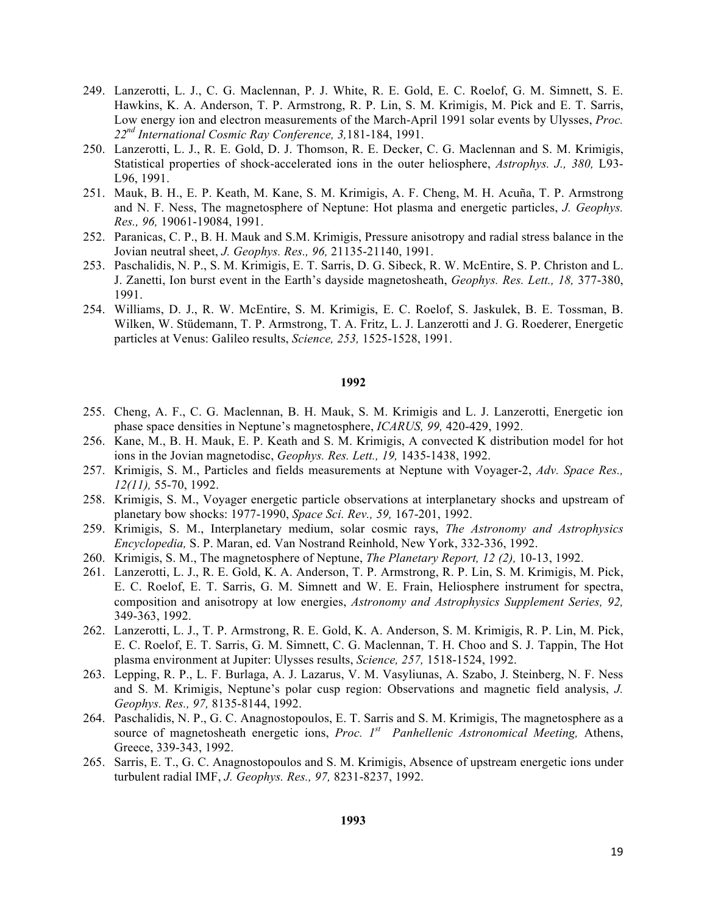249. Lanzerotti, L. J., C. G. Maclennan, P. J. White, R. E. Gold, E. C. Roelof, G. M. Simnett, S. E. Hawkins, K. A. Anderson, T. P. Armstrong, R. P. Lin, S. M. Krimigis, M. Pick and E. T. Sarris, Low energy ion and electron measurements of the March-April 1991 solar events by Ulysses, *Proc. 22nd International Cosmic Ray Conference, 3,*181-184, 1991.
250. Lanzerotti, L. J., R. E. Gold, D. J. Thomson, R. E. Decker, C. G. Maclennan and S. M. Krimigis, Statistical properties of shock-accelerated ions in the outer heliosphere, *Astrophys. J., 380,* L93-L96, 1991.
251. Mauk, B. H., E. P. Keath, M. Kane, S. M. Krimigis, A. F. Cheng, M. H. Acuña, T. P. Armstrong and N. F. Ness, The magnetosphere of Neptune: Hot plasma and energetic particles, *J. Geophys. Res., 96,* 19061-19084, 1991.
252. Paranicas, C. P., B. H. Mauk and S.M. Krimigis, Pressure anisotropy and radial stress balance in the Jovian neutral sheet, *J. Geophys. Res., 96,* 21135-21140, 1991.
253. Paschalidis, N. P., S. M. Krimigis, E. T. Sarris, D. G. Sibeck, R. W. McEntire, S. P. Christon and L. J. Zanetti, Ion burst event in the Earth's dayside magnetosheath, *Geophys. Res. Lett., 18,* 377-380, 1991.
254. Williams, D. J., R. W. McEntire, S. M. Krimigis, E. C. Roelof, S. Jaskulek, B. E. Tossman, B. Wilken, W. Stüdemann, T. P. Armstrong, T. A. Fritz, L. J. Lanzerotti and J. G. Roederer, Energetic particles at Venus: Galileo results, *Science, 253,* 1525-1528, 1991.

**1992**

255. Cheng, A. F., C. G. Maclennan, B. H. Mauk, S. M. Krimigis and L. J. Lanzerotti, Energetic ion phase space densities in Neptune's magnetosphere, *ICARUS, 99,* 420-429, 1992.
256. Kane, M., B. H. Mauk, E. P. Keath and S. M. Krimigis, A convected K distribution model for hot ions in the Jovian magnetodisc, *Geophys. Res. Lett., 19,* 1435-1438, 1992.
257. Krimigis, S. M., Particles and fields measurements at Neptune with Voyager-2, *Adv. Space Res., 12(11),* 55-70, 1992.
258. Krimigis, S. M., Voyager energetic particle observations at interplanetary shocks and upstream of planetary bow shocks: 1977-1990, *Space Sci. Rev., 59,* 167-201, 1992.
259. Krimigis, S. M., Interplanetary medium, solar cosmic rays, *The Astronomy and Astrophysics Encyclopedia,* S. P. Maran, ed. Van Nostrand Reinhold, New York, 332-336, 1992.
260. Krimigis, S. M., The magnetosphere of Neptune, *The Planetary Report, 12 (2),* 10-13, 1992.
261. Lanzerotti, L. J., R. E. Gold, K. A. Anderson, T. P. Armstrong, R. P. Lin, S. M. Krimigis, M. Pick, E. C. Roelof, E. T. Sarris, G. M. Simnett and W. E. Frain, Heliosphere instrument for spectra, composition and anisotropy at low energies, *Astronomy and Astrophysics Supplement Series, 92,* 349-363, 1992.
262. Lanzerotti, L. J., T. P. Armstrong, R. E. Gold, K. A. Anderson, S. M. Krimigis, R. P. Lin, M. Pick, E. C. Roelof, E. T. Sarris, G. M. Simnett, C. G. Maclennan, T. H. Choo and S. J. Tappin, The Hot plasma environment at Jupiter: Ulysses results, *Science, 257,* 1518-1524, 1992.
263. Lepping, R. P., L. F. Burlaga, A. J. Lazarus, V. M. Vasyliunas, A. Szabo, J. Steinberg, N. F. Ness and S. M. Krimigis, Neptune's polar cusp region: Observations and magnetic field analysis, *J. Geophys. Res., 97,* 8135-8144, 1992.
264. Paschalidis, N. P., G. C. Anagnostopoulos, E. T. Sarris and S. M. Krimigis, The magnetosphere as a source of magnetosheath energetic ions, *Proc. 1st Panhellenic Astronomical Meeting,* Athens, Greece, 339-343, 1992.
265. Sarris, E. T., G. C. Anagnostopoulos and S. M. Krimigis, Absence of upstream energetic ions under turbulent radial IMF, *J. Geophys. Res., 97,* 8231-8237, 1992.

**1993**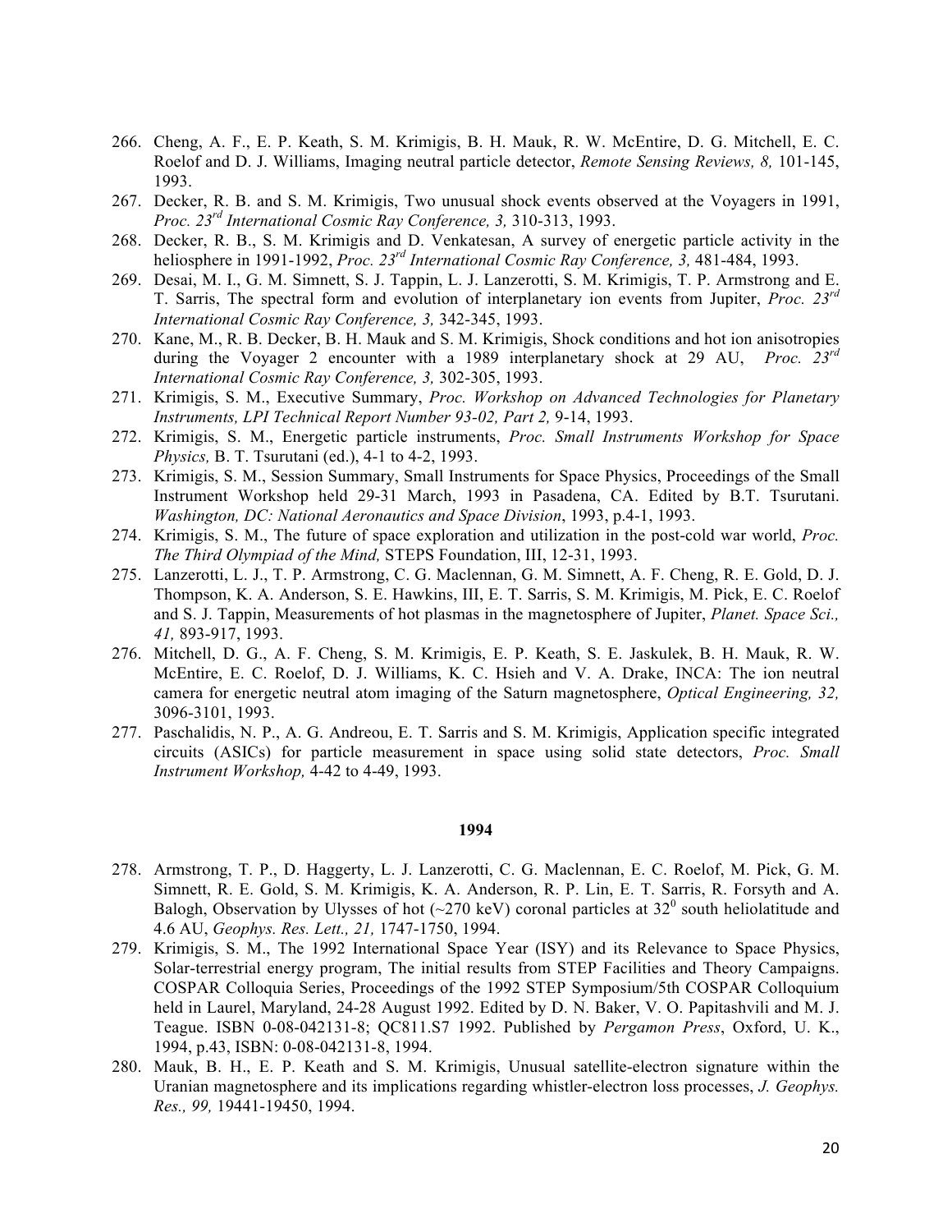266. Cheng, A. F., E. P. Keath, S. M. Krimigis, B. H. Mauk, R. W. McEntire, D. G. Mitchell, E. C. Roelof and D. J. Williams, Imaging neutral particle detector, *Remote Sensing Reviews, 8,* 101-145, 1993.
267. Decker, R. B. and S. M. Krimigis, Two unusual shock events observed at the Voyagers in 1991, *Proc. 23rd International Cosmic Ray Conference, 3,* 310-313, 1993.
268. Decker, R. B., S. M. Krimigis and D. Venkatesan, A survey of energetic particle activity in the heliosphere in 1991-1992, *Proc. 23rd International Cosmic Ray Conference, 3,* 481-484, 1993.
269. Desai, M. I., G. M. Simnett, S. J. Tappin, L. J. Lanzerotti, S. M. Krimigis, T. P. Armstrong and E. T. Sarris, The spectral form and evolution of interplanetary ion events from Jupiter, *Proc. 23rd International Cosmic Ray Conference, 3,* 342-345, 1993.
270. Kane, M., R. B. Decker, B. H. Mauk and S. M. Krimigis, Shock conditions and hot ion anisotropies during the Voyager 2 encounter with a 1989 interplanetary shock at 29 AU, *Proc. 23rd International Cosmic Ray Conference, 3,* 302-305, 1993.
271. Krimigis, S. M., Executive Summary, *Proc. Workshop on Advanced Technologies for Planetary Instruments, LPI Technical Report Number 93-02, Part 2,* 9-14, 1993.
272. Krimigis, S. M., Energetic particle instruments, *Proc. Small Instruments Workshop for Space Physics,* B. T. Tsurutani (ed.), 4-1 to 4-2, 1993.
273. Krimigis, S. M., Session Summary, Small Instruments for Space Physics, Proceedings of the Small Instrument Workshop held 29-31 March, 1993 in Pasadena, CA. Edited by B.T. Tsurutani. *Washington, DC: National Aeronautics and Space Division*, 1993, p.4-1, 1993.
274. Krimigis, S. M., The future of space exploration and utilization in the post-cold war world, *Proc. The Third Olympiad of the Mind,* STEPS Foundation, III, 12-31, 1993.
275. Lanzerotti, L. J., T. P. Armstrong, C. G. Maclennan, G. M. Simnett, A. F. Cheng, R. E. Gold, D. J. Thompson, K. A. Anderson, S. E. Hawkins, III, E. T. Sarris, S. M. Krimigis, M. Pick, E. C. Roelof and S. J. Tappin, Measurements of hot plasmas in the magnetosphere of Jupiter, *Planet. Space Sci., 41,* 893-917, 1993.
276. Mitchell, D. G., A. F. Cheng, S. M. Krimigis, E. P. Keath, S. E. Jaskulek, B. H. Mauk, R. W. McEntire, E. C. Roelof, D. J. Williams, K. C. Hsieh and V. A. Drake, INCA: The ion neutral camera for energetic neutral atom imaging of the Saturn magnetosphere, *Optical Engineering, 32,* 3096-3101, 1993.
277. Paschalidis, N. P., A. G. Andreou, E. T. Sarris and S. M. Krimigis, Application specific integrated circuits (ASICs) for particle measurement in space using solid state detectors, *Proc. Small Instrument Workshop,* 4-42 to 4-49, 1993.

**1994**

278. Armstrong, T. P., D. Haggerty, L. J. Lanzerotti, C. G. Maclennan, E. C. Roelof, M. Pick, G. M. Simnett, R. E. Gold, S. M. Krimigis, K. A. Anderson, R. P. Lin, E. T. Sarris, R. Forsyth and A. Balogh, Observation by Ulysses of hot (~270 keV) coronal particles at $32^0$ south heliolatitude and 4.6 AU, *Geophys. Res. Lett., 21,* 1747-1750, 1994.
279. Krimigis, S. M., The 1992 International Space Year (ISY) and its Relevance to Space Physics, Solar-terrestrial energy program, The initial results from STEP Facilities and Theory Campaigns. COSPAR Colloquia Series, Proceedings of the 1992 STEP Symposium/5th COSPAR Colloquium held in Laurel, Maryland, 24-28 August 1992. Edited by D. N. Baker, V. O. Papitashvili and M. J. Teague. ISBN 0-08-042131-8; QC811.S7 1992. Published by *Pergamon Press*, Oxford, U. K., 1994, p.43, ISBN: 0-08-042131-8, 1994.
280. Mauk, B. H., E. P. Keath and S. M. Krimigis, Unusual satellite-electron signature within the Uranian magnetosphere and its implications regarding whistler-electron loss processes, *J. Geophys. Res., 99,* 19441-19450, 1994.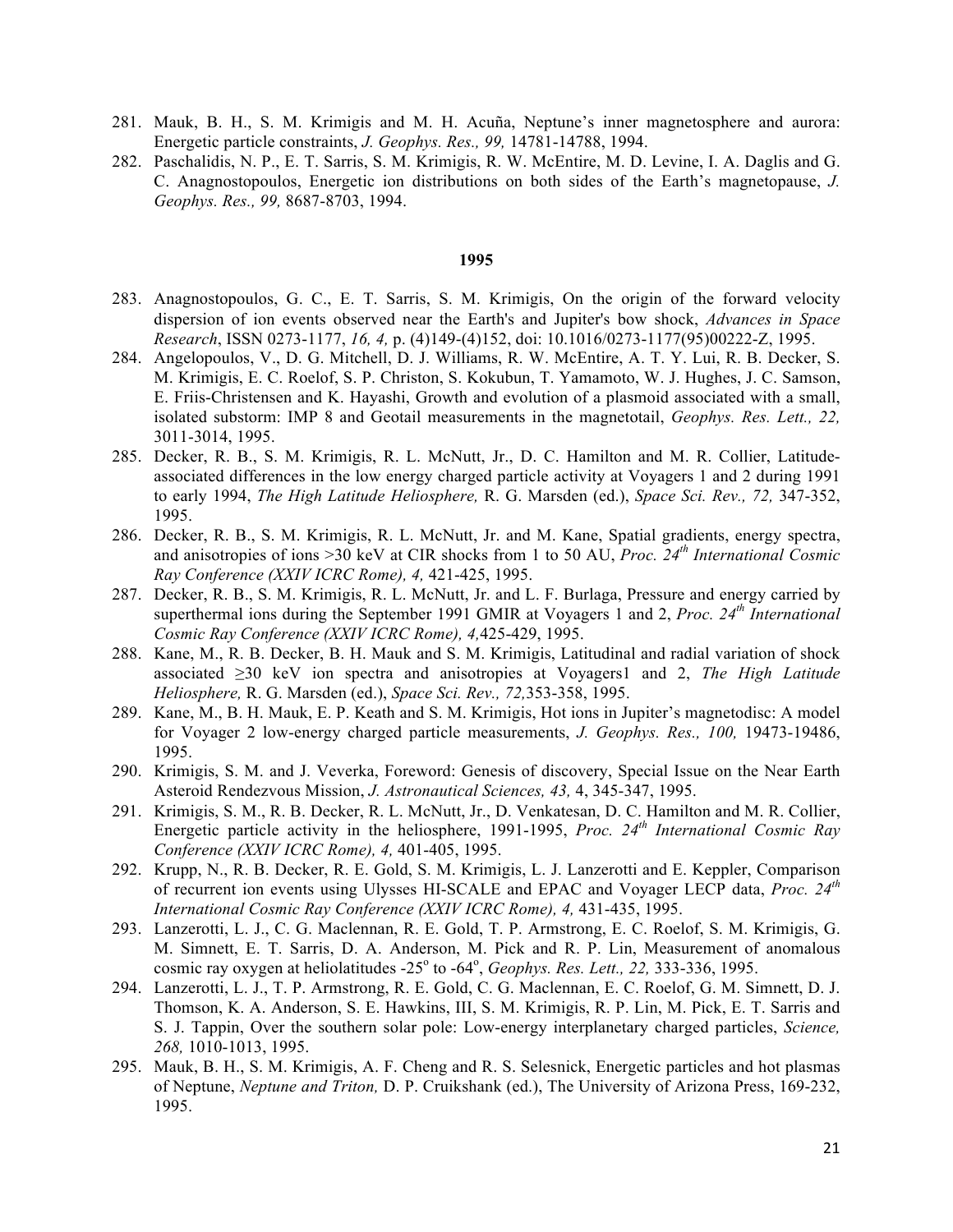281. Mauk, B. H., S. M. Krimigis and M. H. Acuña, Neptune's inner magnetosphere and aurora: Energetic particle constraints, *J. Geophys. Res., 99,* 14781-14788, 1994.
282. Paschalidis, N. P., E. T. Sarris, S. M. Krimigis, R. W. McEntire, M. D. Levine, I. A. Daglis and G. C. Anagnostopoulos, Energetic ion distributions on both sides of the Earth's magnetopause, *J. Geophys. Res., 99,* 8687-8703, 1994.

**1995**

283. Anagnostopoulos, G. C., E. T. Sarris, S. M. Krimigis, On the origin of the forward velocity dispersion of ion events observed near the Earth's and Jupiter's bow shock, *Advances in Space Research*, ISSN 0273-1177, *16, 4,* p. (4)149-(4)152, doi: 10.1016/0273-1177(95)00222-Z, 1995.
284. Angelopoulos, V., D. G. Mitchell, D. J. Williams, R. W. McEntire, A. T. Y. Lui, R. B. Decker, S. M. Krimigis, E. C. Roelof, S. P. Christon, S. Kokubun, T. Yamamoto, W. J. Hughes, J. C. Samson, E. Friis-Christensen and K. Hayashi, Growth and evolution of a plasmoid associated with a small, isolated substorm: IMP 8 and Geotail measurements in the magnetotail, *Geophys. Res. Lett., 22,* 3011-3014, 1995.
285. Decker, R. B., S. M. Krimigis, R. L. McNutt, Jr., D. C. Hamilton and M. R. Collier, Latitude-associated differences in the low energy charged particle activity at Voyagers 1 and 2 during 1991 to early 1994, *The High Latitude Heliosphere,* R. G. Marsden (ed.), *Space Sci. Rev., 72,* 347-352, 1995.
286. Decker, R. B., S. M. Krimigis, R. L. McNutt, Jr. and M. Kane, Spatial gradients, energy spectra, and anisotropies of ions >30 keV at CIR shocks from 1 to 50 AU, *Proc. 24th International Cosmic Ray Conference (XXIV ICRC Rome), 4,* 421-425, 1995.
287. Decker, R. B., S. M. Krimigis, R. L. McNutt, Jr. and L. F. Burlaga, Pressure and energy carried by superthermal ions during the September 1991 GMIR at Voyagers 1 and 2, *Proc. 24th International Cosmic Ray Conference (XXIV ICRC Rome), 4,*425-429, 1995.
288. Kane, M., R. B. Decker, B. H. Mauk and S. M. Krimigis, Latitudinal and radial variation of shock associated ≥30 keV ion spectra and anisotropies at Voyagers1 and 2, *The High Latitude Heliosphere,* R. G. Marsden (ed.), *Space Sci. Rev., 72,*353-358, 1995.
289. Kane, M., B. H. Mauk, E. P. Keath and S. M. Krimigis, Hot ions in Jupiter's magnetodisc: A model for Voyager 2 low-energy charged particle measurements, *J. Geophys. Res., 100,* 19473-19486, 1995.
290. Krimigis, S. M. and J. Veverka, Foreword: Genesis of discovery, Special Issue on the Near Earth Asteroid Rendezvous Mission, *J. Astronautical Sciences, 43,* 4, 345-347, 1995.
291. Krimigis, S. M., R. B. Decker, R. L. McNutt, Jr., D. Venkatesan, D. C. Hamilton and M. R. Collier, Energetic particle activity in the heliosphere, 1991-1995, *Proc. 24th International Cosmic Ray Conference (XXIV ICRC Rome), 4,* 401-405, 1995.
292. Krupp, N., R. B. Decker, R. E. Gold, S. M. Krimigis, L. J. Lanzerotti and E. Keppler, Comparison of recurrent ion events using Ulysses HI-SCALE and EPAC and Voyager LECP data, *Proc. 24th International Cosmic Ray Conference (XXIV ICRC Rome), 4,* 431-435, 1995.
293. Lanzerotti, L. J., C. G. Maclennan, R. E. Gold, T. P. Armstrong, E. C. Roelof, S. M. Krimigis, G. M. Simnett, E. T. Sarris, D. A. Anderson, M. Pick and R. P. Lin, Measurement of anomalous cosmic ray oxygen at heliolatitudes -25° to -64°, *Geophys. Res. Lett., 22,* 333-336, 1995.
294. Lanzerotti, L. J., T. P. Armstrong, R. E. Gold, C. G. Maclennan, E. C. Roelof, G. M. Simnett, D. J. Thomson, K. A. Anderson, S. E. Hawkins, III, S. M. Krimigis, R. P. Lin, M. Pick, E. T. Sarris and S. J. Tappin, Over the southern solar pole: Low-energy interplanetary charged particles, *Science, 268,* 1010-1013, 1995.
295. Mauk, B. H., S. M. Krimigis, A. F. Cheng and R. S. Selesnick, Energetic particles and hot plasmas of Neptune, *Neptune and Triton,* D. P. Cruikshank (ed.), The University of Arizona Press, 169-232, 1995.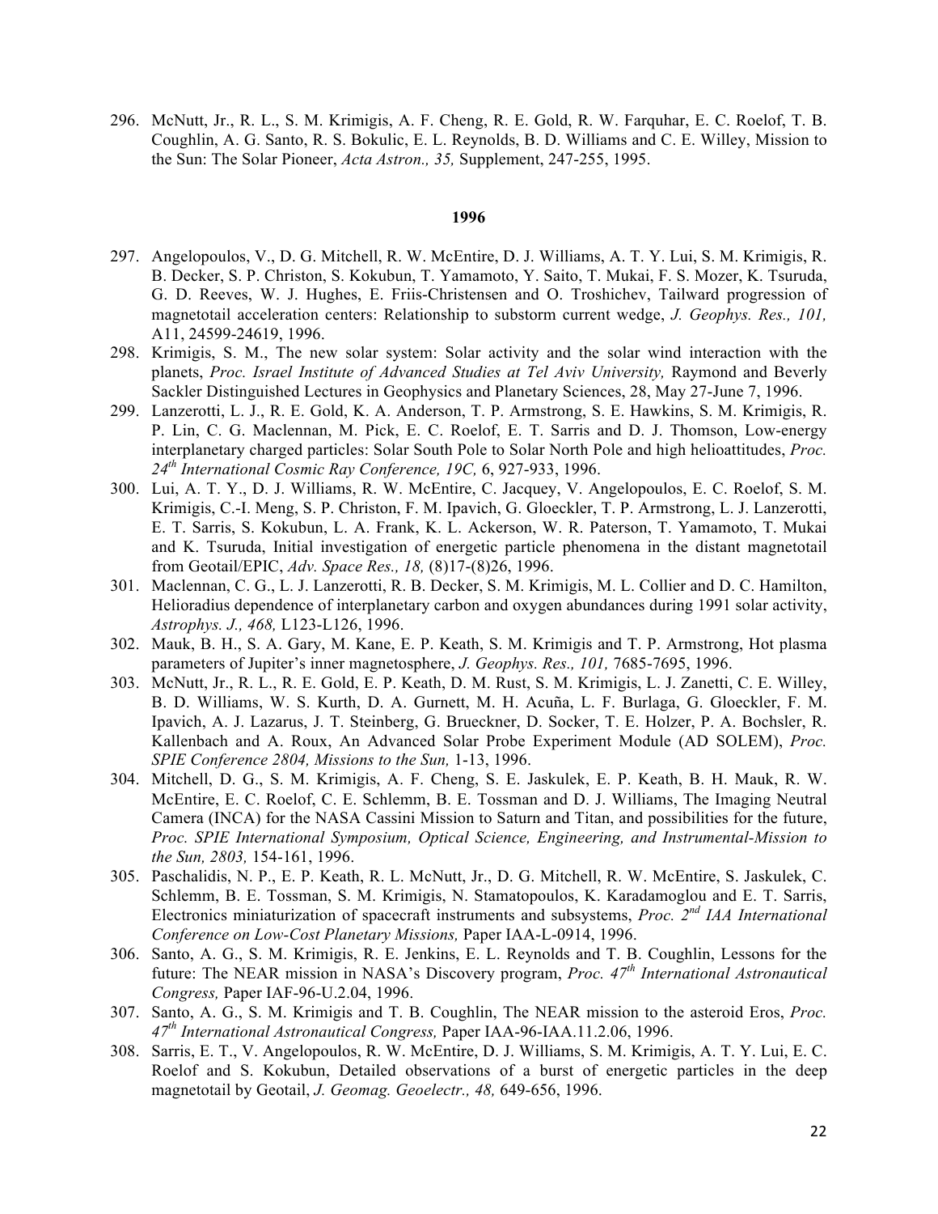296. McNutt, Jr., R. L., S. M. Krimigis, A. F. Cheng, R. E. Gold, R. W. Farquhar, E. C. Roelof, T. B. Coughlin, A. G. Santo, R. S. Bokulic, E. L. Reynolds, B. D. Williams and C. E. Willey, Mission to the Sun: The Solar Pioneer, *Acta Astron., 35,* Supplement, 247-255, 1995.

**1996**

297. Angelopoulos, V., D. G. Mitchell, R. W. McEntire, D. J. Williams, A. T. Y. Lui, S. M. Krimigis, R. B. Decker, S. P. Christon, S. Kokubun, T. Yamamoto, Y. Saito, T. Mukai, F. S. Mozer, K. Tsuruda, G. D. Reeves, W. J. Hughes, E. Friis-Christensen and O. Troshichev, Tailward progression of magnetotail acceleration centers: Relationship to substorm current wedge, *J. Geophys. Res., 101,* A11, 24599-24619, 1996.
298. Krimigis, S. M., The new solar system: Solar activity and the solar wind interaction with the planets, *Proc. Israel Institute of Advanced Studies at Tel Aviv University,* Raymond and Beverly Sackler Distinguished Lectures in Geophysics and Planetary Sciences, 28, May 27-June 7, 1996.
299. Lanzerotti, L. J., R. E. Gold, K. A. Anderson, T. P. Armstrong, S. E. Hawkins, S. M. Krimigis, R. P. Lin, C. G. Maclennan, M. Pick, E. C. Roelof, E. T. Sarris and D. J. Thomson, Low-energy interplanetary charged particles: Solar South Pole to Solar North Pole and high helioattitudes, *Proc. 24th International Cosmic Ray Conference, 19C,* 6, 927-933, 1996.
300. Lui, A. T. Y., D. J. Williams, R. W. McEntire, C. Jacquey, V. Angelopoulos, E. C. Roelof, S. M. Krimigis, C.-I. Meng, S. P. Christon, F. M. Ipavich, G. Gloeckler, T. P. Armstrong, L. J. Lanzerotti, E. T. Sarris, S. Kokubun, L. A. Frank, K. L. Ackerson, W. R. Paterson, T. Yamamoto, T. Mukai and K. Tsuruda, Initial investigation of energetic particle phenomena in the distant magnetotail from Geotail/EPIC, *Adv. Space Res., 18,* (8)17-(8)26, 1996.
301. Maclennan, C. G., L. J. Lanzerotti, R. B. Decker, S. M. Krimigis, M. L. Collier and D. C. Hamilton, Helioradius dependence of interplanetary carbon and oxygen abundances during 1991 solar activity, *Astrophys. J., 468,* L123-L126, 1996.
302. Mauk, B. H., S. A. Gary, M. Kane, E. P. Keath, S. M. Krimigis and T. P. Armstrong, Hot plasma parameters of Jupiter's inner magnetosphere, *J. Geophys. Res., 101,* 7685-7695, 1996.
303. McNutt, Jr., R. L., R. E. Gold, E. P. Keath, D. M. Rust, S. M. Krimigis, L. J. Zanetti, C. E. Willey, B. D. Williams, W. S. Kurth, D. A. Gurnett, M. H. Acuña, L. F. Burlaga, G. Gloeckler, F. M. Ipavich, A. J. Lazarus, J. T. Steinberg, G. Brueckner, D. Socker, T. E. Holzer, P. A. Bochsler, R. Kallenbach and A. Roux, An Advanced Solar Probe Experiment Module (AD SOLEM), *Proc. SPIE Conference 2804, Missions to the Sun,* 1-13, 1996.
304. Mitchell, D. G., S. M. Krimigis, A. F. Cheng, S. E. Jaskulek, E. P. Keath, B. H. Mauk, R. W. McEntire, E. C. Roelof, C. E. Schlemm, B. E. Tossman and D. J. Williams, The Imaging Neutral Camera (INCA) for the NASA Cassini Mission to Saturn and Titan, and possibilities for the future, *Proc. SPIE International Symposium, Optical Science, Engineering, and Instrumental-Mission to the Sun, 2803,* 154-161, 1996.
305. Paschalidis, N. P., E. P. Keath, R. L. McNutt, Jr., D. G. Mitchell, R. W. McEntire, S. Jaskulek, C. Schlemm, B. E. Tossman, S. M. Krimigis, N. Stamatopoulos, K. Karadamoglou and E. T. Sarris, Electronics miniaturization of spacecraft instruments and subsystems, *Proc. 2nd IAA International Conference on Low-Cost Planetary Missions,* Paper IAA-L-0914, 1996.
306. Santo, A. G., S. M. Krimigis, R. E. Jenkins, E. L. Reynolds and T. B. Coughlin, Lessons for the future: The NEAR mission in NASA's Discovery program, *Proc. 47th International Astronautical Congress,* Paper IAF-96-U.2.04, 1996.
307. Santo, A. G., S. M. Krimigis and T. B. Coughlin, The NEAR mission to the asteroid Eros, *Proc. 47th International Astronautical Congress,* Paper IAA-96-IAA.11.2.06, 1996.
308. Sarris, E. T., V. Angelopoulos, R. W. McEntire, D. J. Williams, S. M. Krimigis, A. T. Y. Lui, E. C. Roelof and S. Kokubun, Detailed observations of a burst of energetic particles in the deep magnetotail by Geotail, *J. Geomag. Geoelectr., 48,* 649-656, 1996.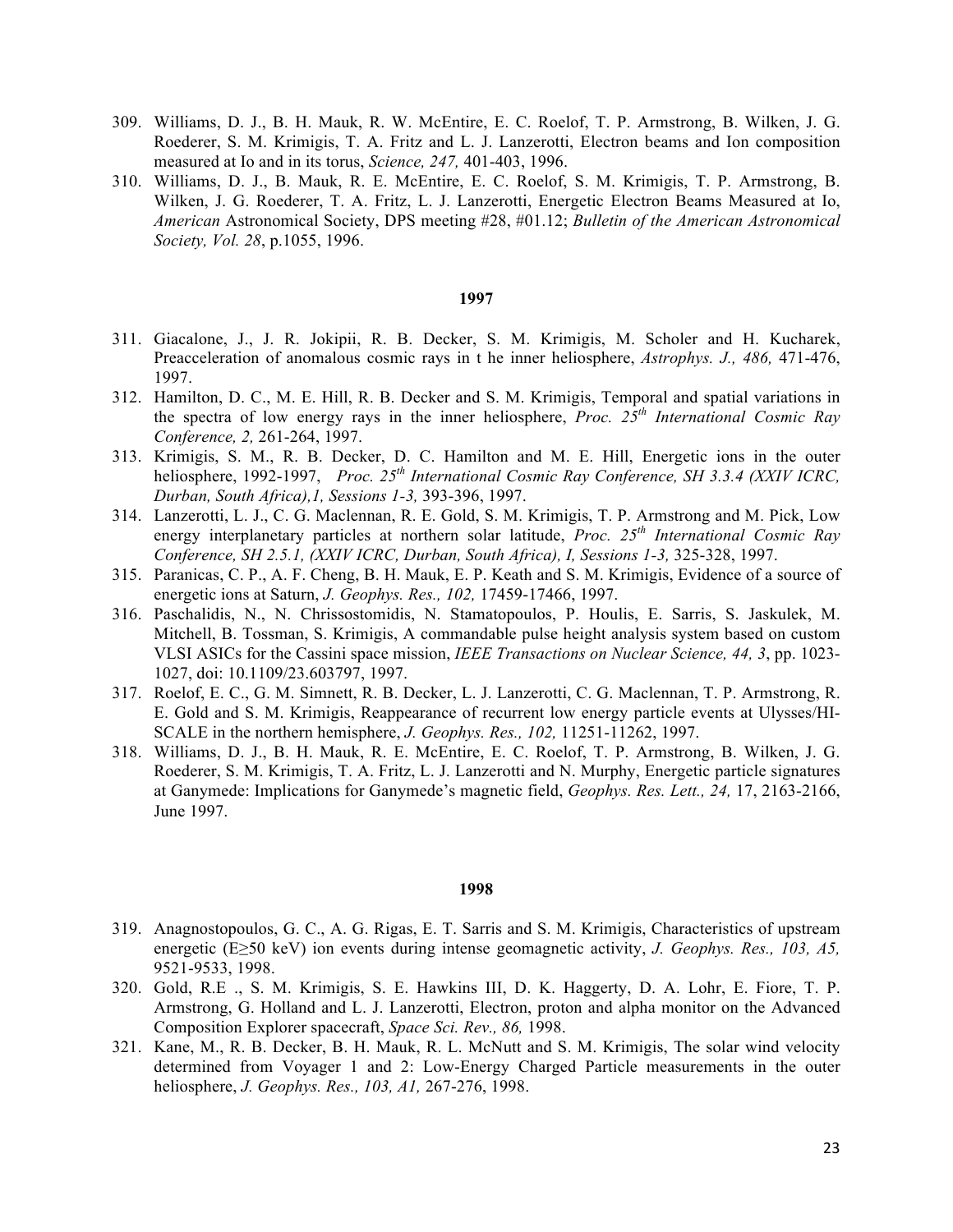309. Williams, D. J., B. H. Mauk, R. W. McEntire, E. C. Roelof, T. P. Armstrong, B. Wilken, J. G. Roederer, S. M. Krimigis, T. A. Fritz and L. J. Lanzerotti, Electron beams and Ion composition measured at Io and in its torus, *Science, 247,* 401-403, 1996.
310. Williams, D. J., B. Mauk, R. E. McEntire, E. C. Roelof, S. M. Krimigis, T. P. Armstrong, B. Wilken, J. G. Roederer, T. A. Fritz, L. J. Lanzerotti, Energetic Electron Beams Measured at Io, *American* Astronomical Society, DPS meeting #28, #01.12; *Bulletin of the American Astronomical Society, Vol. 28*, p.1055, 1996.

**1997**

311. Giacalone, J., J. R. Jokipii, R. B. Decker, S. M. Krimigis, M. Scholer and H. Kucharek, Preacceleration of anomalous cosmic rays in t he inner heliosphere, *Astrophys. J., 486,* 471-476, 1997.
312. Hamilton, D. C., M. E. Hill, R. B. Decker and S. M. Krimigis, Temporal and spatial variations in the spectra of low energy rays in the inner heliosphere, *Proc. 25th International Cosmic Ray Conference, 2,* 261-264, 1997.
313. Krimigis, S. M., R. B. Decker, D. C. Hamilton and M. E. Hill, Energetic ions in the outer heliosphere, 1992-1997, *Proc. 25th International Cosmic Ray Conference, SH 3.3.4 (XXIV ICRC, Durban, South Africa),1, Sessions 1-3,* 393-396, 1997.
314. Lanzerotti, L. J., C. G. Maclennan, R. E. Gold, S. M. Krimigis, T. P. Armstrong and M. Pick, Low energy interplanetary particles at northern solar latitude, *Proc. 25th International Cosmic Ray Conference, SH 2.5.1, (XXIV ICRC, Durban, South Africa), I, Sessions 1-3,* 325-328, 1997.
315. Paranicas, C. P., A. F. Cheng, B. H. Mauk, E. P. Keath and S. M. Krimigis, Evidence of a source of energetic ions at Saturn, *J. Geophys. Res., 102,* 17459-17466, 1997.
316. Paschalidis, N., N. Chrissostomidis, N. Stamatopoulos, P. Houlis, E. Sarris, S. Jaskulek, M. Mitchell, B. Tossman, S. Krimigis, A commandable pulse height analysis system based on custom VLSI ASICs for the Cassini space mission, *IEEE Transactions on Nuclear Science, 44, 3*, pp. 1023-1027, doi: 10.1109/23.603797, 1997.
317. Roelof, E. C., G. M. Simnett, R. B. Decker, L. J. Lanzerotti, C. G. Maclennan, T. P. Armstrong, R. E. Gold and S. M. Krimigis, Reappearance of recurrent low energy particle events at Ulysses/HI-SCALE in the northern hemisphere, *J. Geophys. Res., 102,* 11251-11262, 1997.
318. Williams, D. J., B. H. Mauk, R. E. McEntire, E. C. Roelof, T. P. Armstrong, B. Wilken, J. G. Roederer, S. M. Krimigis, T. A. Fritz, L. J. Lanzerotti and N. Murphy, Energetic particle signatures at Ganymede: Implications for Ganymede's magnetic field, *Geophys. Res. Lett., 24,* 17, 2163-2166, June 1997.

**1998**

319. Anagnostopoulos, G. C., A. G. Rigas, E. T. Sarris and S. M. Krimigis, Characteristics of upstream energetic ($E \geq 50$ keV) ion events during intense geomagnetic activity, *J. Geophys. Res., 103, A5,* 9521-9533, 1998.
320. Gold, R.E ., S. M. Krimigis, S. E. Hawkins III, D. K. Haggerty, D. A. Lohr, E. Fiore, T. P. Armstrong, G. Holland and L. J. Lanzerotti, Electron, proton and alpha monitor on the Advanced Composition Explorer spacecraft, *Space Sci. Rev., 86,* 1998.
321. Kane, M., R. B. Decker, B. H. Mauk, R. L. McNutt and S. M. Krimigis, The solar wind velocity determined from Voyager 1 and 2: Low-Energy Charged Particle measurements in the outer heliosphere, *J. Geophys. Res., 103, A1,* 267-276, 1998.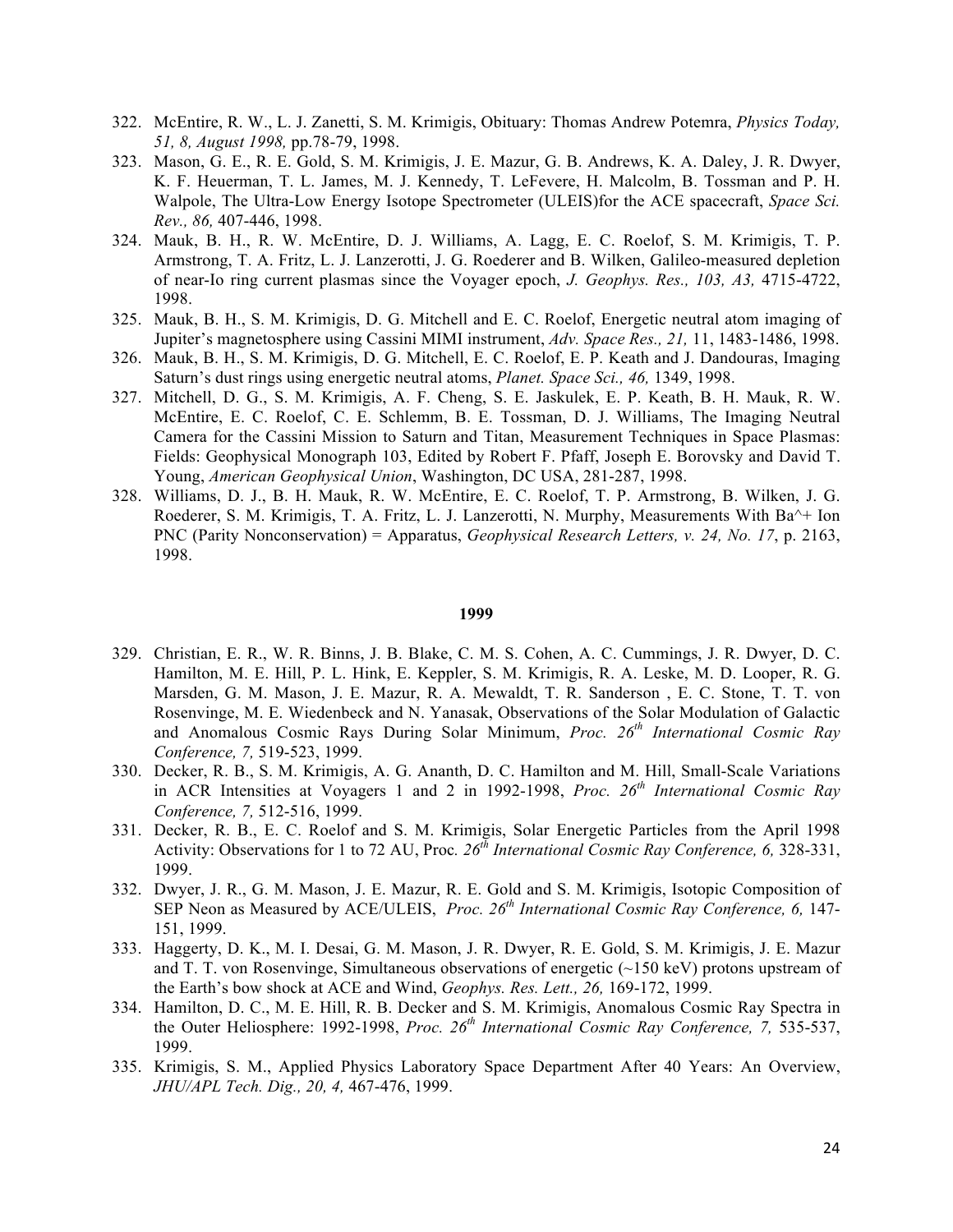322. McEntire, R. W., L. J. Zanetti, S. M. Krimigis, Obituary: Thomas Andrew Potemra, *Physics Today, 51, 8, August 1998,* pp.78-79, 1998.
323. Mason, G. E., R. E. Gold, S. M. Krimigis, J. E. Mazur, G. B. Andrews, K. A. Daley, J. R. Dwyer, K. F. Heuerman, T. L. James, M. J. Kennedy, T. LeFevere, H. Malcolm, B. Tossman and P. H. Walpole, The Ultra-Low Energy Isotope Spectrometer (ULEIS)for the ACE spacecraft, *Space Sci. Rev., 86,* 407-446, 1998.
324. Mauk, B. H., R. W. McEntire, D. J. Williams, A. Lagg, E. C. Roelof, S. M. Krimigis, T. P. Armstrong, T. A. Fritz, L. J. Lanzerotti, J. G. Roederer and B. Wilken, Galileo-measured depletion of near-Io ring current plasmas since the Voyager epoch, *J. Geophys. Res., 103, A3,* 4715-4722, 1998.
325. Mauk, B. H., S. M. Krimigis, D. G. Mitchell and E. C. Roelof, Energetic neutral atom imaging of Jupiter's magnetosphere using Cassini MIMI instrument, *Adv. Space Res., 21,* 11, 1483-1486, 1998.
326. Mauk, B. H., S. M. Krimigis, D. G. Mitchell, E. C. Roelof, E. P. Keath and J. Dandouras, Imaging Saturn's dust rings using energetic neutral atoms, *Planet. Space Sci., 46,* 1349, 1998.
327. Mitchell, D. G., S. M. Krimigis, A. F. Cheng, S. E. Jaskulek, E. P. Keath, B. H. Mauk, R. W. McEntire, E. C. Roelof, C. E. Schlemm, B. E. Tossman, D. J. Williams, The Imaging Neutral Camera for the Cassini Mission to Saturn and Titan, Measurement Techniques in Space Plasmas: Fields: Geophysical Monograph 103, Edited by Robert F. Pfaff, Joseph E. Borovsky and David T. Young, *American Geophysical Union*, Washington, DC USA, 281-287, 1998.
328. Williams, D. J., B. H. Mauk, R. W. McEntire, E. C. Roelof, T. P. Armstrong, B. Wilken, J. G. Roederer, S. M. Krimigis, T. A. Fritz, L. J. Lanzerotti, N. Murphy, Measurements With Ba^+ Ion PNC (Parity Nonconservation) = Apparatus, *Geophysical Research Letters, v. 24, No. 17*, p. 2163, 1998.

**1999**

329. Christian, E. R., W. R. Binns, J. B. Blake, C. M. S. Cohen, A. C. Cummings, J. R. Dwyer, D. C. Hamilton, M. E. Hill, P. L. Hink, E. Keppler, S. M. Krimigis, R. A. Leske, M. D. Looper, R. G. Marsden, G. M. Mason, J. E. Mazur, R. A. Mewaldt, T. R. Sanderson , E. C. Stone, T. T. von Rosenvinge, M. E. Wiedenbeck and N. Yanasak, Observations of the Solar Modulation of Galactic and Anomalous Cosmic Rays During Solar Minimum, *Proc. 26th International Cosmic Ray Conference, 7,* 519-523, 1999.
330. Decker, R. B., S. M. Krimigis, A. G. Ananth, D. C. Hamilton and M. Hill, Small-Scale Variations in ACR Intensities at Voyagers 1 and 2 in 1992-1998, *Proc. 26th International Cosmic Ray Conference, 7,* 512-516, 1999.
331. Decker, R. B., E. C. Roelof and S. M. Krimigis, Solar Energetic Particles from the April 1998 Activity: Observations for 1 to 72 AU, Proc*. 26th International Cosmic Ray Conference, 6,* 328-331, 1999.
332. Dwyer, J. R., G. M. Mason, J. E. Mazur, R. E. Gold and S. M. Krimigis, Isotopic Composition of SEP Neon as Measured by ACE/ULEIS, *Proc. 26th International Cosmic Ray Conference, 6,* 147-151, 1999.
333. Haggerty, D. K., M. I. Desai, G. M. Mason, J. R. Dwyer, R. E. Gold, S. M. Krimigis, J. E. Mazur and T. T. von Rosenvinge, Simultaneous observations of energetic (~150 keV) protons upstream of the Earth's bow shock at ACE and Wind, *Geophys. Res. Lett., 26,* 169-172, 1999.
334. Hamilton, D. C., M. E. Hill, R. B. Decker and S. M. Krimigis, Anomalous Cosmic Ray Spectra in the Outer Heliosphere: 1992-1998, *Proc. 26th International Cosmic Ray Conference, 7,* 535-537, 1999.
335. Krimigis, S. M., Applied Physics Laboratory Space Department After 40 Years: An Overview, *JHU/APL Tech. Dig., 20, 4,* 467-476, 1999.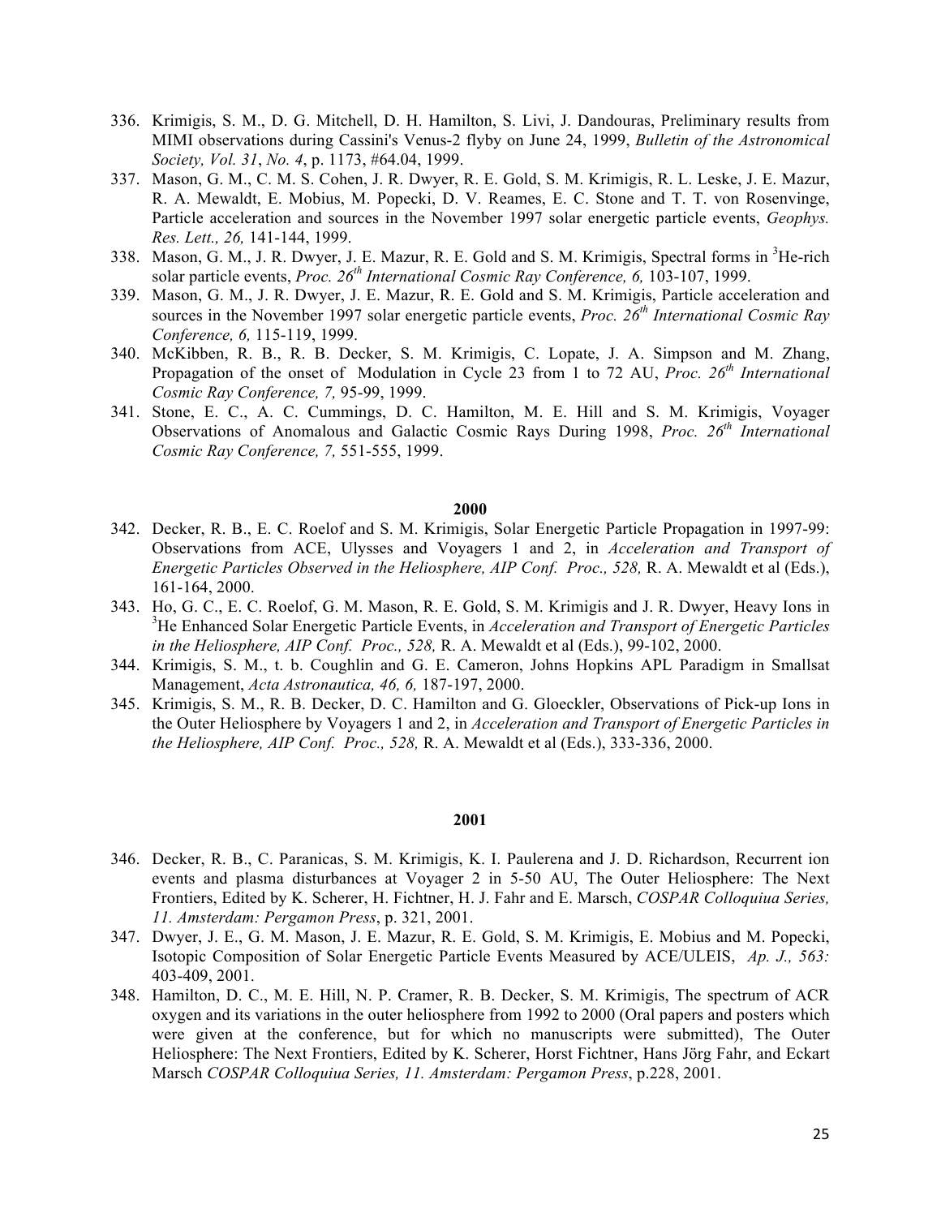336. Krimigis, S. M., D. G. Mitchell, D. H. Hamilton, S. Livi, J. Dandouras, Preliminary results from MIMI observations during Cassini's Venus-2 flyby on June 24, 1999, *Bulletin of the Astronomical Society, Vol. 31*, *No. 4*, p. 1173, #64.04, 1999.
337. Mason, G. M., C. M. S. Cohen, J. R. Dwyer, R. E. Gold, S. M. Krimigis, R. L. Leske, J. E. Mazur, R. A. Mewaldt, E. Mobius, M. Popecki, D. V. Reames, E. C. Stone and T. T. von Rosenvinge, Particle acceleration and sources in the November 1997 solar energetic particle events, *Geophys. Res. Lett., 26,* 141-144, 1999.
338. Mason, G. M., J. R. Dwyer, J. E. Mazur, R. E. Gold and S. M. Krimigis, Spectral forms in $^{3}$He-rich solar particle events, *Proc. 26$^{th}$ International Cosmic Ray Conference, 6,* 103-107, 1999.
339. Mason, G. M., J. R. Dwyer, J. E. Mazur, R. E. Gold and S. M. Krimigis, Particle acceleration and sources in the November 1997 solar energetic particle events, *Proc. 26$^{th}$ International Cosmic Ray Conference, 6,* 115-119, 1999.
340. McKibben, R. B., R. B. Decker, S. M. Krimigis, C. Lopate, J. A. Simpson and M. Zhang, Propagation of the onset of Modulation in Cycle 23 from 1 to 72 AU, *Proc. 26$^{th}$ International Cosmic Ray Conference, 7,* 95-99, 1999.
341. Stone, E. C., A. C. Cummings, D. C. Hamilton, M. E. Hill and S. M. Krimigis, Voyager Observations of Anomalous and Galactic Cosmic Rays During 1998, *Proc. 26$^{th}$ International Cosmic Ray Conference, 7,* 551-555, 1999.

**2000**

342. Decker, R. B., E. C. Roelof and S. M. Krimigis, Solar Energetic Particle Propagation in 1997-99: Observations from ACE, Ulysses and Voyagers 1 and 2, in *Acceleration and Transport of Energetic Particles Observed in the Heliosphere, AIP Conf. Proc., 528,* R. A. Mewaldt et al (Eds.), 161-164, 2000.
343. Ho, G. C., E. C. Roelof, G. M. Mason, R. E. Gold, S. M. Krimigis and J. R. Dwyer, Heavy Ions in $^{3}$He Enhanced Solar Energetic Particle Events, in *Acceleration and Transport of Energetic Particles in the Heliosphere, AIP Conf. Proc., 528,* R. A. Mewaldt et al (Eds.), 99-102, 2000.
344. Krimigis, S. M., t. b. Coughlin and G. E. Cameron, Johns Hopkins APL Paradigm in Smallsat Management, *Acta Astronautica, 46, 6,* 187-197, 2000.
345. Krimigis, S. M., R. B. Decker, D. C. Hamilton and G. Gloeckler, Observations of Pick-up Ions in the Outer Heliosphere by Voyagers 1 and 2, in *Acceleration and Transport of Energetic Particles in the Heliosphere, AIP Conf. Proc., 528,* R. A. Mewaldt et al (Eds.), 333-336, 2000.

**2001**

346. Decker, R. B., C. Paranicas, S. M. Krimigis, K. I. Paulerena and J. D. Richardson, Recurrent ion events and plasma disturbances at Voyager 2 in 5-50 AU, The Outer Heliosphere: The Next Frontiers, Edited by K. Scherer, H. Fichtner, H. J. Fahr and E. Marsch, *COSPAR Colloquiua Series, 11. Amsterdam: Pergamon Press*, p. 321, 2001.
347. Dwyer, J. E., G. M. Mason, J. E. Mazur, R. E. Gold, S. M. Krimigis, E. Mobius and M. Popecki, Isotopic Composition of Solar Energetic Particle Events Measured by ACE/ULEIS, *Ap. J., 563:* 403-409, 2001.
348. Hamilton, D. C., M. E. Hill, N. P. Cramer, R. B. Decker, S. M. Krimigis, The spectrum of ACR oxygen and its variations in the outer heliosphere from 1992 to 2000 (Oral papers and posters which were given at the conference, but for which no manuscripts were submitted), The Outer Heliosphere: The Next Frontiers, Edited by K. Scherer, Horst Fichtner, Hans Jörg Fahr, and Eckart Marsch *COSPAR Colloquiua Series, 11. Amsterdam: Pergamon Press*, p.228, 2001.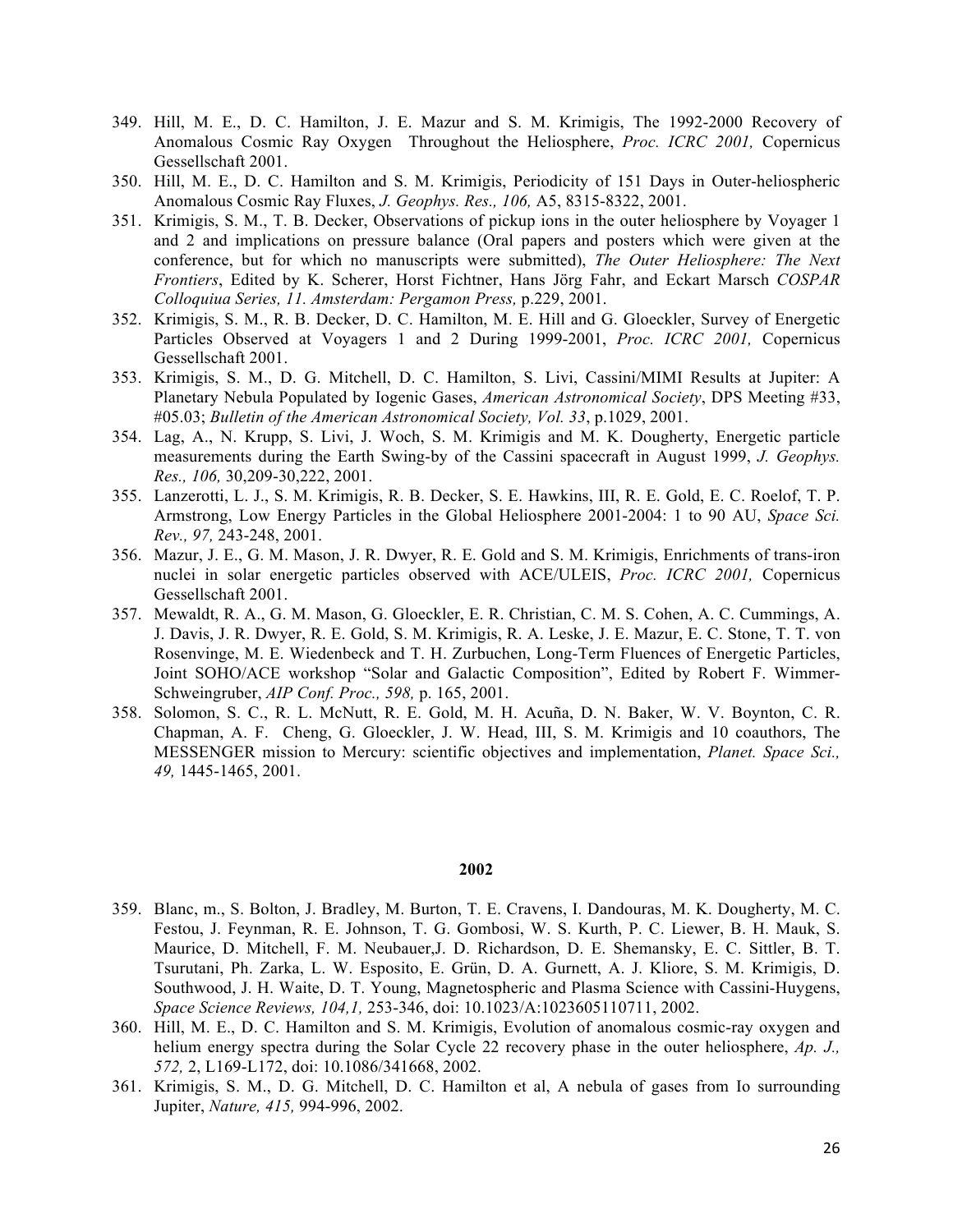349. Hill, M. E., D. C. Hamilton, J. E. Mazur and S. M. Krimigis, The 1992-2000 Recovery of Anomalous Cosmic Ray Oxygen Throughout the Heliosphere, *Proc. ICRC 2001,* Copernicus Gessellschaft 2001.
350. Hill, M. E., D. C. Hamilton and S. M. Krimigis, Periodicity of 151 Days in Outer-heliospheric Anomalous Cosmic Ray Fluxes, *J. Geophys. Res., 106,* A5, 8315-8322, 2001.
351. Krimigis, S. M., T. B. Decker, Observations of pickup ions in the outer heliosphere by Voyager 1 and 2 and implications on pressure balance (Oral papers and posters which were given at the conference, but for which no manuscripts were submitted), *The Outer Heliosphere: The Next Frontiers*, Edited by K. Scherer, Horst Fichtner, Hans Jörg Fahr, and Eckart Marsch *COSPAR Colloquiua Series, 11. Amsterdam: Pergamon Press,* p.229, 2001.
352. Krimigis, S. M., R. B. Decker, D. C. Hamilton, M. E. Hill and G. Gloeckler, Survey of Energetic Particles Observed at Voyagers 1 and 2 During 1999-2001, *Proc. ICRC 2001,* Copernicus Gessellschaft 2001.
353. Krimigis, S. M., D. G. Mitchell, D. C. Hamilton, S. Livi, Cassini/MIMI Results at Jupiter: A Planetary Nebula Populated by Iogenic Gases, *American Astronomical Society*, DPS Meeting #33, #05.03; *Bulletin of the American Astronomical Society, Vol. 33*, p.1029, 2001.
354. Lag, A., N. Krupp, S. Livi, J. Woch, S. M. Krimigis and M. K. Dougherty, Energetic particle measurements during the Earth Swing-by of the Cassini spacecraft in August 1999, *J. Geophys. Res., 106,* 30,209-30,222, 2001.
355. Lanzerotti, L. J., S. M. Krimigis, R. B. Decker, S. E. Hawkins, III, R. E. Gold, E. C. Roelof, T. P. Armstrong, Low Energy Particles in the Global Heliosphere 2001-2004: 1 to 90 AU, *Space Sci. Rev., 97,* 243-248, 2001.
356. Mazur, J. E., G. M. Mason, J. R. Dwyer, R. E. Gold and S. M. Krimigis, Enrichments of trans-iron nuclei in solar energetic particles observed with ACE/ULEIS, *Proc. ICRC 2001,* Copernicus Gessellschaft 2001.
357. Mewaldt, R. A., G. M. Mason, G. Gloeckler, E. R. Christian, C. M. S. Cohen, A. C. Cummings, A. J. Davis, J. R. Dwyer, R. E. Gold, S. M. Krimigis, R. A. Leske, J. E. Mazur, E. C. Stone, T. T. von Rosenvinge, M. E. Wiedenbeck and T. H. Zurbuchen, Long-Term Fluences of Energetic Particles, Joint SOHO/ACE workshop "Solar and Galactic Composition", Edited by Robert F. Wimmer-Schweingruber, *AIP Conf. Proc., 598,* p. 165, 2001.
358. Solomon, S. C., R. L. McNutt, R. E. Gold, M. H. Acuña, D. N. Baker, W. V. Boynton, C. R. Chapman, A. F. Cheng, G. Gloeckler, J. W. Head, III, S. M. Krimigis and 10 coauthors, The MESSENGER mission to Mercury: scientific objectives and implementation, *Planet. Space Sci., 49,* 1445-1465, 2001.

**2002**

359. Blanc, m., S. Bolton, J. Bradley, M. Burton, T. E. Cravens, I. Dandouras, M. K. Dougherty, M. C. Festou, J. Feynman, R. E. Johnson, T. G. Gombosi, W. S. Kurth, P. C. Liewer, B. H. Mauk, S. Maurice, D. Mitchell, F. M. Neubauer,J. D. Richardson, D. E. Shemansky, E. C. Sittler, B. T. Tsurutani, Ph. Zarka, L. W. Esposito, E. Grün, D. A. Gurnett, A. J. Kliore, S. M. Krimigis, D. Southwood, J. H. Waite, D. T. Young, Magnetospheric and Plasma Science with Cassini-Huygens, *Space Science Reviews, 104,1,* 253-346, doi: 10.1023/A:1023605110711, 2002.
360. Hill, M. E., D. C. Hamilton and S. M. Krimigis, Evolution of anomalous cosmic-ray oxygen and helium energy spectra during the Solar Cycle 22 recovery phase in the outer heliosphere, *Ap. J., 572,* 2, L169-L172, doi: 10.1086/341668, 2002.
361. Krimigis, S. M., D. G. Mitchell, D. C. Hamilton et al, A nebula of gases from Io surrounding Jupiter, *Nature, 415,* 994-996, 2002.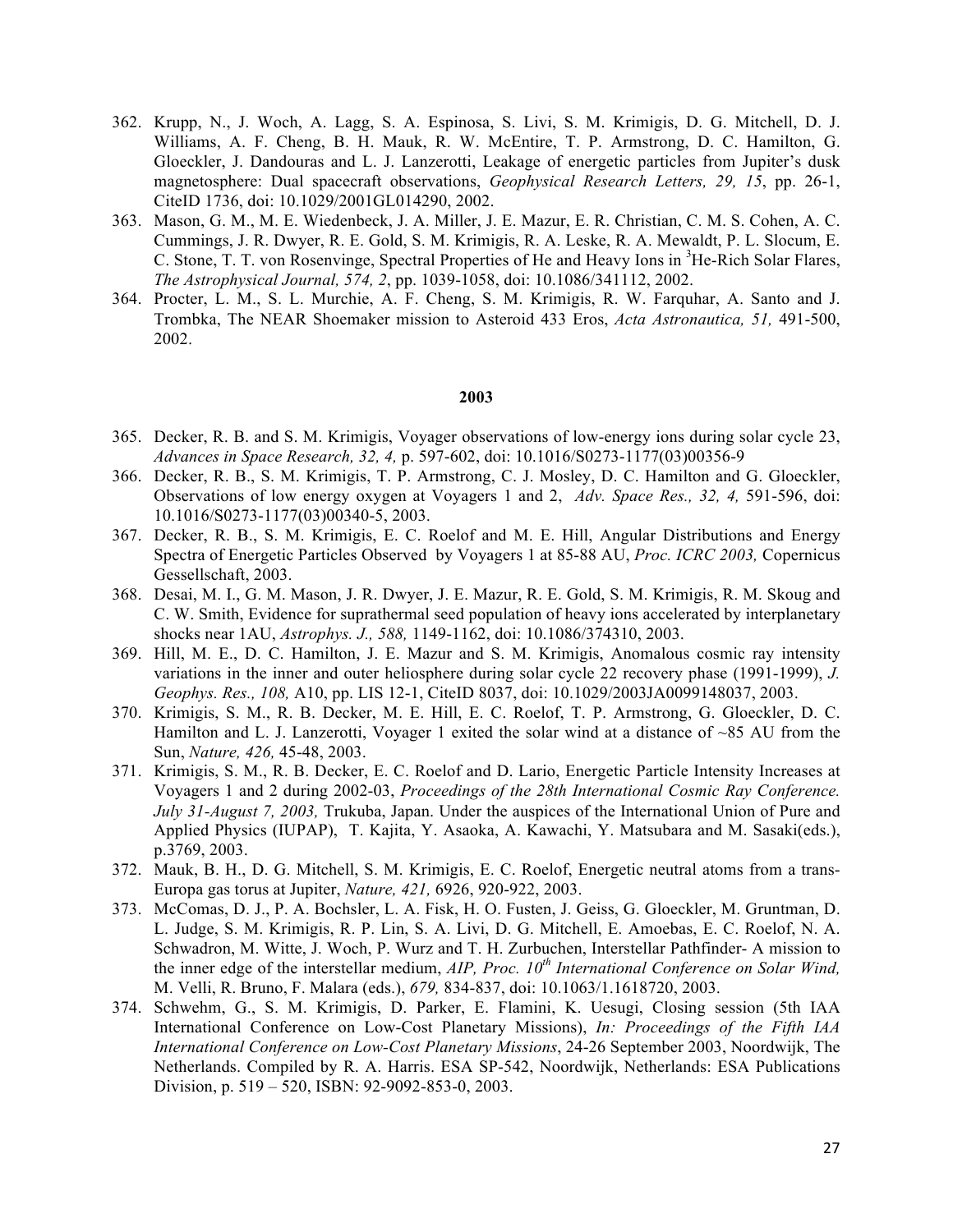362. Krupp, N., J. Woch, A. Lagg, S. A. Espinosa, S. Livi, S. M. Krimigis, D. G. Mitchell, D. J. Williams, A. F. Cheng, B. H. Mauk, R. W. McEntire, T. P. Armstrong, D. C. Hamilton, G. Gloeckler, J. Dandouras and L. J. Lanzerotti, Leakage of energetic particles from Jupiter's dusk magnetosphere: Dual spacecraft observations, *Geophysical Research Letters, 29, 15*, pp. 26-1, CiteID 1736, doi: 10.1029/2001GL014290, 2002.
363. Mason, G. M., M. E. Wiedenbeck, J. A. Miller, J. E. Mazur, E. R. Christian, C. M. S. Cohen, A. C. Cummings, J. R. Dwyer, R. E. Gold, S. M. Krimigis, R. A. Leske, R. A. Mewaldt, P. L. Slocum, E. C. Stone, T. T. von Rosenvinge, Spectral Properties of He and Heavy Ions in $^{3}$He-Rich Solar Flares, *The Astrophysical Journal, 574, 2*, pp. 1039-1058, doi: 10.1086/341112, 2002.
364. Procter, L. M., S. L. Murchie, A. F. Cheng, S. M. Krimigis, R. W. Farquhar, A. Santo and J. Trombka, The NEAR Shoemaker mission to Asteroid 433 Eros, *Acta Astronautica, 51,* 491-500, 2002.

**2003**

365. Decker, R. B. and S. M. Krimigis, Voyager observations of low-energy ions during solar cycle 23, *Advances in Space Research, 32, 4,* p. 597-602, doi: 10.1016/S0273-1177(03)00356-9
366. Decker, R. B., S. M. Krimigis, T. P. Armstrong, C. J. Mosley, D. C. Hamilton and G. Gloeckler, Observations of low energy oxygen at Voyagers 1 and 2, *Adv. Space Res., 32, 4,* 591-596, doi: 10.1016/S0273-1177(03)00340-5, 2003.
367. Decker, R. B., S. M. Krimigis, E. C. Roelof and M. E. Hill, Angular Distributions and Energy Spectra of Energetic Particles Observed by Voyagers 1 at 85-88 AU, *Proc. ICRC 2003,* Copernicus Gessellschaft, 2003.
368. Desai, M. I., G. M. Mason, J. R. Dwyer, J. E. Mazur, R. E. Gold, S. M. Krimigis, R. M. Skoug and C. W. Smith, Evidence for suprathermal seed population of heavy ions accelerated by interplanetary shocks near 1AU, *Astrophys. J., 588,* 1149-1162, doi: 10.1086/374310, 2003.
369. Hill, M. E., D. C. Hamilton, J. E. Mazur and S. M. Krimigis, Anomalous cosmic ray intensity variations in the inner and outer heliosphere during solar cycle 22 recovery phase (1991-1999), *J. Geophys. Res., 108,* A10, pp. LIS 12-1, CiteID 8037, doi: 10.1029/2003JA0099148037, 2003.
370. Krimigis, S. M., R. B. Decker, M. E. Hill, E. C. Roelof, T. P. Armstrong, G. Gloeckler, D. C. Hamilton and L. J. Lanzerotti, Voyager 1 exited the solar wind at a distance of ~85 AU from the Sun, *Nature, 426,* 45-48, 2003.
371. Krimigis, S. M., R. B. Decker, E. C. Roelof and D. Lario, Energetic Particle Intensity Increases at Voyagers 1 and 2 during 2002-03, *Proceedings of the 28th International Cosmic Ray Conference. July 31-August 7, 2003,* Trukuba, Japan. Under the auspices of the International Union of Pure and Applied Physics (IUPAP), T. Kajita, Y. Asaoka, A. Kawachi, Y. Matsubara and M. Sasaki(eds.), p.3769, 2003.
372. Mauk, B. H., D. G. Mitchell, S. M. Krimigis, E. C. Roelof, Energetic neutral atoms from a trans-Europa gas torus at Jupiter, *Nature, 421,* 6926, 920-922, 2003.
373. McComas, D. J., P. A. Bochsler, L. A. Fisk, H. O. Fusten, J. Geiss, G. Gloeckler, M. Gruntman, D. L. Judge, S. M. Krimigis, R. P. Lin, S. A. Livi, D. G. Mitchell, E. Amoebas, E. C. Roelof, N. A. Schwadron, M. Witte, J. Woch, P. Wurz and T. H. Zurbuchen, Interstellar Pathfinder- A mission to the inner edge of the interstellar medium, *AIP, Proc. 10th International Conference on Solar Wind,* M. Velli, R. Bruno, F. Malara (eds.), *679,* 834-837, doi: 10.1063/1.1618720, 2003.
374. Schwehm, G., S. M. Krimigis, D. Parker, E. Flamini, K. Uesugi, Closing session (5th IAA International Conference on Low-Cost Planetary Missions), *In: Proceedings of the Fifth IAA International Conference on Low-Cost Planetary Missions*, 24-26 September 2003, Noordwijk, The Netherlands. Compiled by R. A. Harris. ESA SP-542, Noordwijk, Netherlands: ESA Publications Division, p. 519 – 520, ISBN: 92-9092-853-0, 2003.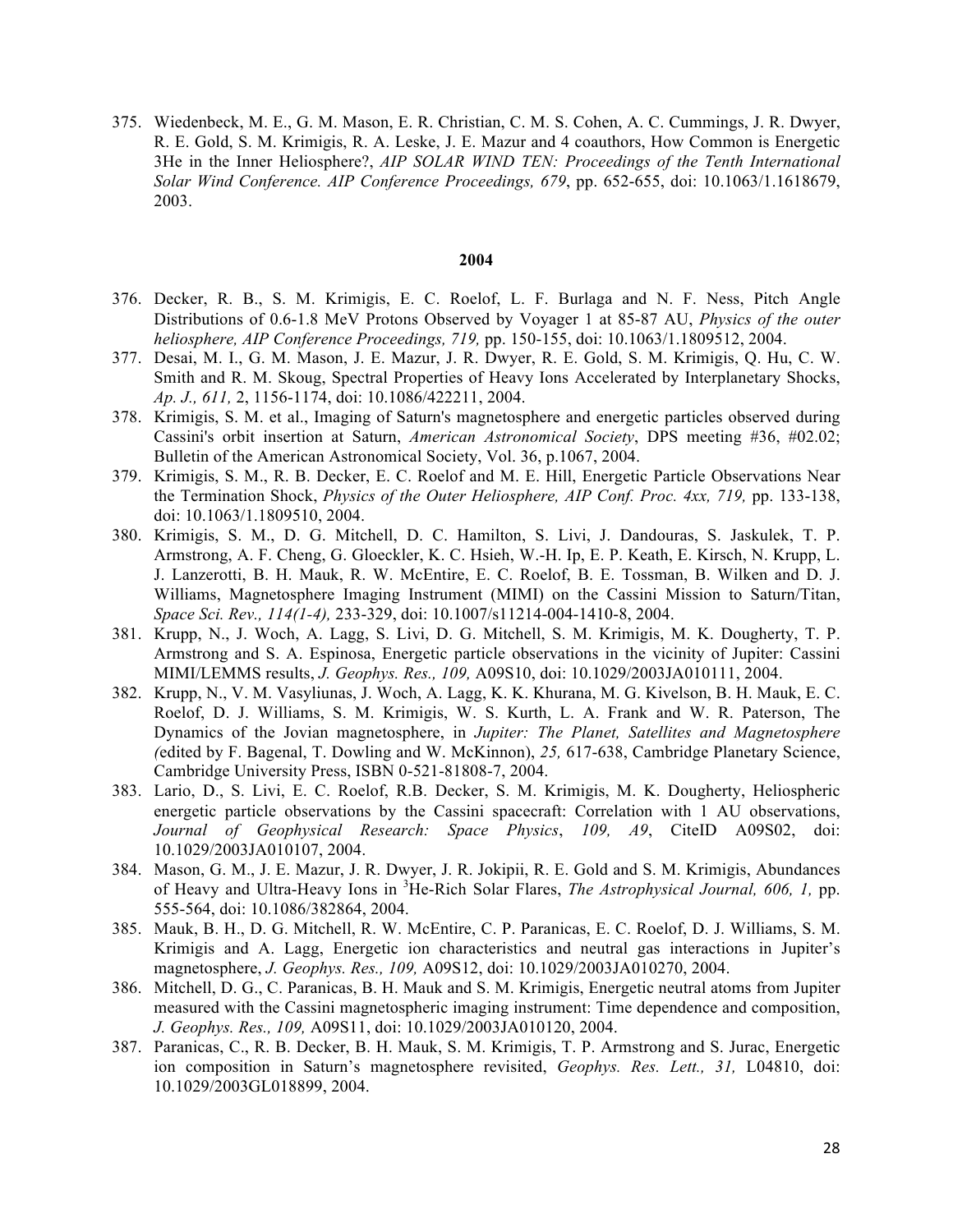375. Wiedenbeck, M. E., G. M. Mason, E. R. Christian, C. M. S. Cohen, A. C. Cummings, J. R. Dwyer, R. E. Gold, S. M. Krimigis, R. A. Leske, J. E. Mazur and 4 coauthors, How Common is Energetic 3He in the Inner Heliosphere?, *AIP SOLAR WIND TEN: Proceedings of the Tenth International Solar Wind Conference. AIP Conference Proceedings, 679*, pp. 652-655, doi: 10.1063/1.1618679, 2003.

**2004**

376. Decker, R. B., S. M. Krimigis, E. C. Roelof, L. F. Burlaga and N. F. Ness, Pitch Angle Distributions of 0.6-1.8 MeV Protons Observed by Voyager 1 at 85-87 AU, *Physics of the outer heliosphere, AIP Conference Proceedings, 719,* pp. 150-155, doi: 10.1063/1.1809512, 2004.
377. Desai, M. I., G. M. Mason, J. E. Mazur, J. R. Dwyer, R. E. Gold, S. M. Krimigis, Q. Hu, C. W. Smith and R. M. Skoug, Spectral Properties of Heavy Ions Accelerated by Interplanetary Shocks, *Ap. J., 611,* 2, 1156-1174, doi: 10.1086/422211, 2004.
378. Krimigis, S. M. et al., Imaging of Saturn's magnetosphere and energetic particles observed during Cassini's orbit insertion at Saturn, *American Astronomical Society*, DPS meeting #36, #02.02; Bulletin of the American Astronomical Society, Vol. 36, p.1067, 2004.
379. Krimigis, S. M., R. B. Decker, E. C. Roelof and M. E. Hill, Energetic Particle Observations Near the Termination Shock, *Physics of the Outer Heliosphere, AIP Conf. Proc. 4xx, 719,* pp. 133-138, doi: 10.1063/1.1809510, 2004.
380. Krimigis, S. M., D. G. Mitchell, D. C. Hamilton, S. Livi, J. Dandouras, S. Jaskulek, T. P. Armstrong, A. F. Cheng, G. Gloeckler, K. C. Hsieh, W.-H. Ip, E. P. Keath, E. Kirsch, N. Krupp, L. J. Lanzerotti, B. H. Mauk, R. W. McEntire, E. C. Roelof, B. E. Tossman, B. Wilken and D. J. Williams, Magnetosphere Imaging Instrument (MIMI) on the Cassini Mission to Saturn/Titan, *Space Sci. Rev., 114(1-4),* 233-329, doi: 10.1007/s11214-004-1410-8, 2004.
381. Krupp, N., J. Woch, A. Lagg, S. Livi, D. G. Mitchell, S. M. Krimigis, M. K. Dougherty, T. P. Armstrong and S. A. Espinosa, Energetic particle observations in the vicinity of Jupiter: Cassini MIMI/LEMMS results, *J. Geophys. Res., 109,* A09S10, doi: 10.1029/2003JA010111, 2004.
382. Krupp, N., V. M. Vasyliunas, J. Woch, A. Lagg, K. K. Khurana, M. G. Kivelson, B. H. Mauk, E. C. Roelof, D. J. Williams, S. M. Krimigis, W. S. Kurth, L. A. Frank and W. R. Paterson, The Dynamics of the Jovian magnetosphere, in *Jupiter: The Planet, Satellites and Magnetosphere (*edited by F. Bagenal, T. Dowling and W. McKinnon), *25,* 617-638, Cambridge Planetary Science, Cambridge University Press, ISBN 0-521-81808-7, 2004.
383. Lario, D., S. Livi, E. C. Roelof, R.B. Decker, S. M. Krimigis, M. K. Dougherty, Heliospheric energetic particle observations by the Cassini spacecraft: Correlation with 1 AU observations, *Journal of Geophysical Research: Space Physics*, *109, A9*, CiteID A09S02, doi: 10.1029/2003JA010107, 2004.
384. Mason, G. M., J. E. Mazur, J. R. Dwyer, J. R. Jokipii, R. E. Gold and S. M. Krimigis, Abundances of Heavy and Ultra-Heavy Ions in $^{3}$He-Rich Solar Flares, *The Astrophysical Journal, 606, 1,* pp. 555-564, doi: 10.1086/382864, 2004.
385. Mauk, B. H., D. G. Mitchell, R. W. McEntire, C. P. Paranicas, E. C. Roelof, D. J. Williams, S. M. Krimigis and A. Lagg, Energetic ion characteristics and neutral gas interactions in Jupiter's magnetosphere, *J. Geophys. Res., 109,* A09S12, doi: 10.1029/2003JA010270, 2004.
386. Mitchell, D. G., C. Paranicas, B. H. Mauk and S. M. Krimigis, Energetic neutral atoms from Jupiter measured with the Cassini magnetospheric imaging instrument: Time dependence and composition, *J. Geophys. Res., 109,* A09S11, doi: 10.1029/2003JA010120, 2004.
387. Paranicas, C., R. B. Decker, B. H. Mauk, S. M. Krimigis, T. P. Armstrong and S. Jurac, Energetic ion composition in Saturn's magnetosphere revisited, *Geophys. Res. Lett., 31,* L04810, doi: 10.1029/2003GL018899, 2004.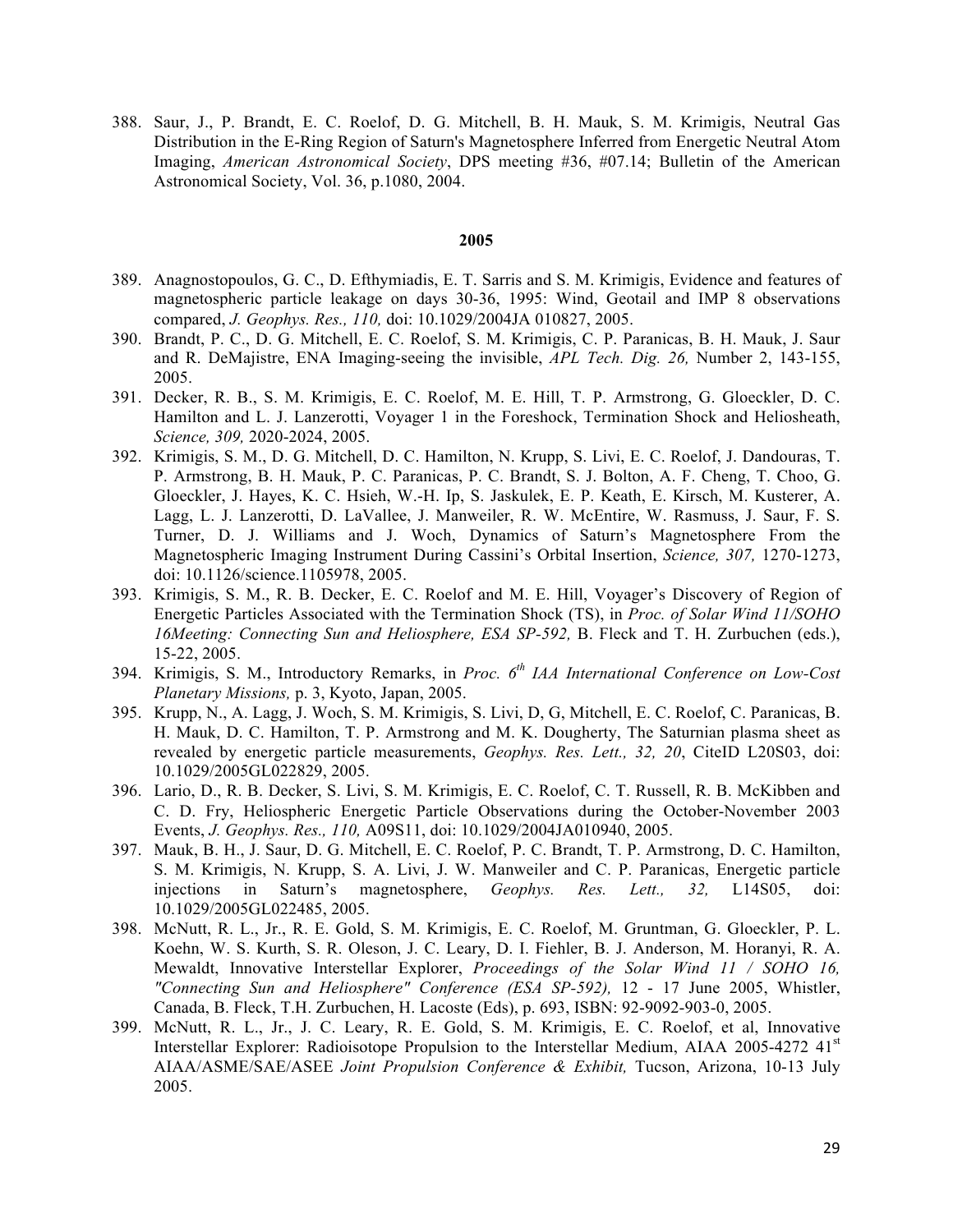388. Saur, J., P. Brandt, E. C. Roelof, D. G. Mitchell, B. H. Mauk, S. M. Krimigis, Neutral Gas Distribution in the E-Ring Region of Saturn's Magnetosphere Inferred from Energetic Neutral Atom Imaging, *American Astronomical Society*, DPS meeting #36, #07.14; Bulletin of the American Astronomical Society, Vol. 36, p.1080, 2004.

**2005**

389. Anagnostopoulos, G. C., D. Efthymiadis, E. T. Sarris and S. M. Krimigis, Evidence and features of magnetospheric particle leakage on days 30-36, 1995: Wind, Geotail and IMP 8 observations compared, *J. Geophys. Res., 110,* doi: 10.1029/2004JA 010827, 2005.
390. Brandt, P. C., D. G. Mitchell, E. C. Roelof, S. M. Krimigis, C. P. Paranicas, B. H. Mauk, J. Saur and R. DeMajistre, ENA Imaging-seeing the invisible, *APL Tech. Dig. 26,* Number 2, 143-155, 2005.
391. Decker, R. B., S. M. Krimigis, E. C. Roelof, M. E. Hill, T. P. Armstrong, G. Gloeckler, D. C. Hamilton and L. J. Lanzerotti, Voyager 1 in the Foreshock, Termination Shock and Heliosheath, *Science, 309,* 2020-2024, 2005.
392. Krimigis, S. M., D. G. Mitchell, D. C. Hamilton, N. Krupp, S. Livi, E. C. Roelof, J. Dandouras, T. P. Armstrong, B. H. Mauk, P. C. Paranicas, P. C. Brandt, S. J. Bolton, A. F. Cheng, T. Choo, G. Gloeckler, J. Hayes, K. C. Hsieh, W.-H. Ip, S. Jaskulek, E. P. Keath, E. Kirsch, M. Kusterer, A. Lagg, L. J. Lanzerotti, D. LaVallee, J. Manweiler, R. W. McEntire, W. Rasmuss, J. Saur, F. S. Turner, D. J. Williams and J. Woch, Dynamics of Saturn's Magnetosphere From the Magnetospheric Imaging Instrument During Cassini's Orbital Insertion, *Science, 307,* 1270-1273, doi: 10.1126/science.1105978, 2005.
393. Krimigis, S. M., R. B. Decker, E. C. Roelof and M. E. Hill, Voyager's Discovery of Region of Energetic Particles Associated with the Termination Shock (TS), in *Proc. of Solar Wind 11/SOHO 16Meeting: Connecting Sun and Heliosphere, ESA SP-592,* B. Fleck and T. H. Zurbuchen (eds.), 15-22, 2005.
394. Krimigis, S. M., Introductory Remarks, in *Proc. 6th IAA International Conference on Low-Cost Planetary Missions,* p. 3, Kyoto, Japan, 2005.
395. Krupp, N., A. Lagg, J. Woch, S. M. Krimigis, S. Livi, D, G, Mitchell, E. C. Roelof, C. Paranicas, B. H. Mauk, D. C. Hamilton, T. P. Armstrong and M. K. Dougherty, The Saturnian plasma sheet as revealed by energetic particle measurements, *Geophys. Res. Lett., 32, 20*, CiteID L20S03, doi: 10.1029/2005GL022829, 2005.
396. Lario, D., R. B. Decker, S. Livi, S. M. Krimigis, E. C. Roelof, C. T. Russell, R. B. McKibben and C. D. Fry, Heliospheric Energetic Particle Observations during the October-November 2003 Events, *J. Geophys. Res., 110,* A09S11, doi: 10.1029/2004JA010940, 2005.
397. Mauk, B. H., J. Saur, D. G. Mitchell, E. C. Roelof, P. C. Brandt, T. P. Armstrong, D. C. Hamilton, S. M. Krimigis, N. Krupp, S. A. Livi, J. W. Manweiler and C. P. Paranicas, Energetic particle injections in Saturn's magnetosphere, *Geophys. Res. Lett., 32,* L14S05, doi: 10.1029/2005GL022485, 2005.
398. McNutt, R. L., Jr., R. E. Gold, S. M. Krimigis, E. C. Roelof, M. Gruntman, G. Gloeckler, P. L. Koehn, W. S. Kurth, S. R. Oleson, J. C. Leary, D. I. Fiehler, B. J. Anderson, M. Horanyi, R. A. Mewaldt, Innovative Interstellar Explorer, *Proceedings of the Solar Wind 11 / SOHO 16, "Connecting Sun and Heliosphere" Conference (ESA SP-592),* 12 - 17 June 2005, Whistler, Canada, B. Fleck, T.H. Zurbuchen, H. Lacoste (Eds), p. 693, ISBN: 92-9092-903-0, 2005.
399. McNutt, R. L., Jr., J. C. Leary, R. E. Gold, S. M. Krimigis, E. C. Roelof, et al, Innovative Interstellar Explorer: Radioisotope Propulsion to the Interstellar Medium, AIAA 2005-4272 41st AIAA/ASME/SAE/ASEE *Joint Propulsion Conference & Exhibit,* Tucson, Arizona, 10-13 July 2005.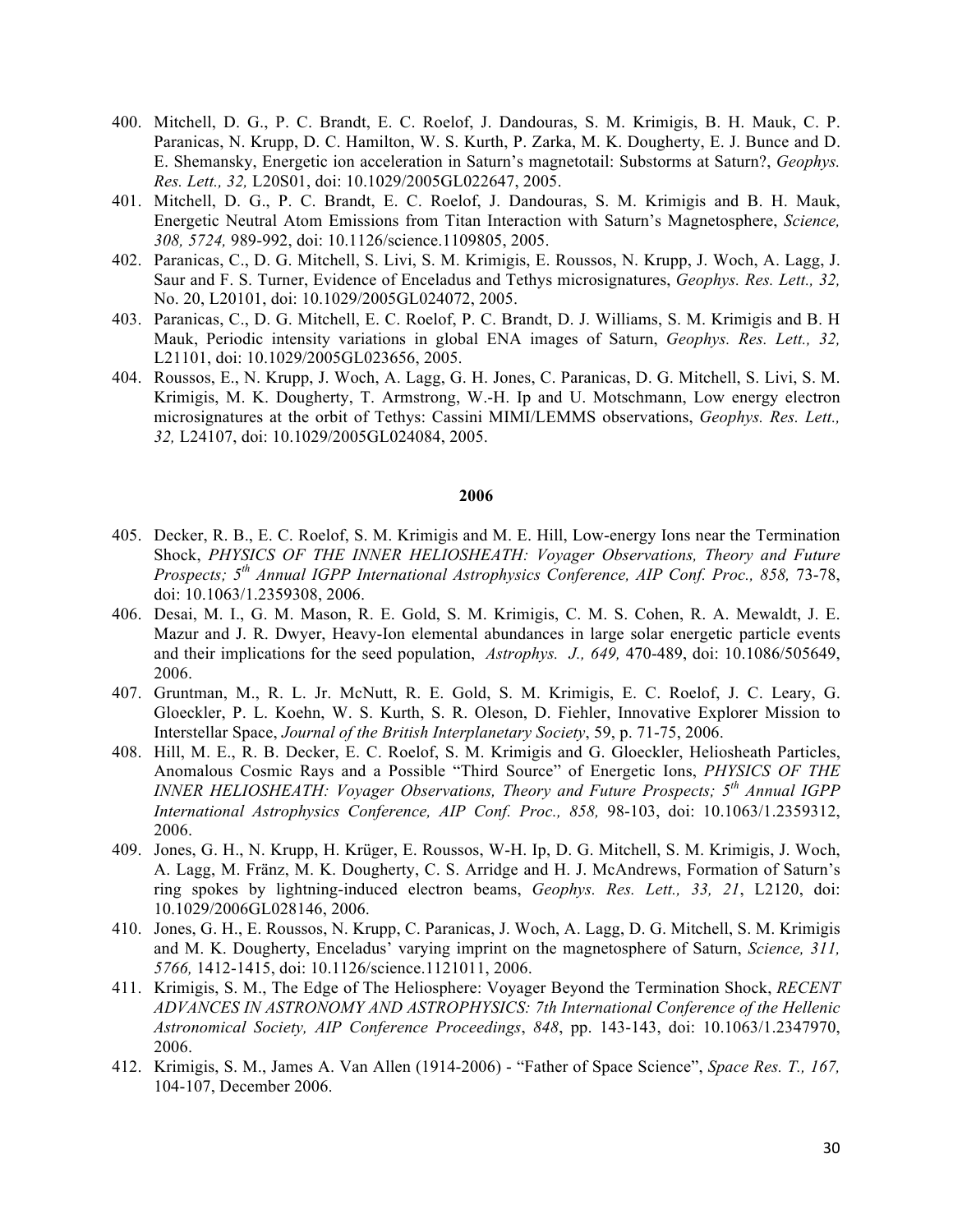400. Mitchell, D. G., P. C. Brandt, E. C. Roelof, J. Dandouras, S. M. Krimigis, B. H. Mauk, C. P. Paranicas, N. Krupp, D. C. Hamilton, W. S. Kurth, P. Zarka, M. K. Dougherty, E. J. Bunce and D. E. Shemansky, Energetic ion acceleration in Saturn's magnetotail: Substorms at Saturn?, *Geophys. Res. Lett., 32,* L20S01, doi: 10.1029/2005GL022647, 2005.
401. Mitchell, D. G., P. C. Brandt, E. C. Roelof, J. Dandouras, S. M. Krimigis and B. H. Mauk, Energetic Neutral Atom Emissions from Titan Interaction with Saturn's Magnetosphere, *Science, 308, 5724,* 989-992, doi: 10.1126/science.1109805, 2005.
402. Paranicas, C., D. G. Mitchell, S. Livi, S. M. Krimigis, E. Roussos, N. Krupp, J. Woch, A. Lagg, J. Saur and F. S. Turner, Evidence of Enceladus and Tethys microsignatures, *Geophys. Res. Lett., 32,* No. 20, L20101, doi: 10.1029/2005GL024072, 2005.
403. Paranicas, C., D. G. Mitchell, E. C. Roelof, P. C. Brandt, D. J. Williams, S. M. Krimigis and B. H Mauk, Periodic intensity variations in global ENA images of Saturn, *Geophys. Res. Lett., 32,* L21101, doi: 10.1029/2005GL023656, 2005.
404. Roussos, E., N. Krupp, J. Woch, A. Lagg, G. H. Jones, C. Paranicas, D. G. Mitchell, S. Livi, S. M. Krimigis, M. K. Dougherty, T. Armstrong, W.-H. Ip and U. Motschmann, Low energy electron microsignatures at the orbit of Tethys: Cassini MIMI/LEMMS observations, *Geophys. Res. Lett., 32,* L24107, doi: 10.1029/2005GL024084, 2005.

**2006**

405. Decker, R. B., E. C. Roelof, S. M. Krimigis and M. E. Hill, Low-energy Ions near the Termination Shock, *PHYSICS OF THE INNER HELIOSHEATH: Voyager Observations, Theory and Future Prospects; 5th Annual IGPP International Astrophysics Conference, AIP Conf. Proc., 858,* 73-78, doi: 10.1063/1.2359308, 2006.
406. Desai, M. I., G. M. Mason, R. E. Gold, S. M. Krimigis, C. M. S. Cohen, R. A. Mewaldt, J. E. Mazur and J. R. Dwyer, Heavy-Ion elemental abundances in large solar energetic particle events and their implications for the seed population, *Astrophys. J., 649,* 470-489, doi: 10.1086/505649, 2006.
407. Gruntman, M., R. L. Jr. McNutt, R. E. Gold, S. M. Krimigis, E. C. Roelof, J. C. Leary, G. Gloeckler, P. L. Koehn, W. S. Kurth, S. R. Oleson, D. Fiehler, Innovative Explorer Mission to Interstellar Space, *Journal of the British Interplanetary Society*, 59, p. 71-75, 2006.
408. Hill, M. E., R. B. Decker, E. C. Roelof, S. M. Krimigis and G. Gloeckler, Heliosheath Particles, Anomalous Cosmic Rays and a Possible "Third Source" of Energetic Ions, *PHYSICS OF THE INNER HELIOSHEATH: Voyager Observations, Theory and Future Prospects; 5th Annual IGPP International Astrophysics Conference, AIP Conf. Proc., 858,* 98-103, doi: 10.1063/1.2359312, 2006.
409. Jones, G. H., N. Krupp, H. Krüger, E. Roussos, W-H. Ip, D. G. Mitchell, S. M. Krimigis, J. Woch, A. Lagg, M. Fränz, M. K. Dougherty, C. S. Arridge and H. J. McAndrews, Formation of Saturn's ring spokes by lightning-induced electron beams, *Geophys. Res. Lett., 33, 21*, L2120, doi: 10.1029/2006GL028146, 2006.
410. Jones, G. H., E. Roussos, N. Krupp, C. Paranicas, J. Woch, A. Lagg, D. G. Mitchell, S. M. Krimigis and M. K. Dougherty, Enceladus' varying imprint on the magnetosphere of Saturn, *Science, 311, 5766,* 1412-1415, doi: 10.1126/science.1121011, 2006.
411. Krimigis, S. M., The Edge of The Heliosphere: Voyager Beyond the Termination Shock, *RECENT ADVANCES IN ASTRONOMY AND ASTROPHYSICS: 7th International Conference of the Hellenic Astronomical Society, AIP Conference Proceedings*, *848*, pp. 143-143, doi: 10.1063/1.2347970, 2006.
412. Krimigis, S. M., James A. Van Allen (1914-2006) - "Father of Space Science", *Space Res. T., 167,* 104-107, December 2006.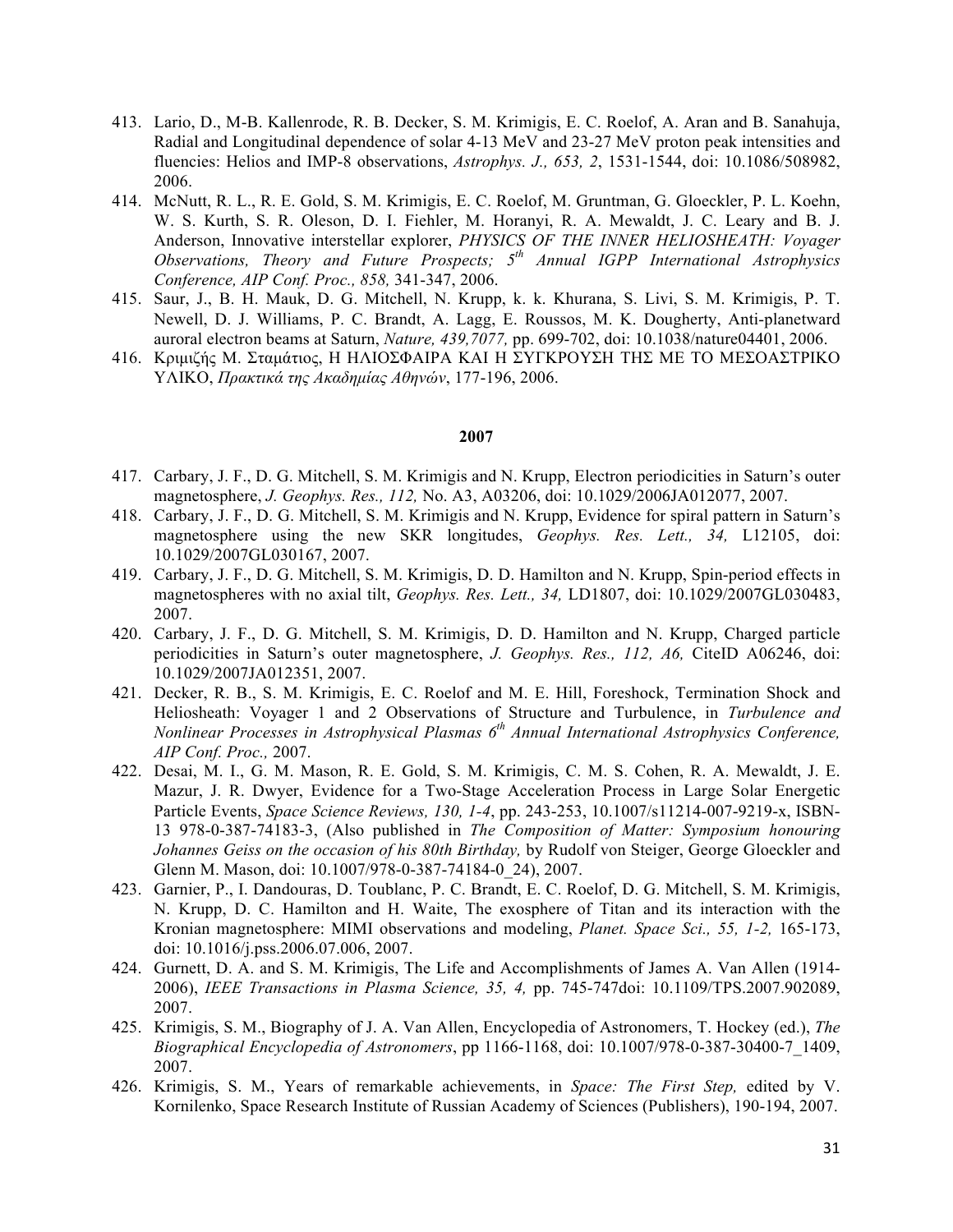413. Lario, D., M-B. Kallenrode, R. B. Decker, S. M. Krimigis, E. C. Roelof, A. Aran and B. Sanahuja, Radial and Longitudinal dependence of solar 4-13 MeV and 23-27 MeV proton peak intensities and fluencies: Helios and IMP-8 observations, *Astrophys. J., 653, 2*, 1531-1544, doi: 10.1086/508982, 2006.
414. McNutt, R. L., R. E. Gold, S. M. Krimigis, E. C. Roelof, M. Gruntman, G. Gloeckler, P. L. Koehn, W. S. Kurth, S. R. Oleson, D. I. Fiehler, M. Horanyi, R. A. Mewaldt, J. C. Leary and B. J. Anderson, Innovative interstellar explorer, *PHYSICS OF THE INNER HELIOSHEATH: Voyager Observations, Theory and Future Prospects; 5th Annual IGPP International Astrophysics Conference, AIP Conf. Proc., 858,* 341-347, 2006.
415. Saur, J., B. H. Mauk, D. G. Mitchell, N. Krupp, k. k. Khurana, S. Livi, S. M. Krimigis, P. T. Newell, D. J. Williams, P. C. Brandt, A. Lagg, E. Roussos, M. K. Dougherty, Anti-planetward auroral electron beams at Saturn, *Nature, 439,7077,* pp. 699-702, doi: 10.1038/nature04401, 2006.
416. Κριμιζής Μ. Σταμάτιος, Η ΗΛΙΟΣΦΑΙΡΑ ΚΑΙ Η ΣΥΓΚΡΟΥΣΗ ΤΗΣ ΜΕ ΤΟ ΜΕΣΟΑΣΤΡΙΚΟ ΥΛΙΚΟ, *Πρακτικά της Ακαδημίας Αθηνών*, 177-196, 2006.

**2007**

417. Carbary, J. F., D. G. Mitchell, S. M. Krimigis and N. Krupp, Electron periodicities in Saturn's outer magnetosphere, *J. Geophys. Res., 112,* No. A3, A03206, doi: 10.1029/2006JA012077, 2007.
418. Carbary, J. F., D. G. Mitchell, S. M. Krimigis and N. Krupp, Evidence for spiral pattern in Saturn's magnetosphere using the new SKR longitudes, *Geophys. Res. Lett., 34,* L12105, doi: 10.1029/2007GL030167, 2007.
419. Carbary, J. F., D. G. Mitchell, S. M. Krimigis, D. D. Hamilton and N. Krupp, Spin-period effects in magnetospheres with no axial tilt, *Geophys. Res. Lett., 34,* LD1807, doi: 10.1029/2007GL030483, 2007.
420. Carbary, J. F., D. G. Mitchell, S. M. Krimigis, D. D. Hamilton and N. Krupp, Charged particle periodicities in Saturn's outer magnetosphere, *J. Geophys. Res., 112, A6,* CiteID A06246, doi: 10.1029/2007JA012351, 2007.
421. Decker, R. B., S. M. Krimigis, E. C. Roelof and M. E. Hill, Foreshock, Termination Shock and Heliosheath: Voyager 1 and 2 Observations of Structure and Turbulence, in *Turbulence and Nonlinear Processes in Astrophysical Plasmas 6th Annual International Astrophysics Conference, AIP Conf. Proc.,* 2007.
422. Desai, M. I., G. M. Mason, R. E. Gold, S. M. Krimigis, C. M. S. Cohen, R. A. Mewaldt, J. E. Mazur, J. R. Dwyer, Evidence for a Two-Stage Acceleration Process in Large Solar Energetic Particle Events, *Space Science Reviews, 130, 1-4*, pp. 243-253, 10.1007/s11214-007-9219-x, ISBN-13 978-0-387-74183-3, (Also published in *The Composition of Matter: Symposium honouring Johannes Geiss on the occasion of his 80th Birthday,* by Rudolf von Steiger, George Gloeckler and Glenn M. Mason, doi: 10.1007/978-0-387-74184-0_24), 2007.
423. Garnier, P., I. Dandouras, D. Toublanc, P. C. Brandt, E. C. Roelof, D. G. Mitchell, S. M. Krimigis, N. Krupp, D. C. Hamilton and H. Waite, The exosphere of Titan and its interaction with the Kronian magnetosphere: MIMI observations and modeling, *Planet. Space Sci., 55, 1-2,* 165-173, doi: 10.1016/j.pss.2006.07.006, 2007.
424. Gurnett, D. A. and S. M. Krimigis, The Life and Accomplishments of James A. Van Allen (1914-2006), *IEEE Transactions in Plasma Science, 35, 4,* pp. 745-747doi: 10.1109/TPS.2007.902089, 2007.
425. Krimigis, S. M., Biography of J. A. Van Allen, Encyclopedia of Astronomers, T. Hockey (ed.), *The Biographical Encyclopedia of Astronomers*, pp 1166-1168, doi: 10.1007/978-0-387-30400-7_1409, 2007.
426. Krimigis, S. M., Years of remarkable achievements, in *Space: The First Step,* edited by V. Kornilenko, Space Research Institute of Russian Academy of Sciences (Publishers), 190-194, 2007.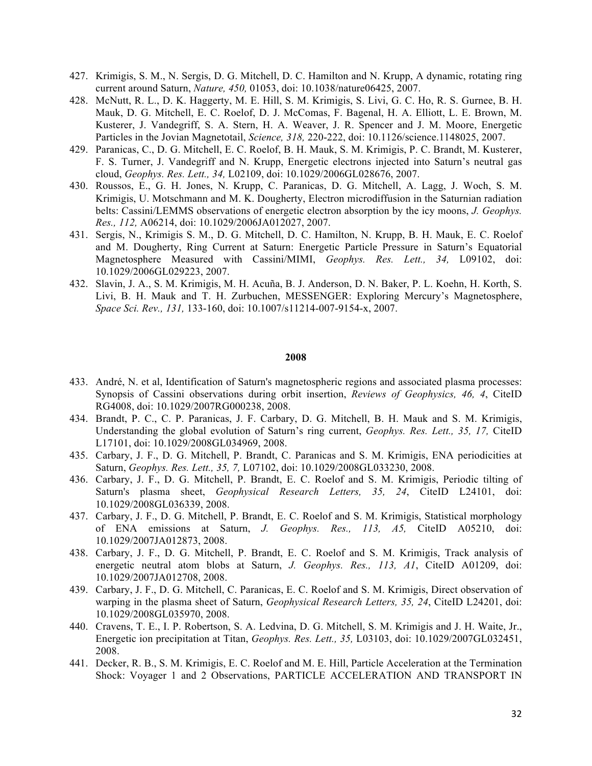427. Krimigis, S. M., N. Sergis, D. G. Mitchell, D. C. Hamilton and N. Krupp, A dynamic, rotating ring current around Saturn, *Nature, 450,* 01053, doi: 10.1038/nature06425, 2007.
428. McNutt, R. L., D. K. Haggerty, M. E. Hill, S. M. Krimigis, S. Livi, G. C. Ho, R. S. Gurnee, B. H. Mauk, D. G. Mitchell, E. C. Roelof, D. J. McComas, F. Bagenal, H. A. Elliott, L. E. Brown, M. Kusterer, J. Vandegriff, S. A. Stern, H. A. Weaver, J. R. Spencer and J. M. Moore, Energetic Particles in the Jovian Magnetotail, *Science, 318,* 220-222, doi: 10.1126/science.1148025, 2007.
429. Paranicas, C., D. G. Mitchell, E. C. Roelof, B. H. Mauk, S. M. Krimigis, P. C. Brandt, M. Kusterer, F. S. Turner, J. Vandegriff and N. Krupp, Energetic electrons injected into Saturn's neutral gas cloud, *Geophys. Res. Lett., 34,* L02109, doi: 10.1029/2006GL028676, 2007.
430. Roussos, E., G. H. Jones, N. Krupp, C. Paranicas, D. G. Mitchell, A. Lagg, J. Woch, S. M. Krimigis, U. Motschmann and M. K. Dougherty, Electron microdiffusion in the Saturnian radiation belts: Cassini/LEMMS observations of energetic electron absorption by the icy moons, *J. Geophys. Res., 112,* A06214, doi: 10.1029/2006JA012027, 2007.
431. Sergis, N., Krimigis S. M., D. G. Mitchell, D. C. Hamilton, N. Krupp, B. H. Mauk, E. C. Roelof and M. Dougherty, Ring Current at Saturn: Energetic Particle Pressure in Saturn's Equatorial Magnetosphere Measured with Cassini/MIMI, *Geophys. Res. Lett., 34,* L09102, doi: 10.1029/2006GL029223, 2007.
432. Slavin, J. A., S. M. Krimigis, M. H. Acuña, B. J. Anderson, D. N. Baker, P. L. Koehn, H. Korth, S. Livi, B. H. Mauk and T. H. Zurbuchen, MESSENGER: Exploring Mercury's Magnetosphere, *Space Sci. Rev., 131,* 133-160, doi: 10.1007/s11214-007-9154-x, 2007.

**2008**

433. André, N. et al, Identification of Saturn's magnetospheric regions and associated plasma processes: Synopsis of Cassini observations during orbit insertion, *Reviews of Geophysics, 46, 4*, CiteID RG4008, doi: 10.1029/2007RG000238, 2008.
434. Brandt, P. C., C. P. Paranicas, J. F. Carbary, D. G. Mitchell, B. H. Mauk and S. M. Krimigis, Understanding the global evolution of Saturn's ring current, *Geophys. Res. Lett., 35, 17,* CiteID L17101, doi: 10.1029/2008GL034969, 2008.
435. Carbary, J. F., D. G. Mitchell, P. Brandt, C. Paranicas and S. M. Krimigis, ENA periodicities at Saturn, *Geophys. Res. Lett., 35, 7,* L07102, doi: 10.1029/2008GL033230, 2008.
436. Carbary, J. F., D. G. Mitchell, P. Brandt, E. C. Roelof and S. M. Krimigis, Periodic tilting of Saturn's plasma sheet, *Geophysical Research Letters, 35, 24*, CiteID L24101, doi: 10.1029/2008GL036339, 2008.
437. Carbary, J. F., D. G. Mitchell, P. Brandt, E. C. Roelof and S. M. Krimigis, Statistical morphology of ENA emissions at Saturn, *J. Geophys. Res., 113, A5,* CiteID A05210, doi: 10.1029/2007JA012873, 2008.
438. Carbary, J. F., D. G. Mitchell, P. Brandt, E. C. Roelof and S. M. Krimigis, Track analysis of energetic neutral atom blobs at Saturn, *J. Geophys. Res., 113, A1*, CiteID A01209, doi: 10.1029/2007JA012708, 2008.
439. Carbary, J. F., D. G. Mitchell, C. Paranicas, E. C. Roelof and S. M. Krimigis, Direct observation of warping in the plasma sheet of Saturn, *Geophysical Research Letters, 35, 24*, CiteID L24201, doi: 10.1029/2008GL035970, 2008.
440. Cravens, T. E., I. P. Robertson, S. A. Ledvina, D. G. Mitchell, S. M. Krimigis and J. H. Waite, Jr., Energetic ion precipitation at Titan, *Geophys. Res. Lett., 35,* L03103, doi: 10.1029/2007GL032451, 2008.
441. Decker, R. B., S. M. Krimigis, E. C. Roelof and M. E. Hill, Particle Acceleration at the Termination Shock: Voyager 1 and 2 Observations, PARTICLE ACCELERATION AND TRANSPORT IN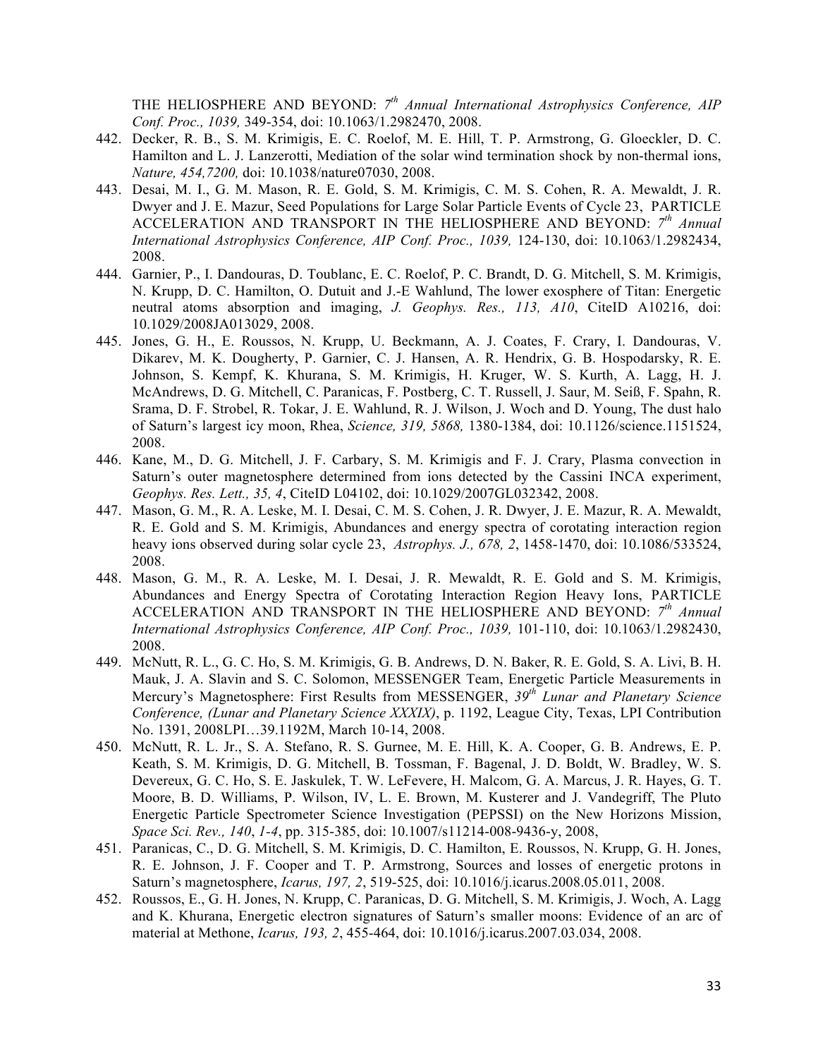THE HELIOSPHERE AND BEYOND: 7[th] *Annual International Astrophysics Conference, AIP Conf. Proc., 1039,* 349-354, doi: 10.1063/1.2982470, 2008.

442. Decker, R. B., S. M. Krimigis, E. C. Roelof, M. E. Hill, T. P. Armstrong, G. Gloeckler, D. C. Hamilton and L. J. Lanzerotti, Mediation of the solar wind termination shock by non-thermal ions, *Nature, 454,7200,* doi: 10.1038/nature07030, 2008.
443. Desai, M. I., G. M. Mason, R. E. Gold, S. M. Krimigis, C. M. S. Cohen, R. A. Mewaldt, J. R. Dwyer and J. E. Mazur, Seed Populations for Large Solar Particle Events of Cycle 23, PARTICLE ACCELERATION AND TRANSPORT IN THE HELIOSPHERE AND BEYOND: *7[th] Annual International Astrophysics Conference, AIP Conf. Proc., 1039,* 124-130, doi: 10.1063/1.2982434, 2008.
444. Garnier, P., I. Dandouras, D. Toublanc, E. C. Roelof, P. C. Brandt, D. G. Mitchell, S. M. Krimigis, N. Krupp, D. C. Hamilton, O. Dutuit and J.-E Wahlund, The lower exosphere of Titan: Energetic neutral atoms absorption and imaging, *J. Geophys. Res., 113, A10*, CiteID A10216, doi: 10.1029/2008JA013029, 2008.
445. Jones, G. H., E. Roussos, N. Krupp, U. Beckmann, A. J. Coates, F. Crary, I. Dandouras, V. Dikarev, M. K. Dougherty, P. Garnier, C. J. Hansen, A. R. Hendrix, G. B. Hospodarsky, R. E. Johnson, S. Kempf, K. Khurana, S. M. Krimigis, H. Kruger, W. S. Kurth, A. Lagg, H. J. McAndrews, D. G. Mitchell, C. Paranicas, F. Postberg, C. T. Russell, J. Saur, M. Seiß, F. Spahn, R. Srama, D. F. Strobel, R. Tokar, J. E. Wahlund, R. J. Wilson, J. Woch and D. Young, The dust halo of Saturn's largest icy moon, Rhea, *Science, 319, 5868,* 1380-1384, doi: 10.1126/science.1151524, 2008.
446. Kane, M., D. G. Mitchell, J. F. Carbary, S. M. Krimigis and F. J. Crary, Plasma convection in Saturn's outer magnetosphere determined from ions detected by the Cassini INCA experiment, *Geophys. Res. Lett., 35, 4*, CiteID L04102, doi: 10.1029/2007GL032342, 2008.
447. Mason, G. M., R. A. Leske, M. I. Desai, C. M. S. Cohen, J. R. Dwyer, J. E. Mazur, R. A. Mewaldt, R. E. Gold and S. M. Krimigis, Abundances and energy spectra of corotating interaction region heavy ions observed during solar cycle 23, *Astrophys. J., 678, 2*, 1458-1470, doi: 10.1086/533524, 2008.
448. Mason, G. M., R. A. Leske, M. I. Desai, J. R. Mewaldt, R. E. Gold and S. M. Krimigis, Abundances and Energy Spectra of Corotating Interaction Region Heavy Ions, PARTICLE ACCELERATION AND TRANSPORT IN THE HELIOSPHERE AND BEYOND: *7[th] Annual International Astrophysics Conference, AIP Conf. Proc., 1039,* 101-110, doi: 10.1063/1.2982430, 2008.
449. McNutt, R. L., G. C. Ho, S. M. Krimigis, G. B. Andrews, D. N. Baker, R. E. Gold, S. A. Livi, B. H. Mauk, J. A. Slavin and S. C. Solomon, MESSENGER Team, Energetic Particle Measurements in Mercury's Magnetosphere: First Results from MESSENGER, *39[th] Lunar and Planetary Science Conference, (Lunar and Planetary Science XXXIX)*, p. 1192, League City, Texas, LPI Contribution No. 1391, 2008LPI…39.1192M, March 10-14, 2008.
450. McNutt, R. L. Jr., S. A. Stefano, R. S. Gurnee, M. E. Hill, K. A. Cooper, G. B. Andrews, E. P. Keath, S. M. Krimigis, D. G. Mitchell, B. Tossman, F. Bagenal, J. D. Boldt, W. Bradley, W. S. Devereux, G. C. Ho, S. E. Jaskulek, T. W. LeFevere, H. Malcom, G. A. Marcus, J. R. Hayes, G. T. Moore, B. D. Williams, P. Wilson, IV, L. E. Brown, M. Kusterer and J. Vandegriff, The Pluto Energetic Particle Spectrometer Science Investigation (PEPSSI) on the New Horizons Mission, *Space Sci. Rev., 140*, *1-4*, pp. 315-385, doi: 10.1007/s11214-008-9436-y, 2008,
451. Paranicas, C., D. G. Mitchell, S. M. Krimigis, D. C. Hamilton, E. Roussos, N. Krupp, G. H. Jones, R. E. Johnson, J. F. Cooper and T. P. Armstrong, Sources and losses of energetic protons in Saturn's magnetosphere, *Icarus, 197, 2*, 519-525, doi: 10.1016/j.icarus.2008.05.011, 2008.
452. Roussos, E., G. H. Jones, N. Krupp, C. Paranicas, D. G. Mitchell, S. M. Krimigis, J. Woch, A. Lagg and K. Khurana, Energetic electron signatures of Saturn's smaller moons: Evidence of an arc of material at Methone, *Icarus, 193, 2*, 455-464, doi: 10.1016/j.icarus.2007.03.034, 2008.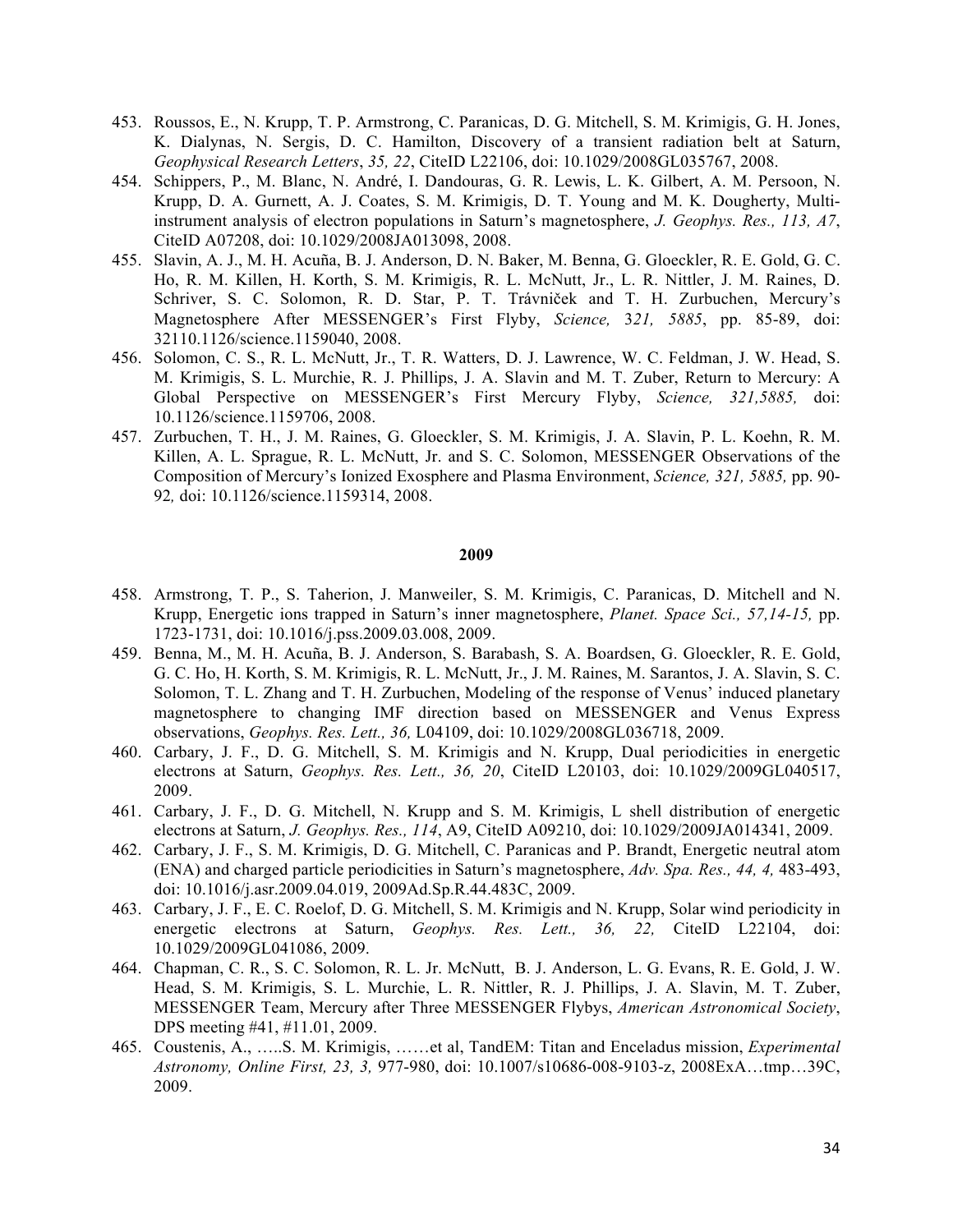453. Roussos, E., N. Krupp, T. P. Armstrong, C. Paranicas, D. G. Mitchell, S. M. Krimigis, G. H. Jones, K. Dialynas, N. Sergis, D. C. Hamilton, Discovery of a transient radiation belt at Saturn, *Geophysical Research Letters*, *35, 22*, CiteID L22106, doi: 10.1029/2008GL035767, 2008.
454. Schippers, P., M. Blanc, N. André, I. Dandouras, G. R. Lewis, L. K. Gilbert, A. M. Persoon, N. Krupp, D. A. Gurnett, A. J. Coates, S. M. Krimigis, D. T. Young and M. K. Dougherty, Multi-instrument analysis of electron populations in Saturn's magnetosphere, *J. Geophys. Res., 113, A7*, CiteID A07208, doi: 10.1029/2008JA013098, 2008.
455. Slavin, A. J., M. H. Acuña, B. J. Anderson, D. N. Baker, M. Benna, G. Gloeckler, R. E. Gold, G. C. Ho, R. M. Killen, H. Korth, S. M. Krimigis, R. L. McNutt, Jr., L. R. Nittler, J. M. Raines, D. Schriver, S. C. Solomon, R. D. Star, P. T. Trávniček and T. H. Zurbuchen, Mercury's Magnetosphere After MESSENGER's First Flyby, *Science, 321, 5885*, pp. 85-89, doi: 32110.1126/science.1159040, 2008.
456. Solomon, C. S., R. L. McNutt, Jr., T. R. Watters, D. J. Lawrence, W. C. Feldman, J. W. Head, S. M. Krimigis, S. L. Murchie, R. J. Phillips, J. A. Slavin and M. T. Zuber, Return to Mercury: A Global Perspective on MESSENGER's First Mercury Flyby, *Science, 321,5885,* doi: 10.1126/science.1159706, 2008.
457. Zurbuchen, T. H., J. M. Raines, G. Gloeckler, S. M. Krimigis, J. A. Slavin, P. L. Koehn, R. M. Killen, A. L. Sprague, R. L. McNutt, Jr. and S. C. Solomon, MESSENGER Observations of the Composition of Mercury's Ionized Exosphere and Plasma Environment, *Science, 321, 5885,* pp. 90-92*,* doi: 10.1126/science.1159314, 2008.

**2009**

458. Armstrong, T. P., S. Taherion, J. Manweiler, S. M. Krimigis, C. Paranicas, D. Mitchell and N. Krupp, Energetic ions trapped in Saturn's inner magnetosphere, *Planet. Space Sci., 57,14-15,* pp. 1723-1731, doi: 10.1016/j.pss.2009.03.008, 2009.
459. Benna, M., M. H. Acuña, B. J. Anderson, S. Barabash, S. A. Boardsen, G. Gloeckler, R. E. Gold, G. C. Ho, H. Korth, S. M. Krimigis, R. L. McNutt, Jr., J. M. Raines, M. Sarantos, J. A. Slavin, S. C. Solomon, T. L. Zhang and T. H. Zurbuchen, Modeling of the response of Venus' induced planetary magnetosphere to changing IMF direction based on MESSENGER and Venus Express observations, *Geophys. Res. Lett., 36,* L04109, doi: 10.1029/2008GL036718, 2009.
460. Carbary, J. F., D. G. Mitchell, S. M. Krimigis and N. Krupp, Dual periodicities in energetic electrons at Saturn, *Geophys. Res. Lett., 36, 20*, CiteID L20103, doi: 10.1029/2009GL040517, 2009.
461. Carbary, J. F., D. G. Mitchell, N. Krupp and S. M. Krimigis, L shell distribution of energetic electrons at Saturn, *J. Geophys. Res., 114*, A9, CiteID A09210, doi: 10.1029/2009JA014341, 2009.
462. Carbary, J. F., S. M. Krimigis, D. G. Mitchell, C. Paranicas and P. Brandt, Energetic neutral atom (ENA) and charged particle periodicities in Saturn's magnetosphere, *Adv. Spa. Res., 44, 4,* 483-493, doi: 10.1016/j.asr.2009.04.019, 2009Ad.Sp.R.44.483C, 2009.
463. Carbary, J. F., E. C. Roelof, D. G. Mitchell, S. M. Krimigis and N. Krupp, Solar wind periodicity in energetic electrons at Saturn, *Geophys. Res. Lett., 36, 22,* CiteID L22104, doi: 10.1029/2009GL041086, 2009.
464. Chapman, C. R., S. C. Solomon, R. L. Jr. McNutt, B. J. Anderson, L. G. Evans, R. E. Gold, J. W. Head, S. M. Krimigis, S. L. Murchie, L. R. Nittler, R. J. Phillips, J. A. Slavin, M. T. Zuber, MESSENGER Team, Mercury after Three MESSENGER Flybys, *American Astronomical Society*, DPS meeting #41, #11.01, 2009.
465. Coustenis, A., …..S. M. Krimigis, ……et al, TandEM: Titan and Enceladus mission, *Experimental Astronomy, Online First, 23, 3,* 977-980, doi: 10.1007/s10686-008-9103-z, 2008ExA…tmp…39C, 2009.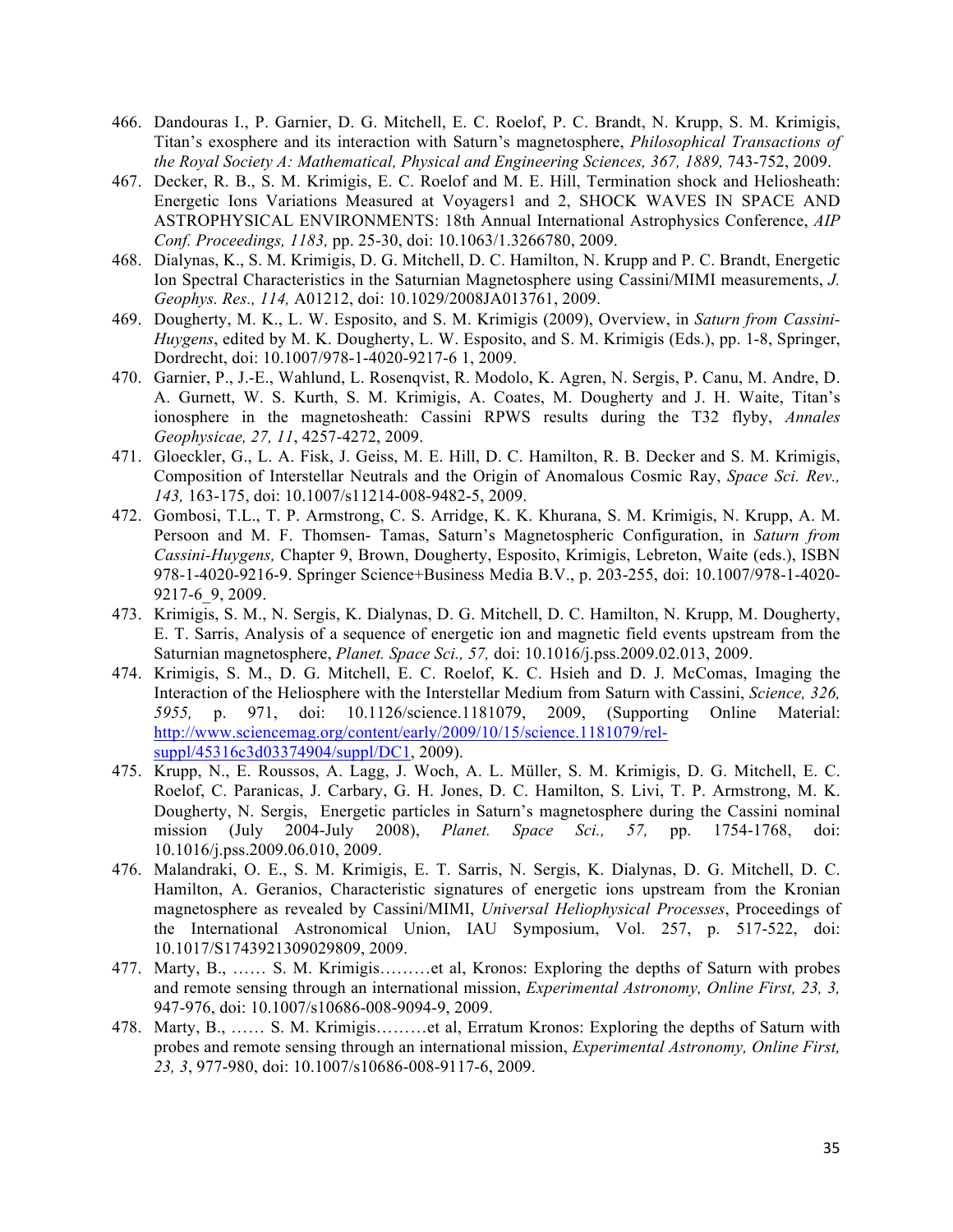466. Dandouras I., P. Garnier, D. G. Mitchell, E. C. Roelof, P. C. Brandt, N. Krupp, S. M. Krimigis, Titan's exosphere and its interaction with Saturn's magnetosphere, *Philosophical Transactions of the Royal Society A: Mathematical, Physical and Engineering Sciences, 367, 1889,* 743-752, 2009.
467. Decker, R. B., S. M. Krimigis, E. C. Roelof and M. E. Hill, Termination shock and Heliosheath: Energetic Ions Variations Measured at Voyagers1 and 2, SHOCK WAVES IN SPACE AND ASTROPHYSICAL ENVIRONMENTS: 18th Annual International Astrophysics Conference, *AIP Conf. Proceedings, 1183,* pp. 25-30, doi: 10.1063/1.3266780, 2009.
468. Dialynas, K., S. M. Krimigis, D. G. Mitchell, D. C. Hamilton, N. Krupp and P. C. Brandt, Energetic Ion Spectral Characteristics in the Saturnian Magnetosphere using Cassini/MIMI measurements, *J. Geophys. Res., 114,* A01212, doi: 10.1029/2008JA013761, 2009.
469. Dougherty, M. K., L. W. Esposito, and S. M. Krimigis (2009), Overview, in *Saturn from Cassini-Huygens*, edited by M. K. Dougherty, L. W. Esposito, and S. M. Krimigis (Eds.), pp. 1-8, Springer, Dordrecht, doi: 10.1007/978-1-4020-9217-6 1, 2009.
470. Garnier, P., J.-E., Wahlund, L. Rosenqvist, R. Modolo, K. Agren, N. Sergis, P. Canu, M. Andre, D. A. Gurnett, W. S. Kurth, S. M. Krimigis, A. Coates, M. Dougherty and J. H. Waite, Titan's ionosphere in the magnetosheath: Cassini RPWS results during the T32 flyby, *Annales Geophysicae, 27, 11*, 4257-4272, 2009.
471. Gloeckler, G., L. A. Fisk, J. Geiss, M. E. Hill, D. C. Hamilton, R. B. Decker and S. M. Krimigis, Composition of Interstellar Neutrals and the Origin of Anomalous Cosmic Ray, *Space Sci. Rev., 143,* 163-175, doi: 10.1007/s11214-008-9482-5, 2009.
472. Gombosi, T.L., T. P. Armstrong, C. S. Arridge, K. K. Khurana, S. M. Krimigis, N. Krupp, A. M. Persoon and M. F. Thomsen- Tamas, Saturn's Magnetospheric Configuration, in *Saturn from Cassini-Huygens,* Chapter 9, Brown, Dougherty, Esposito, Krimigis, Lebreton, Waite (eds.), ISBN 978-1-4020-9216-9. Springer Science+Business Media B.V., p. 203-255, doi: 10.1007/978-1-4020-9217-6_9, 2009.
473. Krimigis, S. M., N. Sergis, K. Dialynas, D. G. Mitchell, D. C. Hamilton, N. Krupp, M. Dougherty, E. T. Sarris, Analysis of a sequence of energetic ion and magnetic field events upstream from the Saturnian magnetosphere, *Planet. Space Sci., 57,* doi: 10.1016/j.pss.2009.02.013, 2009.
474. Krimigis, S. M., D. G. Mitchell, E. C. Roelof, K. C. Hsieh and D. J. McComas, Imaging the Interaction of the Heliosphere with the Interstellar Medium from Saturn with Cassini, *Science, 326, 5955,* p. 971, doi: 10.1126/science.1181079, 2009, (Supporting Online Material: http://www.sciencemag.org/content/early/2009/10/15/science.1181079/rel-suppl/45316c3d03374904/suppl/DC1, 2009).
475. Krupp, N., E. Roussos, A. Lagg, J. Woch, A. L. Müller, S. M. Krimigis, D. G. Mitchell, E. C. Roelof, C. Paranicas, J. Carbary, G. H. Jones, D. C. Hamilton, S. Livi, T. P. Armstrong, M. K. Dougherty, N. Sergis, Energetic particles in Saturn's magnetosphere during the Cassini nominal mission (July 2004-July 2008), *Planet. Space Sci., 57,* pp. 1754-1768, doi: 10.1016/j.pss.2009.06.010, 2009.
476. Malandraki, O. E., S. M. Krimigis, E. T. Sarris, N. Sergis, K. Dialynas, D. G. Mitchell, D. C. Hamilton, A. Geranios, Characteristic signatures of energetic ions upstream from the Kronian magnetosphere as revealed by Cassini/MIMI, *Universal Heliophysical Processes*, Proceedings of the International Astronomical Union, IAU Symposium, Vol. 257, p. 517-522, doi: 10.1017/S1743921309029809, 2009.
477. Marty, B., …… S. M. Krimigis………et al, Kronos: Exploring the depths of Saturn with probes and remote sensing through an international mission, *Experimental Astronomy, Online First, 23, 3,* 947-976, doi: 10.1007/s10686-008-9094-9, 2009.
478. Marty, B., …… S. M. Krimigis………et al, Erratum Kronos: Exploring the depths of Saturn with probes and remote sensing through an international mission, *Experimental Astronomy, Online First, 23, 3*, 977-980, doi: 10.1007/s10686-008-9117-6, 2009.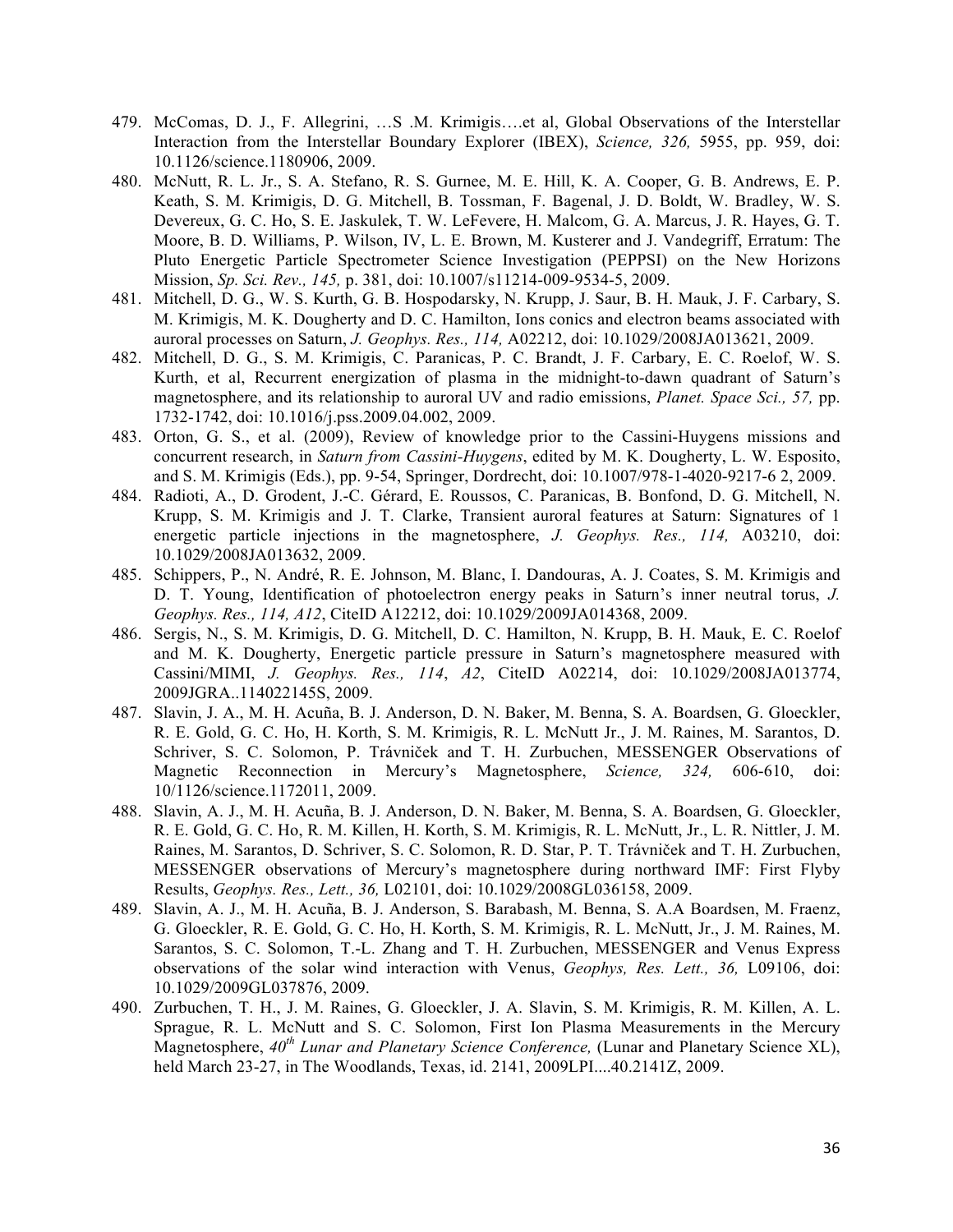479. McComas, D. J., F. Allegrini, …S .M. Krimigis….et al, Global Observations of the Interstellar Interaction from the Interstellar Boundary Explorer (IBEX), *Science, 326,* 5955, pp. 959, doi: 10.1126/science.1180906, 2009.
480. McNutt, R. L. Jr., S. A. Stefano, R. S. Gurnee, M. E. Hill, K. A. Cooper, G. B. Andrews, E. P. Keath, S. M. Krimigis, D. G. Mitchell, B. Tossman, F. Bagenal, J. D. Boldt, W. Bradley, W. S. Devereux, G. C. Ho, S. E. Jaskulek, T. W. LeFevere, H. Malcom, G. A. Marcus, J. R. Hayes, G. T. Moore, B. D. Williams, P. Wilson, IV, L. E. Brown, M. Kusterer and J. Vandegriff, Erratum: The Pluto Energetic Particle Spectrometer Science Investigation (PEPPSI) on the New Horizons Mission, *Sp. Sci. Rev., 145,* p. 381, doi: 10.1007/s11214-009-9534-5, 2009.
481. Mitchell, D. G., W. S. Kurth, G. B. Hospodarsky, N. Krupp, J. Saur, B. H. Mauk, J. F. Carbary, S. M. Krimigis, M. K. Dougherty and D. C. Hamilton, Ions conics and electron beams associated with auroral processes on Saturn, *J. Geophys. Res., 114,* A02212, doi: 10.1029/2008JA013621, 2009.
482. Mitchell, D. G., S. M. Krimigis, C. Paranicas, P. C. Brandt, J. F. Carbary, E. C. Roelof, W. S. Kurth, et al, Recurrent energization of plasma in the midnight-to-dawn quadrant of Saturn's magnetosphere, and its relationship to auroral UV and radio emissions, *Planet. Space Sci., 57,* pp. 1732-1742, doi: 10.1016/j.pss.2009.04.002, 2009.
483. Orton, G. S., et al. (2009), Review of knowledge prior to the Cassini-Huygens missions and concurrent research, in *Saturn from Cassini-Huygens*, edited by M. K. Dougherty, L. W. Esposito, and S. M. Krimigis (Eds.), pp. 9-54, Springer, Dordrecht, doi: 10.1007/978-1-4020-9217-6 2, 2009.
484. Radioti, A., D. Grodent, J.-C. Gérard, E. Roussos, C. Paranicas, B. Bonfond, D. G. Mitchell, N. Krupp, S. M. Krimigis and J. T. Clarke, Transient auroral features at Saturn: Signatures of 1 energetic particle injections in the magnetosphere, *J. Geophys. Res., 114,* A03210, doi: 10.1029/2008JA013632, 2009.
485. Schippers, P., N. André, R. E. Johnson, M. Blanc, I. Dandouras, A. J. Coates, S. M. Krimigis and D. T. Young, Identification of photoelectron energy peaks in Saturn's inner neutral torus, *J. Geophys. Res., 114, A12*, CiteID A12212, doi: 10.1029/2009JA014368, 2009.
486. Sergis, N., S. M. Krimigis, D. G. Mitchell, D. C. Hamilton, N. Krupp, B. H. Mauk, E. C. Roelof and M. K. Dougherty, Energetic particle pressure in Saturn's magnetosphere measured with Cassini/MIMI, *J. Geophys. Res., 114*, *A2*, CiteID A02214, doi: 10.1029/2008JA013774, 2009JGRA..114022145S, 2009.
487. Slavin, J. A., M. H. Acuña, B. J. Anderson, D. N. Baker, M. Benna, S. A. Boardsen, G. Gloeckler, R. E. Gold, G. C. Ho, H. Korth, S. M. Krimigis, R. L. McNutt Jr., J. M. Raines, M. Sarantos, D. Schriver, S. C. Solomon, P. Trávniček and T. H. Zurbuchen, MESSENGER Observations of Magnetic Reconnection in Mercury's Magnetosphere, *Science, 324,* 606-610, doi: 10/1126/science.1172011, 2009.
488. Slavin, A. J., M. H. Acuña, B. J. Anderson, D. N. Baker, M. Benna, S. A. Boardsen, G. Gloeckler, R. E. Gold, G. C. Ho, R. M. Killen, H. Korth, S. M. Krimigis, R. L. McNutt, Jr., L. R. Nittler, J. M. Raines, M. Sarantos, D. Schriver, S. C. Solomon, R. D. Star, P. T. Trávniček and T. H. Zurbuchen, MESSENGER observations of Mercury's magnetosphere during northward IMF: First Flyby Results, *Geophys. Res., Lett., 36,* L02101, doi: 10.1029/2008GL036158, 2009.
489. Slavin, A. J., M. H. Acuña, B. J. Anderson, S. Barabash, M. Benna, S. A.A Boardsen, M. Fraenz, G. Gloeckler, R. E. Gold, G. C. Ho, H. Korth, S. M. Krimigis, R. L. McNutt, Jr., J. M. Raines, M. Sarantos, S. C. Solomon, T.-L. Zhang and T. H. Zurbuchen, MESSENGER and Venus Express observations of the solar wind interaction with Venus, *Geophys, Res. Lett., 36,* L09106, doi: 10.1029/2009GL037876, 2009.
490. Zurbuchen, T. H., J. M. Raines, G. Gloeckler, J. A. Slavin, S. M. Krimigis, R. M. Killen, A. L. Sprague, R. L. McNutt and S. C. Solomon, First Ion Plasma Measurements in the Mercury Magnetosphere, *40th Lunar and Planetary Science Conference,* (Lunar and Planetary Science XL), held March 23-27, in The Woodlands, Texas, id. 2141, 2009LPI....40.2141Z, 2009.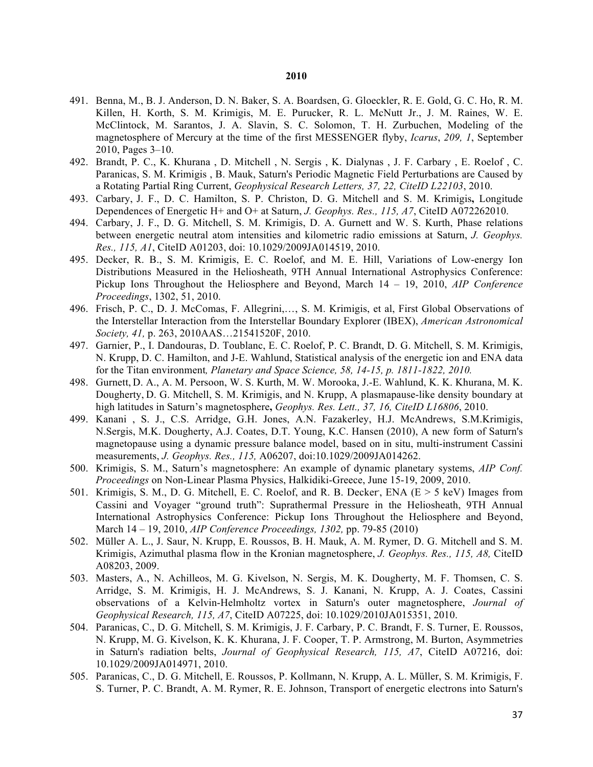**2010**

491. Benna, M., B. J. Anderson, D. N. Baker, S. A. Boardsen, G. Gloeckler, R. E. Gold, G. C. Ho, R. M. Killen, H. Korth, S. M. Krimigis, M. E. Purucker, R. L. McNutt Jr., J. M. Raines, W. E. McClintock, M. Sarantos, J. A. Slavin, S. C. Solomon, T. H. Zurbuchen, Modeling of the magnetosphere of Mercury at the time of the first MESSENGER flyby, *Icarus*, *209, 1*, September 2010, Pages 3–10.
492. Brandt, P. C., K. Khurana , D. Mitchell , N. Sergis , K. Dialynas , J. F. Carbary , E. Roelof , C. Paranicas, S. M. Krimigis , B. Mauk, Saturn's Periodic Magnetic Field Perturbations are Caused by a Rotating Partial Ring Current, *Geophysical Research Letters, 37, 22, CiteID L22103*, 2010.
493. Carbary, J. F., D. C. Hamilton, S. P. Christon, D. G. Mitchell and S. M. Krimigis**,** Longitude Dependences of Energetic H+ and O+ at Saturn, *J. Geophys. Res., 115, A7*, CiteID A072262010.
494. Carbary, J. F., D. G. Mitchell, S. M. Krimigis, D. A. Gurnett and W. S. Kurth, Phase relations between energetic neutral atom intensities and kilometric radio emissions at Saturn, *J. Geophys. Res., 115, A1*, CiteID A01203, doi: 10.1029/2009JA014519, 2010.
495. Decker, R. B., S. M. Krimigis, E. C. Roelof, and M. E. Hill, Variations of Low-energy Ion Distributions Measured in the Heliosheath, 9TH Annual International Astrophysics Conference: Pickup Ions Throughout the Heliosphere and Beyond, March 14 – 19, 2010, *AIP Conference Proceedings*, 1302, 51, 2010.
496. Frisch, P. C., D. J. McComas, F. Allegrini,…, S. M. Krimigis, et al, First Global Observations of the Interstellar Interaction from the Interstellar Boundary Explorer (IBEX), *American Astronomical Society, 41,* p. 263, 2010AAS…21541520F, 2010.
497. Garnier, P., I. Dandouras, D. Toublanc, E. C. Roelof, P. C. Brandt, D. G. Mitchell, S. M. Krimigis, N. Krupp, D. C. Hamilton, and J-E. Wahlund, Statistical analysis of the energetic ion and ENA data for the Titan environment*, Planetary and Space Science, 58, 14-15, p. 1811-1822, 2010.*
498. Gurnett, D. A., A. M. Persoon, W. S. Kurth, M. W. Morooka, J.-E. Wahlund, K. K. Khurana, M. K. Dougherty, D. G. Mitchell, S. M. Krimigis, and N. Krupp, A plasmapause-like density boundary at high latitudes in Saturn's magnetosphere**,** *Geophys. Res. Lett., 37, 16, CiteID L16806*, 2010.
499. Kanani , S. J., C.S. Arridge, G.H. Jones, A.N. Fazakerley, H.J. McAndrews, S.M.Krimigis, N.Sergis, M.K. Dougherty, A.J. Coates, D.T. Young, K.C. Hansen (2010), A new form of Saturn's magnetopause using a dynamic pressure balance model, based on in situ, multi-instrument Cassini measurements, *J. Geophys. Res., 115,* A06207, doi:10.1029/2009JA014262.
500. Krimigis, S. M., Saturn's magnetosphere: An example of dynamic planetary systems, *AIP Conf. Proceedings* on Non-Linear Plasma Physics, Halkidiki-Greece, June 15-19, 2009, 2010.
501. Krimigis, S. M., D. G. Mitchell, E. C. Roelof, and R. B. Decker, ENA (E > 5 keV) Images from Cassini and Voyager "ground truth": Suprathermal Pressure in the Heliosheath, 9TH Annual International Astrophysics Conference: Pickup Ions Throughout the Heliosphere and Beyond, March 14 – 19, 2010, *AIP Conference Proceedings, 1302,* pp. 79-85 (2010)
502. Müller A. L., J. Saur, N. Krupp, E. Roussos, B. H. Mauk, A. M. Rymer, D. G. Mitchell and S. M. Krimigis, Azimuthal plasma flow in the Kronian magnetosphere, *J. Geophys. Res., 115, A8,* CiteID A08203, 2009.
503. Masters, A., N. Achilleos, M. G. Kivelson, N. Sergis, M. K. Dougherty, M. F. Thomsen, C. S. Arridge, S. M. Krimigis, H. J. McAndrews, S. J. Kanani, N. Krupp, A. J. Coates, Cassini observations of a Kelvin-Helmholtz vortex in Saturn's outer magnetosphere, *Journal of Geophysical Research, 115, A7*, CiteID A07225, doi: 10.1029/2010JA015351, 2010.
504. Paranicas, C., D. G. Mitchell, S. M. Krimigis, J. F. Carbary, P. C. Brandt, F. S. Turner, E. Roussos, N. Krupp, M. G. Kivelson, K. K. Khurana, J. F. Cooper, T. P. Armstrong, M. Burton, Asymmetries in Saturn's radiation belts, *Journal of Geophysical Research, 115, A7*, CiteID A07216, doi: 10.1029/2009JA014971, 2010.
505. Paranicas, C., D. G. Mitchell, E. Roussos, P. Kollmann, N. Krupp, A. L. Müller, S. M. Krimigis, F. S. Turner, P. C. Brandt, A. M. Rymer, R. E. Johnson, Transport of energetic electrons into Saturn's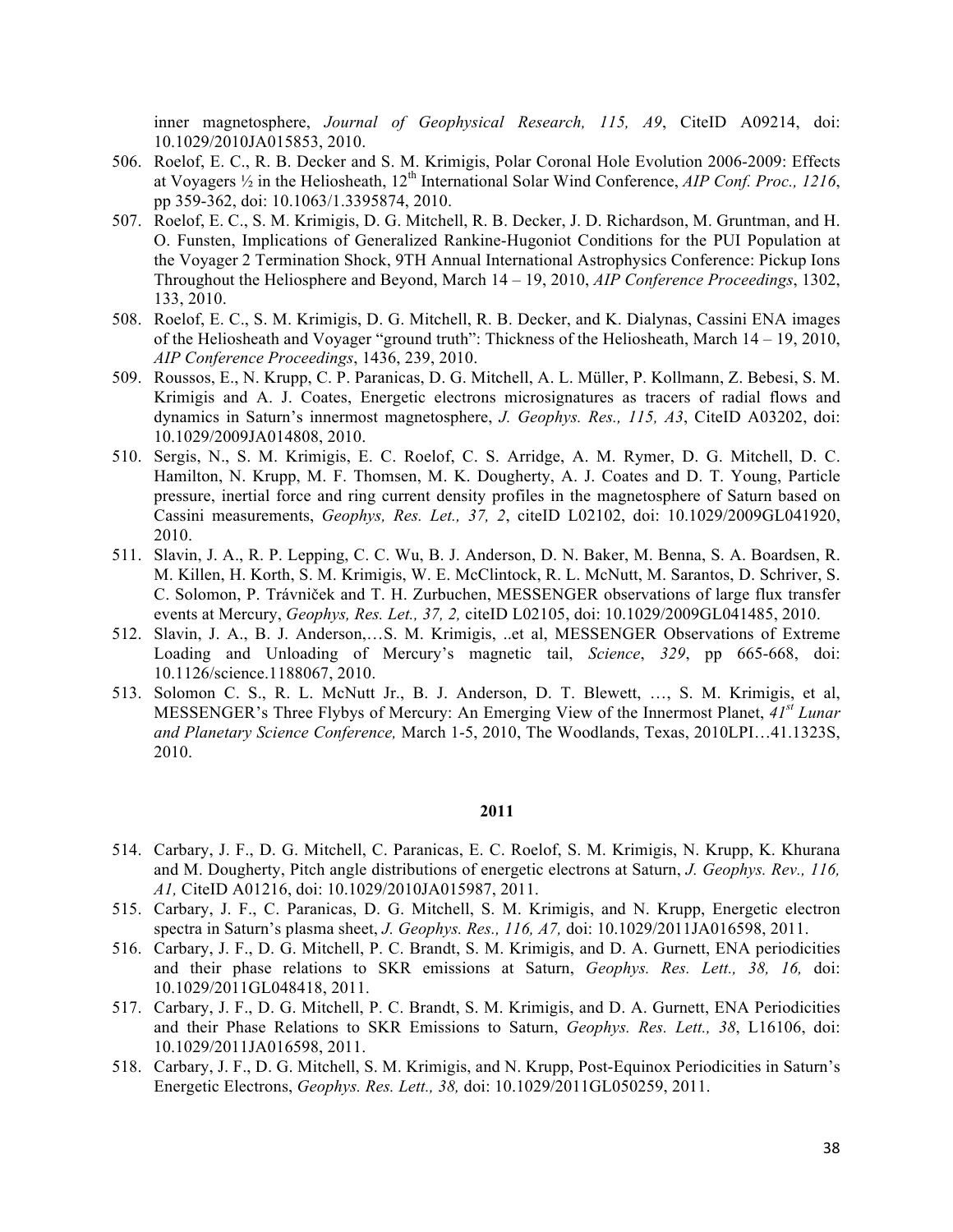inner magnetosphere, *Journal of Geophysical Research, 115, A9*, CiteID A09214, doi: 10.1029/2010JA015853, 2010.

506. Roelof, E. C., R. B. Decker and S. M. Krimigis, Polar Coronal Hole Evolution 2006-2009: Effects at Voyagers ½ in the Heliosheath, 12th International Solar Wind Conference, *AIP Conf. Proc., 1216*, pp 359-362, doi: 10.1063/1.3395874, 2010.
507. Roelof, E. C., S. M. Krimigis, D. G. Mitchell, R. B. Decker, J. D. Richardson, M. Gruntman, and H. O. Funsten, Implications of Generalized Rankine-Hugoniot Conditions for the PUI Population at the Voyager 2 Termination Shock, 9TH Annual International Astrophysics Conference: Pickup Ions Throughout the Heliosphere and Beyond, March 14 – 19, 2010, *AIP Conference Proceedings*, 1302, 133, 2010.
508. Roelof, E. C., S. M. Krimigis, D. G. Mitchell, R. B. Decker, and K. Dialynas, Cassini ENA images of the Heliosheath and Voyager "ground truth": Thickness of the Heliosheath, March 14 – 19, 2010, *AIP Conference Proceedings*, 1436, 239, 2010.
509. Roussos, E., N. Krupp, C. P. Paranicas, D. G. Mitchell, A. L. Müller, P. Kollmann, Z. Bebesi, S. M. Krimigis and A. J. Coates, Energetic electrons microsignatures as tracers of radial flows and dynamics in Saturn's innermost magnetosphere, *J. Geophys. Res., 115, A3*, CiteID A03202, doi: 10.1029/2009JA014808, 2010.
510. Sergis, N., S. M. Krimigis, E. C. Roelof, C. S. Arridge, A. M. Rymer, D. G. Mitchell, D. C. Hamilton, N. Krupp, M. F. Thomsen, M. K. Dougherty, A. J. Coates and D. T. Young, Particle pressure, inertial force and ring current density profiles in the magnetosphere of Saturn based on Cassini measurements, *Geophys, Res. Let., 37, 2*, citeID L02102, doi: 10.1029/2009GL041920, 2010.
511. Slavin, J. A., R. P. Lepping, C. C. Wu, B. J. Anderson, D. N. Baker, M. Benna, S. A. Boardsen, R. M. Killen, H. Korth, S. M. Krimigis, W. E. McClintock, R. L. McNutt, M. Sarantos, D. Schriver, S. C. Solomon, P. Trávniček and T. H. Zurbuchen, MESSENGER observations of large flux transfer events at Mercury, *Geophys, Res. Let., 37, 2,* citeID L02105, doi: 10.1029/2009GL041485, 2010.
512. Slavin, J. A., B. J. Anderson,…S. M. Krimigis, ..et al, MESSENGER Observations of Extreme Loading and Unloading of Mercury's magnetic tail, *Science*, *329*, pp 665-668, doi: 10.1126/science.1188067, 2010.
513. Solomon C. S., R. L. McNutt Jr., B. J. Anderson, D. T. Blewett, …, S. M. Krimigis, et al, MESSENGER's Three Flybys of Mercury: An Emerging View of the Innermost Planet, *41st Lunar and Planetary Science Conference,* March 1-5, 2010, The Woodlands, Texas, 2010LPI…41.1323S, 2010.

**2011**

514. Carbary, J. F., D. G. Mitchell, C. Paranicas, E. C. Roelof, S. M. Krimigis, N. Krupp, K. Khurana and M. Dougherty, Pitch angle distributions of energetic electrons at Saturn, *J. Geophys. Rev., 116, A1,* CiteID A01216, doi: 10.1029/2010JA015987, 2011.
515. Carbary, J. F., C. Paranicas, D. G. Mitchell, S. M. Krimigis, and N. Krupp, Energetic electron spectra in Saturn's plasma sheet, *J. Geophys. Res., 116, A7,* doi: 10.1029/2011JA016598, 2011.
516. Carbary, J. F., D. G. Mitchell, P. C. Brandt, S. M. Krimigis, and D. A. Gurnett, ENA periodicities and their phase relations to SKR emissions at Saturn, *Geophys. Res. Lett., 38, 16,* doi: 10.1029/2011GL048418, 2011.
517. Carbary, J. F., D. G. Mitchell, P. C. Brandt, S. M. Krimigis, and D. A. Gurnett, ENA Periodicities and their Phase Relations to SKR Emissions to Saturn, *Geophys. Res. Lett., 38*, L16106, doi: 10.1029/2011JA016598, 2011.
518. Carbary, J. F., D. G. Mitchell, S. M. Krimigis, and N. Krupp, Post-Equinox Periodicities in Saturn's Energetic Electrons, *Geophys. Res. Lett., 38,* doi: 10.1029/2011GL050259, 2011.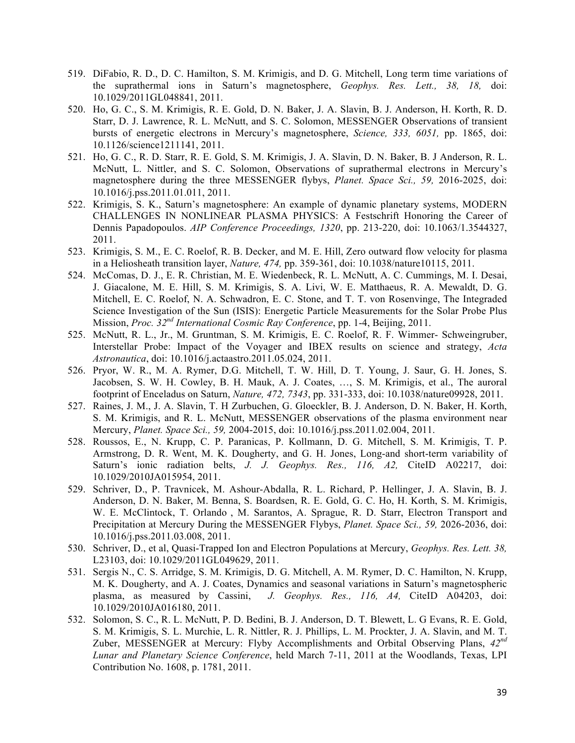519. DiFabio, R. D., D. C. Hamilton, S. M. Krimigis, and D. G. Mitchell, Long term time variations of the suprathermal ions in Saturn's magnetosphere, *Geophys. Res. Lett., 38, 18,* doi: 10.1029/2011GL048841, 2011.
520. Ho, G. C., S. M. Krimigis, R. E. Gold, D. N. Baker, J. A. Slavin, B. J. Anderson, H. Korth, R. D. Starr, D. J. Lawrence, R. L. McNutt, and S. C. Solomon, MESSENGER Observations of transient bursts of energetic electrons in Mercury's magnetosphere, *Science, 333, 6051,* pp. 1865, doi: 10.1126/science1211141, 2011.
521. Ho, G. C., R. D. Starr, R. E. Gold, S. M. Krimigis, J. A. Slavin, D. N. Baker, B J Anderson, R. L. McNutt, L. Nittler, and S. C. Solomon, Observations of suprathermal electrons in Mercury's magnetosphere during the three MESSENGER flybys, *Planet. Space Sci., 59,* 2016-2025, doi: 10.1016/j.pss.2011.01.011, 2011.
522. Krimigis, S. K., Saturn's magnetosphere: An example of dynamic planetary systems, MODERN CHALLENGES IN NONLINEAR PLASMA PHYSICS: A Festschrift Honoring the Career of Dennis Papadopoulos. *AIP Conference Proceedings, 1320*, pp. 213-220, doi: 10.1063/1.3544327, 2011.
523. Krimigis, S. M., E. C. Roelof, R. B. Decker, and M. E. Hill, Zero outward flow velocity for plasma in a Heliosheath transition layer, *Nature, 474,* pp. 359-361, doi: 10.1038/nature10115, 2011.
524. McComas, D. J., E. R. Christian, M. E. Wiedenbeck, R. L. McNutt, A. C. Cummings, M. I. Desai, J. Giacalone, M. E. Hill, S. M. Krimigis, S. A. Livi, W. E. Matthaeus, R. A. Mewaldt, D. G. Mitchell, E. C. Roelof, N. A. Schwadron, E. C. Stone, and T. T. von Rosenvinge, The Integraded Science Investigation of the Sun (ISIS): Energetic Particle Measurements for the Solar Probe Plus Mission, *Proc. 32nd International Cosmic Ray Conference*, pp. 1-4, Beijing, 2011.
525. McNutt, R. L., Jr., M. Gruntman, S. M. Krimigis, E. C. Roelof, R. F. Wimmer- Schweingruber, Interstellar Probe: Impact of the Voyager and IBEX results on science and strategy, *Acta Astronautica*, doi: 10.1016/j.actaastro.2011.05.024, 2011.
526. Pryor, W. R., M. A. Rymer, D.G. Mitchell, T. W. Hill, D. T. Young, J. Saur, G. H. Jones, S. Jacobsen, S. W. H. Cowley, B. H. Mauk, A. J. Coates, …, S. M. Krimigis, et al., The auroral footprint of Enceladus on Saturn, *Nature, 472, 7343*, pp. 331-333, doi: 10.1038/nature09928, 2011.
527. Raines, J. M., J. A. Slavin, T. H Zurbuchen, G. Gloeckler, B. J. Anderson, D. N. Baker, H. Korth, S. M. Krimigis, and R. L. McNutt, MESSENGER observations of the plasma environment near Mercury, *Planet. Space Sci., 59,* 2004-2015, doi: 10.1016/j.pss.2011.02.004, 2011.
528. Roussos, E., N. Krupp, C. P. Paranicas, P. Kollmann, D. G. Mitchell, S. M. Krimigis, T. P. Armstrong, D. R. Went, M. K. Dougherty, and G. H. Jones, Long-and short-term variability of Saturn's ionic radiation belts, *J. J. Geophys. Res., 116, A2,* CiteID A02217, doi: 10.1029/2010JA015954, 2011.
529. Schriver, D., P. Travnicek, M. Ashour-Abdalla, R. L. Richard, P. Hellinger, J. A. Slavin, B. J. Anderson, D. N. Baker, M. Benna, S. Boardsen, R. E. Gold, G. C. Ho, H. Korth, S. M. Krimigis, W. E. McClintock, T. Orlando , M. Sarantos, A. Sprague, R. D. Starr, Electron Transport and Precipitation at Mercury During the MESSENGER Flybys, *Planet. Space Sci., 59,* 2026-2036, doi: 10.1016/j.pss.2011.03.008, 2011.
530. Schriver, D., et al, Quasi-Trapped Ion and Electron Populations at Mercury, *Geophys. Res. Lett. 38,* L23103, doi: 10.1029/2011GL049629, 2011.
531. Sergis N., C. S. Arridge, S. M. Krimigis, D. G. Mitchell, A. M. Rymer, D. C. Hamilton, N. Krupp, M. K. Dougherty, and A. J. Coates, Dynamics and seasonal variations in Saturn's magnetospheric plasma, as measured by Cassini, *J. Geophys. Res., 116, A4,* CiteID A04203, doi: 10.1029/2010JA016180, 2011.
532. Solomon, S. C., R. L. McNutt, P. D. Bedini, B. J. Anderson, D. T. Blewett, L G Evans, R. E. Gold, S. M. Krimigis, S. L. Murchie, L. R. Nittler, R. J. Phillips, L. M. Prockter, J. A. Slavin, and M. T. Zuber, MESSENGER at Mercury: Flyby Accomplishments and Orbital Observing Plans, *42nd Lunar and Planetary Science Conference*, held March 7-11, 2011 at the Woodlands, Texas, LPI Contribution No. 1608, p. 1781, 2011.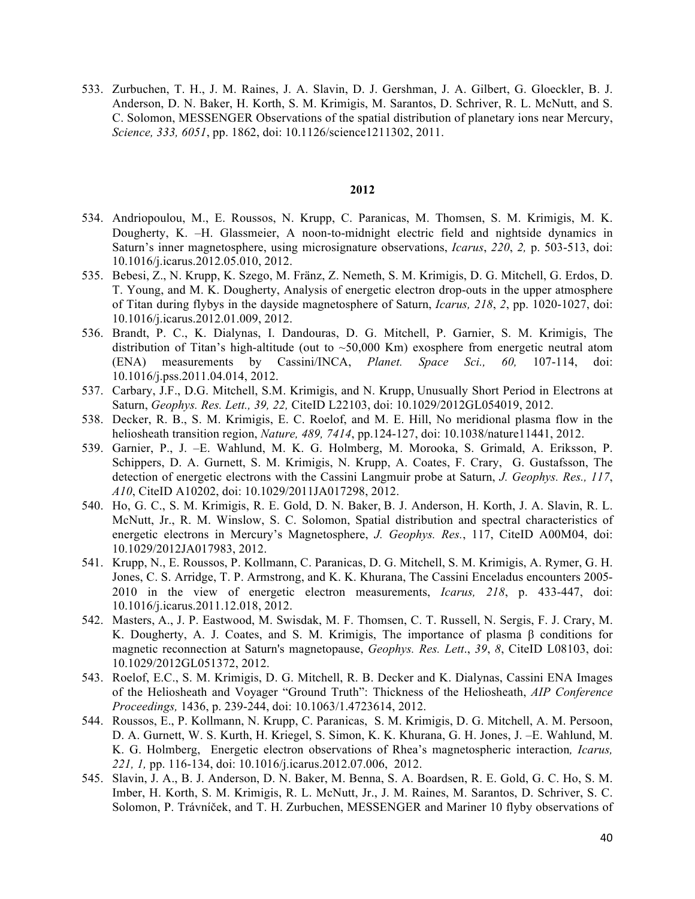533. Zurbuchen, T. H., J. M. Raines, J. A. Slavin, D. J. Gershman, J. A. Gilbert, G. Gloeckler, B. J. Anderson, D. N. Baker, H. Korth, S. M. Krimigis, M. Sarantos, D. Schriver, R. L. McNutt, and S. C. Solomon, MESSENGER Observations of the spatial distribution of planetary ions near Mercury, *Science, 333, 6051*, pp. 1862, doi: 10.1126/science1211302, 2011.

**2012**

534. Andriopoulou, M., E. Roussos, N. Krupp, C. Paranicas, M. Thomsen, S. M. Krimigis, M. K. Dougherty, K. –H. Glassmeier, A noon-to-midnight electric field and nightside dynamics in Saturn's inner magnetosphere, using microsignature observations, *Icarus*, *220*, *2,* p. 503-513, doi: 10.1016/j.icarus.2012.05.010, 2012.
535. Bebesi, Z., N. Krupp, K. Szego, M. Fränz, Z. Nemeth, S. M. Krimigis, D. G. Mitchell, G. Erdos, D. T. Young, and M. K. Dougherty, Analysis of energetic electron drop-outs in the upper atmosphere of Titan during flybys in the dayside magnetosphere of Saturn, *Icarus, 218*, *2*, pp. 1020-1027, doi: 10.1016/j.icarus.2012.01.009, 2012.
536. Brandt, P. C., K. Dialynas, I. Dandouras, D. G. Mitchell, P. Garnier, S. M. Krimigis, The distribution of Titan's high-altitude (out to ~50,000 Km) exosphere from energetic neutral atom (ENA) measurements by Cassini/INCA, *Planet. Space Sci., 60,* 107-114, doi: 10.1016/j.pss.2011.04.014, 2012.
537. Carbary, J.F., D.G. Mitchell, S.M. Krimigis, and N. Krupp, Unusually Short Period in Electrons at Saturn, *Geophys. Res. Lett., 39, 22,* CiteID L22103, doi: 10.1029/2012GL054019, 2012.
538. Decker, R. B., S. M. Krimigis, E. C. Roelof, and M. E. Hill, No meridional plasma flow in the heliosheath transition region, *Nature, 489, 7414*, pp.124-127, doi: 10.1038/nature11441, 2012.
539. Garnier, P., J. –E. Wahlund, M. K. G. Holmberg, M. Morooka, S. Grimald, A. Eriksson, P. Schippers, D. A. Gurnett, S. M. Krimigis, N. Krupp, A. Coates, F. Crary, G. Gustafsson, The detection of energetic electrons with the Cassini Langmuir probe at Saturn, *J. Geophys. Res., 117*, *A10*, CiteID A10202, doi: 10.1029/2011JA017298, 2012.
540. Ho, G. C., S. M. Krimigis, R. E. Gold, D. N. Baker, B. J. Anderson, H. Korth, J. A. Slavin, R. L. McNutt, Jr., R. M. Winslow, S. C. Solomon, Spatial distribution and spectral characteristics of energetic electrons in Mercury's Magnetosphere, *J. Geophys. Res.*, 117, CiteID A00M04, doi: 10.1029/2012JA017983, 2012.
541. Krupp, N., E. Roussos, P. Kollmann, C. Paranicas, D. G. Mitchell, S. M. Krimigis, A. Rymer, G. H. Jones, C. S. Arridge, T. P. Armstrong, and K. K. Khurana, The Cassini Enceladus encounters 2005-2010 in the view of energetic electron measurements, *Icarus, 218*, p. 433-447, doi: 10.1016/j.icarus.2011.12.018, 2012.
542. Masters, A., J. P. Eastwood, M. Swisdak, M. F. Thomsen, C. T. Russell, N. Sergis, F. J. Crary, M. K. Dougherty, A. J. Coates, and S. M. Krimigis, The importance of plasma β conditions for magnetic reconnection at Saturn's magnetopause, *Geophys. Res. Lett*., *39*, *8*, CiteID L08103, doi: 10.1029/2012GL051372, 2012.
543. Roelof, E.C., S. M. Krimigis, D. G. Mitchell, R. B. Decker and K. Dialynas, Cassini ENA Images of the Heliosheath and Voyager "Ground Truth": Thickness of the Heliosheath, *AIP Conference Proceedings,* 1436, p. 239-244, doi: 10.1063/1.4723614, 2012.
544. Roussos, E., P. Kollmann, N. Krupp, C. Paranicas, S. M. Krimigis, D. G. Mitchell, A. M. Persoon, D. A. Gurnett, W. S. Kurth, H. Kriegel, S. Simon, K. K. Khurana, G. H. Jones, J. –E. Wahlund, M. K. G. Holmberg, Energetic electron observations of Rhea's magnetospheric interaction*, Icarus, 221, 1,* pp. 116-134, doi: 10.1016/j.icarus.2012.07.006, 2012.
545. Slavin, J. A., B. J. Anderson, D. N. Baker, M. Benna, S. A. Boardsen, R. E. Gold, G. C. Ho, S. M. Imber, H. Korth, S. M. Krimigis, R. L. McNutt, Jr., J. M. Raines, M. Sarantos, D. Schriver, S. C. Solomon, P. Trávníček, and T. H. Zurbuchen, MESSENGER and Mariner 10 flyby observations of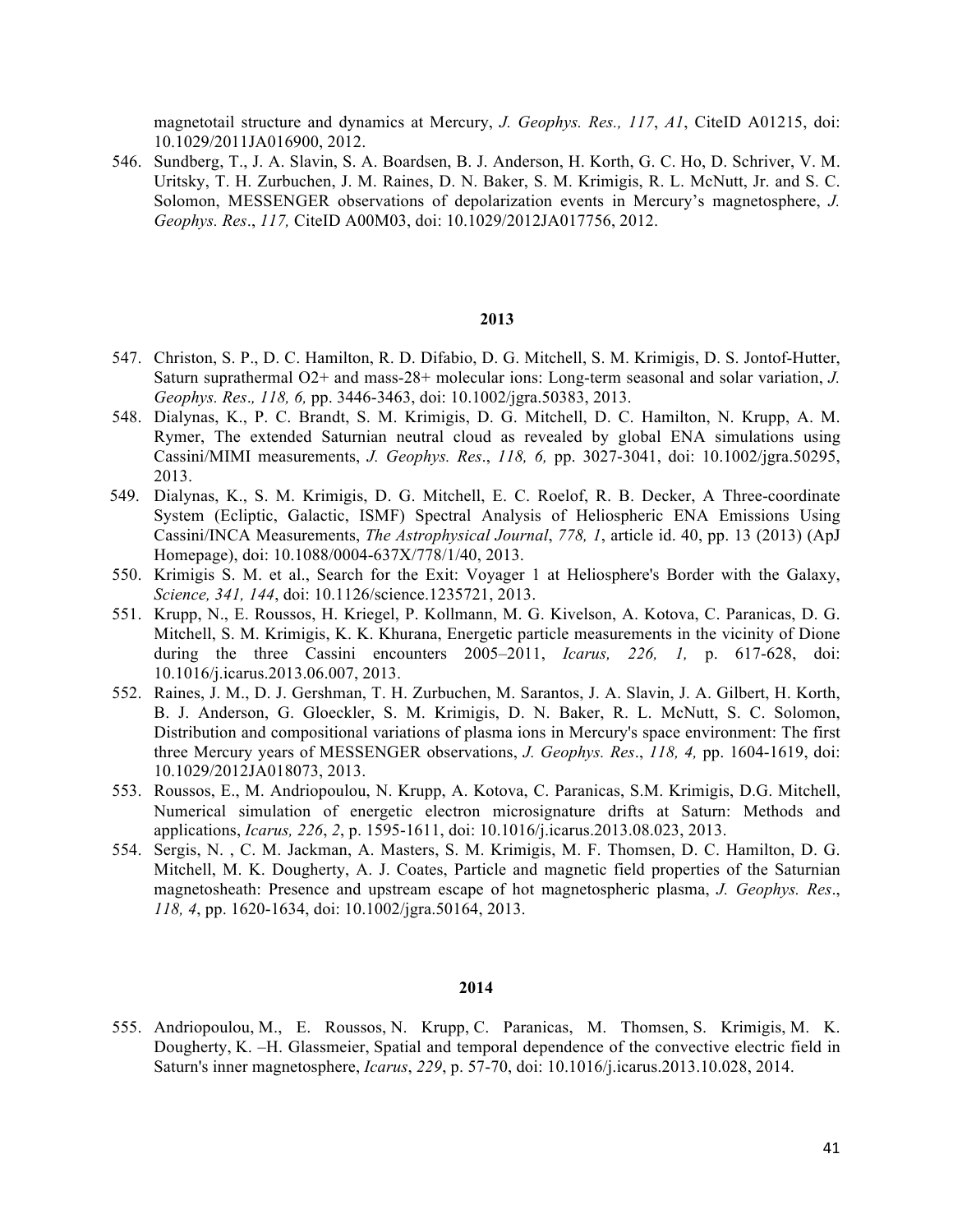magnetotail structure and dynamics at Mercury, *J. Geophys. Res., 117*, *A1*, CiteID A01215, doi: 10.1029/2011JA016900, 2012.

546. Sundberg, T., J. A. Slavin, S. A. Boardsen, B. J. Anderson, H. Korth, G. C. Ho, D. Schriver, V. M. Uritsky, T. H. Zurbuchen, J. M. Raines, D. N. Baker, S. M. Krimigis, R. L. McNutt, Jr. and S. C. Solomon, MESSENGER observations of depolarization events in Mercury's magnetosphere, *J. Geophys. Res*., *117,* CiteID A00M03, doi: 10.1029/2012JA017756, 2012.

**2013**

547. Christon, S. P., D. C. Hamilton, R. D. Difabio, D. G. Mitchell, S. M. Krimigis, D. S. Jontof-Hutter, Saturn suprathermal O2+ and mass-28+ molecular ions: Long-term seasonal and solar variation, *J. Geophys. Res*.*, 118, 6,* pp. 3446-3463, doi: 10.1002/jgra.50383, 2013.
548. Dialynas, K., P. C. Brandt, S. M. Krimigis, D. G. Mitchell, D. C. Hamilton, N. Krupp, A. M. Rymer, The extended Saturnian neutral cloud as revealed by global ENA simulations using Cassini/MIMI measurements, *J. Geophys. Res*., *118, 6,* pp. 3027-3041, doi: 10.1002/jgra.50295, 2013.
549. Dialynas, K., S. M. Krimigis, D. G. Mitchell, E. C. Roelof, R. B. Decker, A Three-coordinate System (Ecliptic, Galactic, ISMF) Spectral Analysis of Heliospheric ENA Emissions Using Cassini/INCA Measurements, *The Astrophysical Journal*, *778, 1*, article id. 40, pp. 13 (2013) (ApJ Homepage), doi: 10.1088/0004-637X/778/1/40, 2013.
550. Krimigis S. M. et al., Search for the Exit: Voyager 1 at Heliosphere's Border with the Galaxy, *Science, 341, 144*, doi: 10.1126/science.1235721, 2013.
551. Krupp, N., E. Roussos, H. Kriegel, P. Kollmann, M. G. Kivelson, A. Kotova, C. Paranicas, D. G. Mitchell, S. M. Krimigis, K. K. Khurana, Energetic particle measurements in the vicinity of Dione during the three Cassini encounters 2005–2011, *Icarus, 226, 1,* p. 617-628, doi: 10.1016/j.icarus.2013.06.007, 2013.
552. Raines, J. M., D. J. Gershman, T. H. Zurbuchen, M. Sarantos, J. A. Slavin, J. A. Gilbert, H. Korth, B. J. Anderson, G. Gloeckler, S. M. Krimigis, D. N. Baker, R. L. McNutt, S. C. Solomon, Distribution and compositional variations of plasma ions in Mercury's space environment: The first three Mercury years of MESSENGER observations, *J. Geophys. Res*., *118, 4,* pp. 1604-1619, doi: 10.1029/2012JA018073, 2013.
553. Roussos, E., M. Andriopoulou, N. Krupp, A. Kotova, C. Paranicas, S.M. Krimigis, D.G. Mitchell, Numerical simulation of energetic electron microsignature drifts at Saturn: Methods and applications, *Icarus, 226*, *2*, p. 1595-1611, doi: 10.1016/j.icarus.2013.08.023, 2013.
554. Sergis, N. , C. M. Jackman, A. Masters, S. M. Krimigis, M. F. Thomsen, D. C. Hamilton, D. G. Mitchell, M. K. Dougherty, A. J. Coates, Particle and magnetic field properties of the Saturnian magnetosheath: Presence and upstream escape of hot magnetospheric plasma, *J. Geophys. Res*., *118, 4*, pp. 1620-1634, doi: 10.1002/jgra.50164, 2013.

**2014**

555. Andriopoulou, M., E. Roussos, N. Krupp, C. Paranicas, M. Thomsen, S. Krimigis, M. K. Dougherty, K. –H. Glassmeier, Spatial and temporal dependence of the convective electric field in Saturn's inner magnetosphere, *Icarus*, *229*, p. 57-70, doi: 10.1016/j.icarus.2013.10.028, 2014.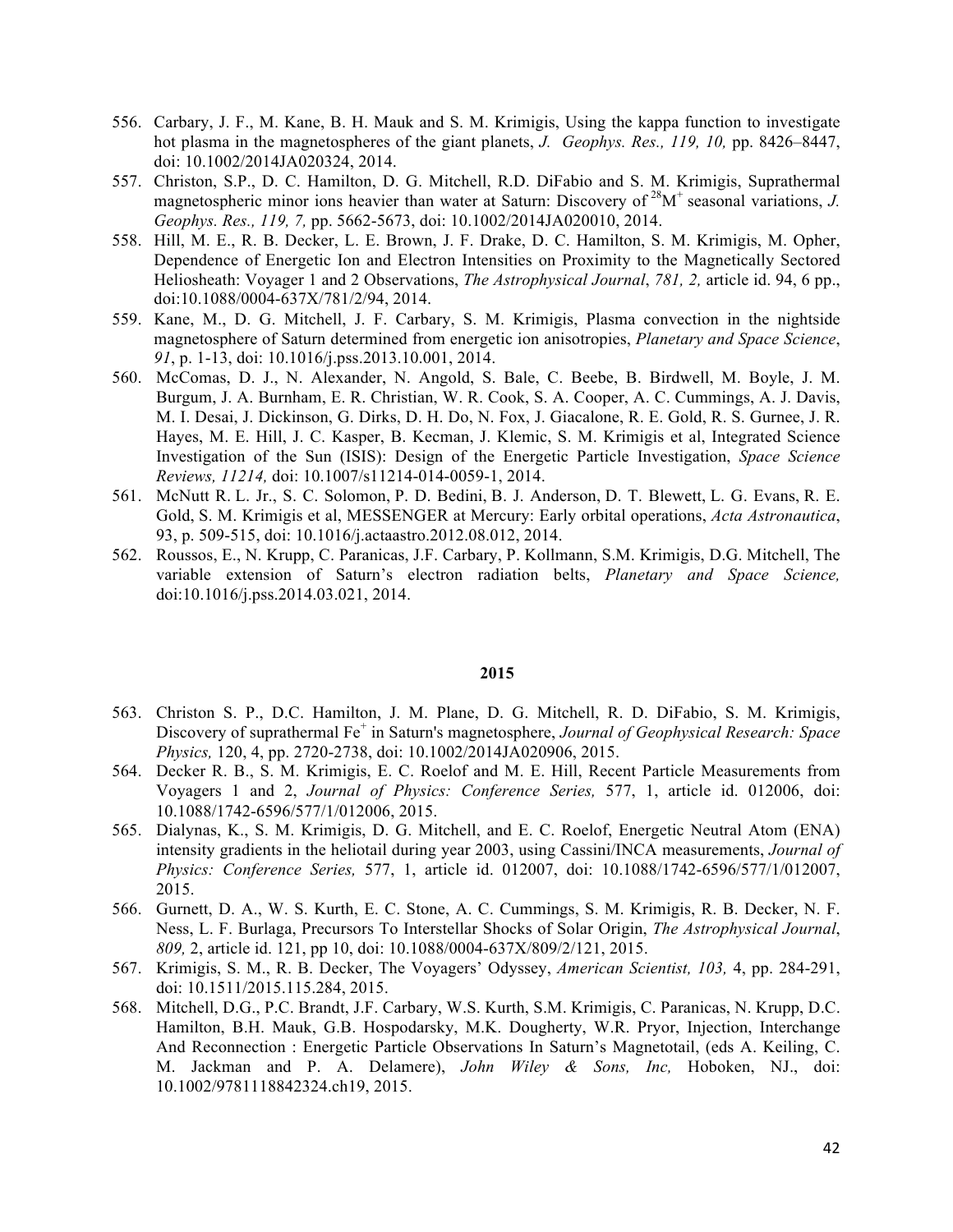556. Carbary, J. F., M. Kane, B. H. Mauk and S. M. Krimigis, Using the kappa function to investigate hot plasma in the magnetospheres of the giant planets, *J. Geophys. Res., 119, 10,* pp. 8426–8447, doi: 10.1002/2014JA020324, 2014.
557. Christon, S.P., D. C. Hamilton, D. G. Mitchell, R.D. DiFabio and S. M. Krimigis, Suprathermal magnetospheric minor ions heavier than water at Saturn: Discovery of $^{28}M^{+}$ seasonal variations, *J. Geophys. Res., 119, 7,* pp. 5662-5673, doi: 10.1002/2014JA020010, 2014.
558. Hill, M. E., R. B. Decker, L. E. Brown, J. F. Drake, D. C. Hamilton, S. M. Krimigis, M. Opher, Dependence of Energetic Ion and Electron Intensities on Proximity to the Magnetically Sectored Heliosheath: Voyager 1 and 2 Observations, *The Astrophysical Journal*, *781, 2,* article id. 94, 6 pp., doi:10.1088/0004-637X/781/2/94, 2014.
559. Kane, M., D. G. Mitchell, J. F. Carbary, S. M. Krimigis, Plasma convection in the nightside magnetosphere of Saturn determined from energetic ion anisotropies, *Planetary and Space Science*, *91*, p. 1-13, doi: 10.1016/j.pss.2013.10.001, 2014.
560. McComas, D. J., N. Alexander, N. Angold, S. Bale, C. Beebe, B. Birdwell, M. Boyle, J. M. Burgum, J. A. Burnham, E. R. Christian, W. R. Cook, S. A. Cooper, A. C. Cummings, A. J. Davis, M. I. Desai, J. Dickinson, G. Dirks, D. H. Do, N. Fox, J. Giacalone, R. E. Gold, R. S. Gurnee, J. R. Hayes, M. E. Hill, J. C. Kasper, B. Kecman, J. Klemic, S. M. Krimigis et al, Integrated Science Investigation of the Sun (ISIS): Design of the Energetic Particle Investigation, *Space Science Reviews, 11214,* doi: 10.1007/s11214-014-0059-1, 2014.
561. McNutt R. L. Jr., S. C. Solomon, P. D. Bedini, B. J. Anderson, D. T. Blewett, L. G. Evans, R. E. Gold, S. M. Krimigis et al, MESSENGER at Mercury: Early orbital operations, *Acta Astronautica*, 93, p. 509-515, doi: 10.1016/j.actaastro.2012.08.012, 2014.
562. Roussos, E., N. Krupp, C. Paranicas, J.F. Carbary, P. Kollmann, S.M. Krimigis, D.G. Mitchell, The variable extension of Saturn's electron radiation belts, *Planetary and Space Science,* doi:10.1016/j.pss.2014.03.021, 2014.

**2015**

563. Christon S. P., D.C. Hamilton, J. M. Plane, D. G. Mitchell, R. D. DiFabio, S. M. Krimigis, Discovery of suprathermal $Fe^{+}$ in Saturn's magnetosphere, *Journal of Geophysical Research: Space Physics,* 120, 4, pp. 2720-2738, doi: 10.1002/2014JA020906, 2015.
564. Decker R. B., S. M. Krimigis, E. C. Roelof and M. E. Hill, Recent Particle Measurements from Voyagers 1 and 2, *Journal of Physics: Conference Series,* 577, 1, article id. 012006, doi: 10.1088/1742-6596/577/1/012006, 2015.
565. Dialynas, K., S. M. Krimigis, D. G. Mitchell, and E. C. Roelof, Energetic Neutral Atom (ENA) intensity gradients in the heliotail during year 2003, using Cassini/INCA measurements, *Journal of Physics: Conference Series,* 577, 1, article id. 012007, doi: 10.1088/1742-6596/577/1/012007, 2015.
566. Gurnett, D. A., W. S. Kurth, E. C. Stone, A. C. Cummings, S. M. Krimigis, R. B. Decker, N. F. Ness, L. F. Burlaga, Precursors To Interstellar Shocks of Solar Origin, *The Astrophysical Journal*, *809,* 2, article id. 121, pp 10, doi: 10.1088/0004-637X/809/2/121, 2015.
567. Krimigis, S. M., R. B. Decker, The Voyagers' Odyssey, *American Scientist, 103,* 4, pp. 284-291, doi: 10.1511/2015.115.284, 2015.
568. Mitchell, D.G., P.C. Brandt, J.F. Carbary, W.S. Kurth, S.M. Krimigis, C. Paranicas, N. Krupp, D.C. Hamilton, B.H. Mauk, G.B. Hospodarsky, M.K. Dougherty, W.R. Pryor, Injection, Interchange And Reconnection : Energetic Particle Observations In Saturn's Magnetotail, (eds A. Keiling, C. M. Jackman and P. A. Delamere), *John Wiley & Sons, Inc,* Hoboken, NJ., doi: 10.1002/9781118842324.ch19, 2015.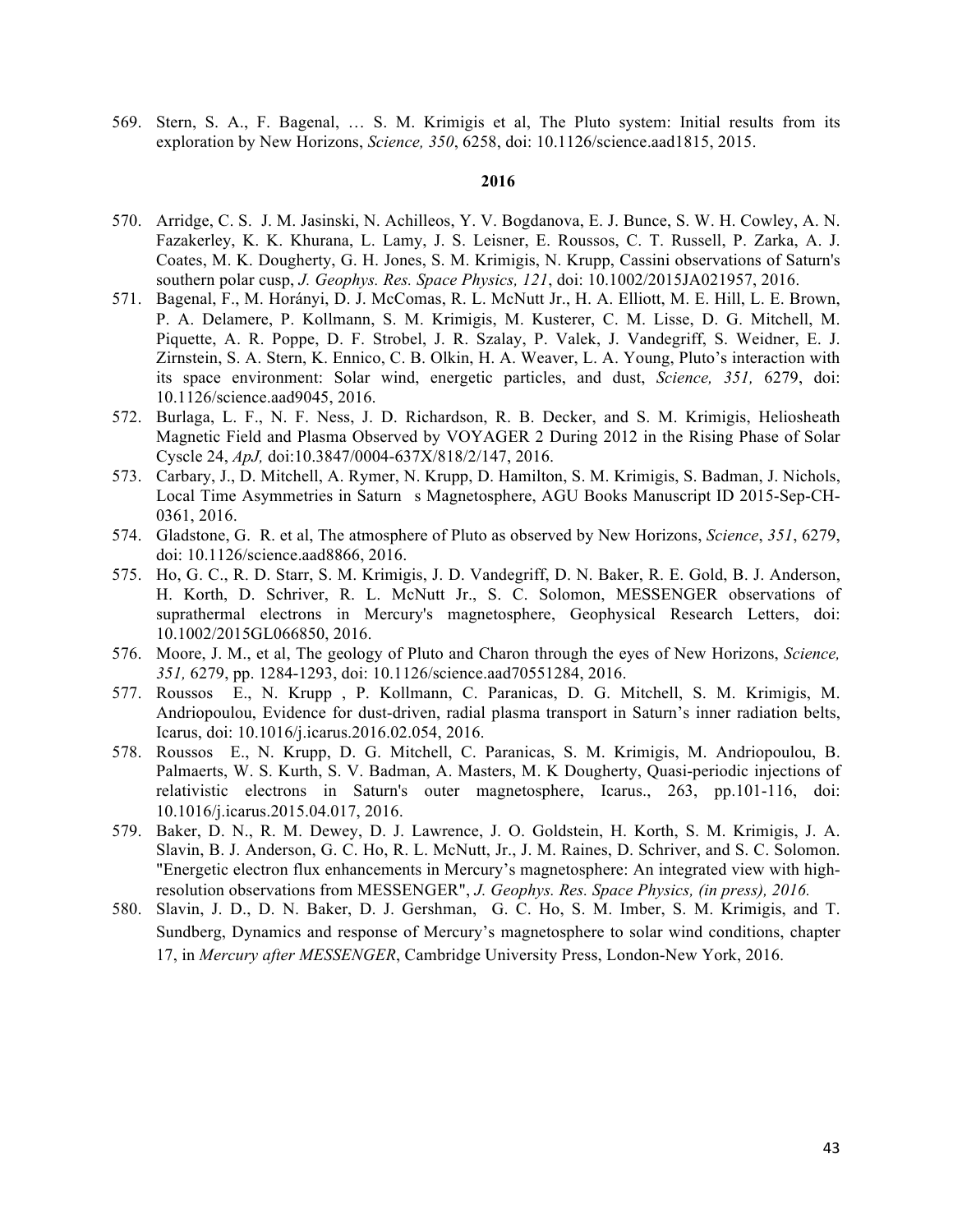569. Stern, S. A., F. Bagenal, … S. M. Krimigis et al, The Pluto system: Initial results from its exploration by New Horizons, *Science, 350*, 6258, doi: 10.1126/science.aad1815, 2015.

**2016**

570. Arridge, C. S. J. M. Jasinski, N. Achilleos, Y. V. Bogdanova, E. J. Bunce, S. W. H. Cowley, A. N. Fazakerley, K. K. Khurana, L. Lamy, J. S. Leisner, E. Roussos, C. T. Russell, P. Zarka, A. J. Coates, M. K. Dougherty, G. H. Jones, S. M. Krimigis, N. Krupp, Cassini observations of Saturn's southern polar cusp, *J. Geophys. Res. Space Physics, 121*, doi: 10.1002/2015JA021957, 2016.
571. Bagenal, F., M. Horányi, D. J. McComas, R. L. McNutt Jr., H. A. Elliott, M. E. Hill, L. E. Brown, P. A. Delamere, P. Kollmann, S. M. Krimigis, M. Kusterer, C. M. Lisse, D. G. Mitchell, M. Piquette, A. R. Poppe, D. F. Strobel, J. R. Szalay, P. Valek, J. Vandegriff, S. Weidner, E. J. Zirnstein, S. A. Stern, K. Ennico, C. B. Olkin, H. A. Weaver, L. A. Young, Pluto's interaction with its space environment: Solar wind, energetic particles, and dust, *Science, 351,* 6279, doi: 10.1126/science.aad9045, 2016.
572. Burlaga, L. F., N. F. Ness, J. D. Richardson, R. B. Decker, and S. M. Krimigis, Heliosheath Magnetic Field and Plasma Observed by VOYAGER 2 During 2012 in the Rising Phase of Solar Cyscle 24, *ApJ,* doi:10.3847/0004-637X/818/2/147, 2016.
573. Carbary, J., D. Mitchell, A. Rymer, N. Krupp, D. Hamilton, S. M. Krimigis, S. Badman, J. Nichols, Local Time Asymmetries in Saturn s Magnetosphere, AGU Books Manuscript ID 2015-Sep-CH-0361, 2016.
574. Gladstone, G. R. et al, The atmosphere of Pluto as observed by New Horizons, *Science*, *351*, 6279, doi: 10.1126/science.aad8866, 2016.
575. Ho, G. C., R. D. Starr, S. M. Krimigis, J. D. Vandegriff, D. N. Baker, R. E. Gold, B. J. Anderson, H. Korth, D. Schriver, R. L. McNutt Jr., S. C. Solomon, MESSENGER observations of suprathermal electrons in Mercury's magnetosphere, Geophysical Research Letters, doi: 10.1002/2015GL066850, 2016.
576. Moore, J. M., et al, The geology of Pluto and Charon through the eyes of New Horizons, *Science, 351,* 6279, pp. 1284-1293, doi: 10.1126/science.aad70551284, 2016.
577. Roussos E., N. Krupp , P. Kollmann, C. Paranicas, D. G. Mitchell, S. M. Krimigis, M. Andriopoulou, Evidence for dust-driven, radial plasma transport in Saturn's inner radiation belts, Icarus, doi: 10.1016/j.icarus.2016.02.054, 2016.
578. Roussos E., N. Krupp, D. G. Mitchell, C. Paranicas, S. M. Krimigis, M. Andriopoulou, B. Palmaerts, W. S. Kurth, S. V. Badman, A. Masters, M. K Dougherty, Quasi-periodic injections of relativistic electrons in Saturn's outer magnetosphere, Icarus., 263, pp.101-116, doi: 10.1016/j.icarus.2015.04.017, 2016.
579. Baker, D. N., R. M. Dewey, D. J. Lawrence, J. O. Goldstein, H. Korth, S. M. Krimigis, J. A. Slavin, B. J. Anderson, G. C. Ho, R. L. McNutt, Jr., J. M. Raines, D. Schriver, and S. C. Solomon. "Energetic electron flux enhancements in Mercury's magnetosphere: An integrated view with high-resolution observations from MESSENGER", *J. Geophys. Res. Space Physics, (in press), 2016.*
580. Slavin, J. D., D. N. Baker, D. J. Gershman, G. C. Ho, S. M. Imber, S. M. Krimigis, and T. Sundberg, Dynamics and response of Mercury's magnetosphere to solar wind conditions, chapter 17, in *Mercury after MESSENGER*, Cambridge University Press, London-New York, 2016.